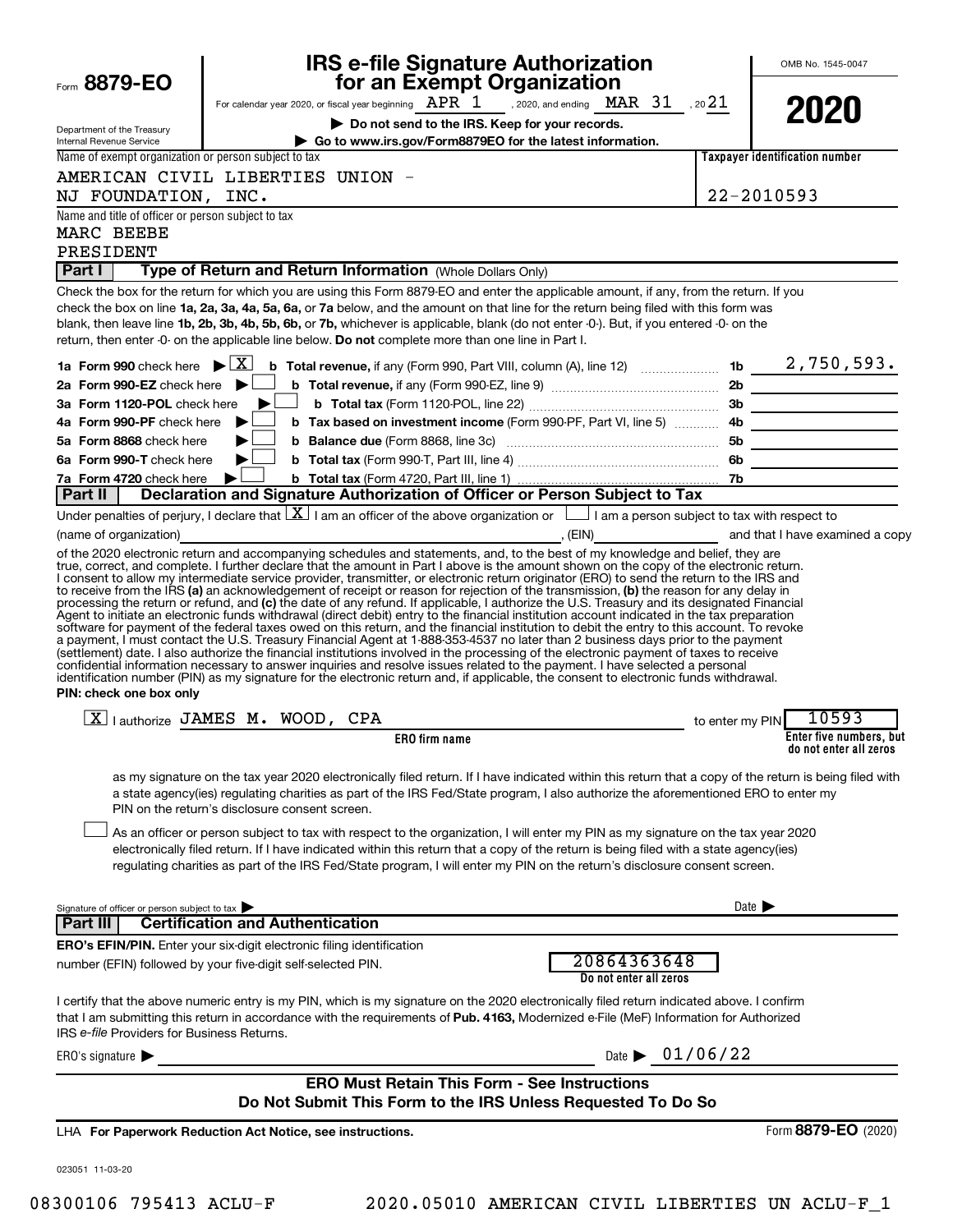Form **8879-EO**

Department of the Treasury
Internal Revenue Service

# IRS e-file Signature Authorization for an Exempt Organization

For calendar year 2020, or fiscal year beginning APR 1, 2020, and ending MAR 31, 2021

▶ **Do not send to the IRS. Keep for your records.**

▶ **Go to www.irs.gov/Form8879EO for the latest information.**

OMB No. 1545-0047

**2020**

Name of exempt organization or person subject to tax: AMERICAN CIVIL LIBERTIES UNION - NJ FOUNDATION, INC.

Taxpayer identification number: 22-2010593

Name and title of officer or person subject to tax: MARC BEEBE, PRESIDENT

## Part I — Type of Return and Return Information (Whole Dollars Only)

Check the box for the return for which you are using this Form 8879-EO and enter the applicable amount, if any, from the return. If you check the box on line **1a, 2a, 3a, 4a, 5a, 6a,** or **7a** below, and the amount on that line for the return being filed with this form was blank, then leave line **1b, 2b, 3b, 4b, 5b, 6b,** or **7b,** whichever is applicable, blank (do not enter -0-). But, if you entered -0- on the return, then enter -0- on the applicable line below. **Do not** complete more than one line in Part I.

| | | Line | Amount |
|---|---|---|---|
| **1a Form 990** check here ▶ [X] | **b Total revenue,** if any (Form 990, Part VIII, column (A), line 12) | 1b | 2,750,593. |
| **2a Form 990-EZ** check here ▶ [ ] | **b Total revenue,** if any (Form 990-EZ, line 9) | 2b | |
| **3a Form 1120-POL** check here ▶ [ ] | **b Total tax** (Form 1120-POL, line 22) | 3b | |
| **4a Form 990-PF** check here ▶ [ ] | **b Tax based on investment income** (Form 990-PF, Part VI, line 5) | 4b | |
| **5a Form 8868** check here ▶ [ ] | **b Balance due** (Form 8868, line 3c) | 5b | |
| **6a Form 990-T** check here ▶ [ ] | **b Total tax** (Form 990-T, Part III, line 4) | 6b | |
| **7a Form 4720** check here ▶ [ ] | **b Total tax** (Form 4720, Part III, line 1) | 7b | |

## Part II — Declaration and Signature Authorization of Officer or Person Subject to Tax

Under penalties of perjury, I declare that [X] I am an officer of the above organization or [ ] I am a person subject to tax with respect to (name of organization) ____________, (EIN) ____________ and that I have examined a copy of the 2020 electronic return and accompanying schedules and statements, and, to the best of my knowledge and belief, they are true, correct, and complete. I further declare that the amount in Part I above is the amount shown on the copy of the electronic return. I consent to allow my intermediate service provider, transmitter, or electronic return originator (ERO) to send the return to the IRS and to receive from the IRS **(a)** an acknowledgement of receipt or reason for rejection of the transmission, **(b)** the reason for any delay in processing the return or refund, and **(c)** the date of any refund. If applicable, I authorize the U.S. Treasury and its designated Financial Agent to initiate an electronic funds withdrawal (direct debit) entry to the financial institution account indicated in the tax preparation software for payment of the federal taxes owed on this return, and the financial institution to debit the entry to this account. To revoke a payment, I must contact the U.S. Treasury Financial Agent at 1-888-353-4537 no later than 2 business days prior to the payment (settlement) date. I also authorize the financial institutions involved in the processing of the electronic payment of taxes to receive confidential information necessary to answer inquiries and resolve issues related to the payment. I have selected a personal identification number (PIN) as my signature for the electronic return and, if applicable, the consent to electronic funds withdrawal.

**PIN: check one box only**

[X] I authorize JAMES M. WOOD, CPA (ERO firm name) to enter my PIN 10593 (Enter five numbers, but do not enter all zeros)

as my signature on the tax year 2020 electronically filed return. If I have indicated within this return that a copy of the return is being filed with a state agency(ies) regulating charities as part of the IRS Fed/State program, I also authorize the aforementioned ERO to enter my PIN on the return's disclosure consent screen.

[ ] As an officer or person subject to tax with respect to the organization, I will enter my PIN as my signature on the tax year 2020 electronically filed return. If I have indicated within this return that a copy of the return is being filed with a state agency(ies) regulating charities as part of the IRS Fed/State program, I will enter my PIN on the return's disclosure consent screen.

Signature of officer or person subject to tax ▶ ____________ Date ▶ ____________

## Part III — Certification and Authentication

**ERO's EFIN/PIN.** Enter your six-digit electronic filing identification number (EFIN) followed by your five-digit self-selected PIN.

20864363648 (Do not enter all zeros)

I certify that the above numeric entry is my PIN, which is my signature on the 2020 electronically filed return indicated above. I confirm that I am submitting this return in accordance with the requirements of **Pub. 4163,** Modernized e-File (MeF) Information for Authorized IRS *e-file* Providers for Business Returns.

ERO's signature ▶ ____________ Date ▶ 01/06/22

**ERO Must Retain This Form - See Instructions**
**Do Not Submit This Form to the IRS Unless Requested To Do So**

LHA **For Paperwork Reduction Act Notice, see instructions.**

Form **8879-EO** (2020)

023051 11-03-20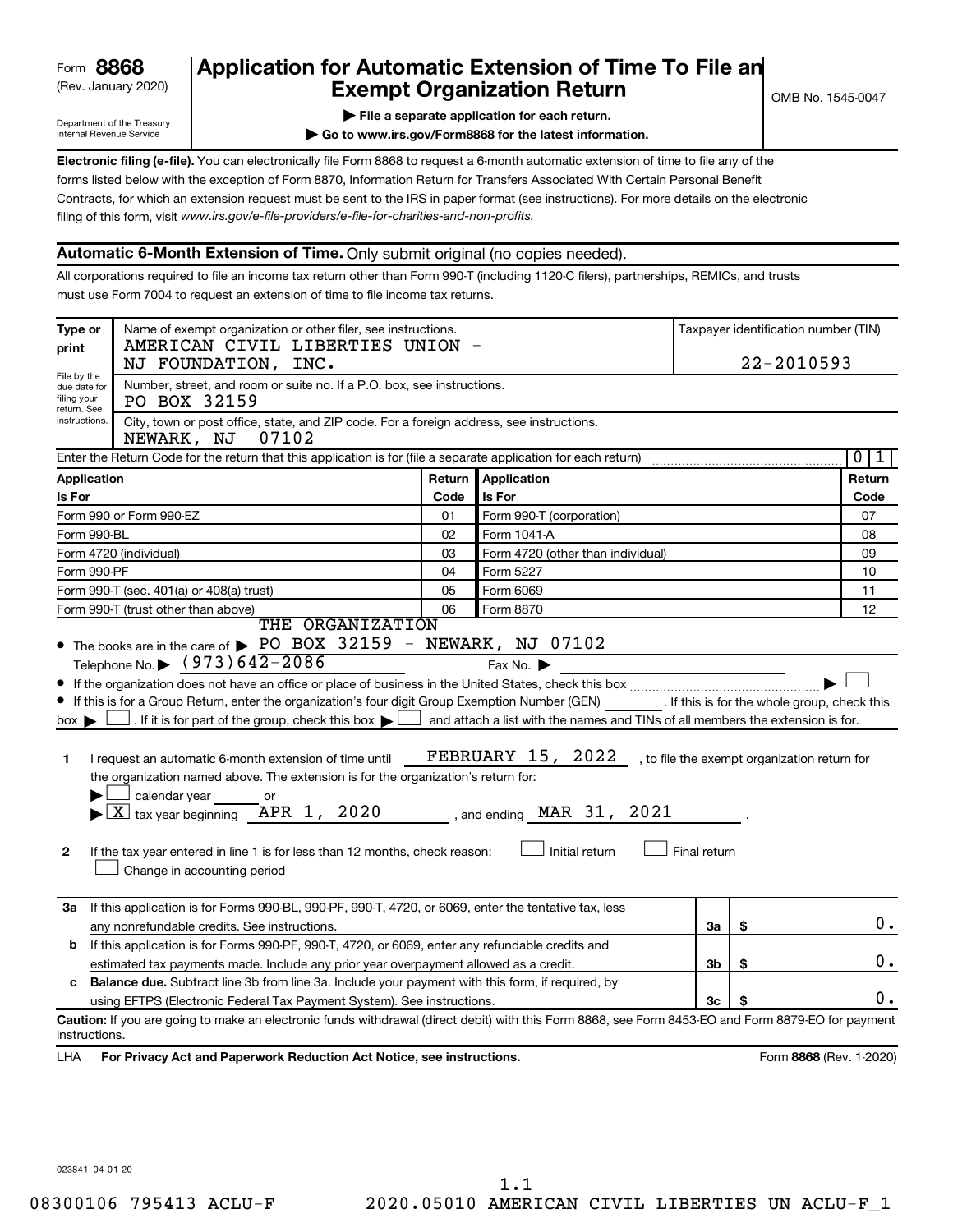Form **8868** (Rev. January 2020)

Department of the Treasury Internal Revenue Service

# Application for Automatic Extension of Time To File an Exempt Organization Return

▶ **File a separate application for each return.**

▶ **Go to www.irs.gov/Form8868 for the latest information.**

OMB No. 1545-0047

**Electronic filing (e-file).** You can electronically file Form 8868 to request a 6-month automatic extension of time to file any of the forms listed below with the exception of Form 8870, Information Return for Transfers Associated With Certain Personal Benefit Contracts, for which an extension request must be sent to the IRS in paper format (see instructions). For more details on the electronic filing of this form, visit *www.irs.gov/e-file-providers/e-file-for-charities-and-non-profits.*

## Automatic 6-Month Extension of Time. Only submit original (no copies needed).

All corporations required to file an income tax return other than Form 990-T (including 1120-C filers), partnerships, REMICs, and trusts must use Form 7004 to request an extension of time to file income tax returns.

| Type or print | Name of exempt organization or other filer, see instructions. | Taxpayer identification number (TIN) |
|---|---|---|
| File by the due date for filing your return. See instructions. | AMERICAN CIVIL LIBERTIES UNION - NJ FOUNDATION, INC. | 22-2010593 |
| | Number, street, and room or suite no. If a P.O. box, see instructions. PO BOX 32159 | |
| | City, town or post office, state, and ZIP code. For a foreign address, see instructions. NEWARK, NJ 07102 | |

Enter the Return Code for the return that this application is for (file a separate application for each return) ..... 0 1

| Application Is For | Return Code | Application Is For | Return Code |
|---|---|---|---|
| Form 990 or Form 990-EZ | 01 | Form 990-T (corporation) | 07 |
| Form 990-BL | 02 | Form 1041-A | 08 |
| Form 4720 (individual) | 03 | Form 4720 (other than individual) | 09 |
| Form 990-PF | 04 | Form 5227 | 10 |
| Form 990-T (sec. 401(a) or 408(a) trust) | 05 | Form 6069 | 11 |
| Form 990-T (trust other than above) | 06 | Form 8870 | 12 |

- The books are in the care of ▶ THE ORGANIZATION PO BOX 32159 - NEWARK, NJ 07102
  Telephone No. ▶ (973)642-2086 Fax No. ▶
- If the organization does not have an office or place of business in the United States, check this box ..... ▶ ☐
- If this is for a Group Return, enter the organization's four digit Group Exemption Number (GEN) ______ . If this is for the whole group, check this box ▶ ☐ . If it is for part of the group, check this box ▶ ☐ and attach a list with the names and TINs of all members the extension is for.

**1** I request an automatic 6-month extension of time until FEBRUARY 15, 2022 , to file the exempt organization return for the organization named above. The extension is for the organization's return for:
▶ ☐ calendar year ______ or
▶ ☒ tax year beginning APR 1, 2020 , and ending MAR 31, 2021 .

**2** If the tax year entered in line 1 is for less than 12 months, check reason: ☐ Initial return ☐ Final return ☐ Change in accounting period

| | | | |
|---|---|---|---|
| **3a** | If this application is for Forms 990-BL, 990-PF, 990-T, 4720, or 6069, enter the tentative tax, less any nonrefundable credits. See instructions. | 3a | $ 0. |
| **b** | If this application is for Forms 990-PF, 990-T, 4720, or 6069, enter any refundable credits and estimated tax payments made. Include any prior year overpayment allowed as a credit. | 3b | $ 0. |
| **c** | **Balance due.** Subtract line 3b from line 3a. Include your payment with this form, if required, by using EFTPS (Electronic Federal Tax Payment System). See instructions. | 3c | $ 0. |

**Caution:** If you are going to make an electronic funds withdrawal (direct debit) with this Form 8868, see Form 8453-EO and Form 8879-EO for payment instructions.

LHA **For Privacy Act and Paperwork Reduction Act Notice, see instructions.** Form **8868** (Rev. 1-2020)

023841 04-01-20

1.1

08300106 795413 ACLU-F 2020.05010 AMERICAN CIVIL LIBERTIES UN ACLU-F_1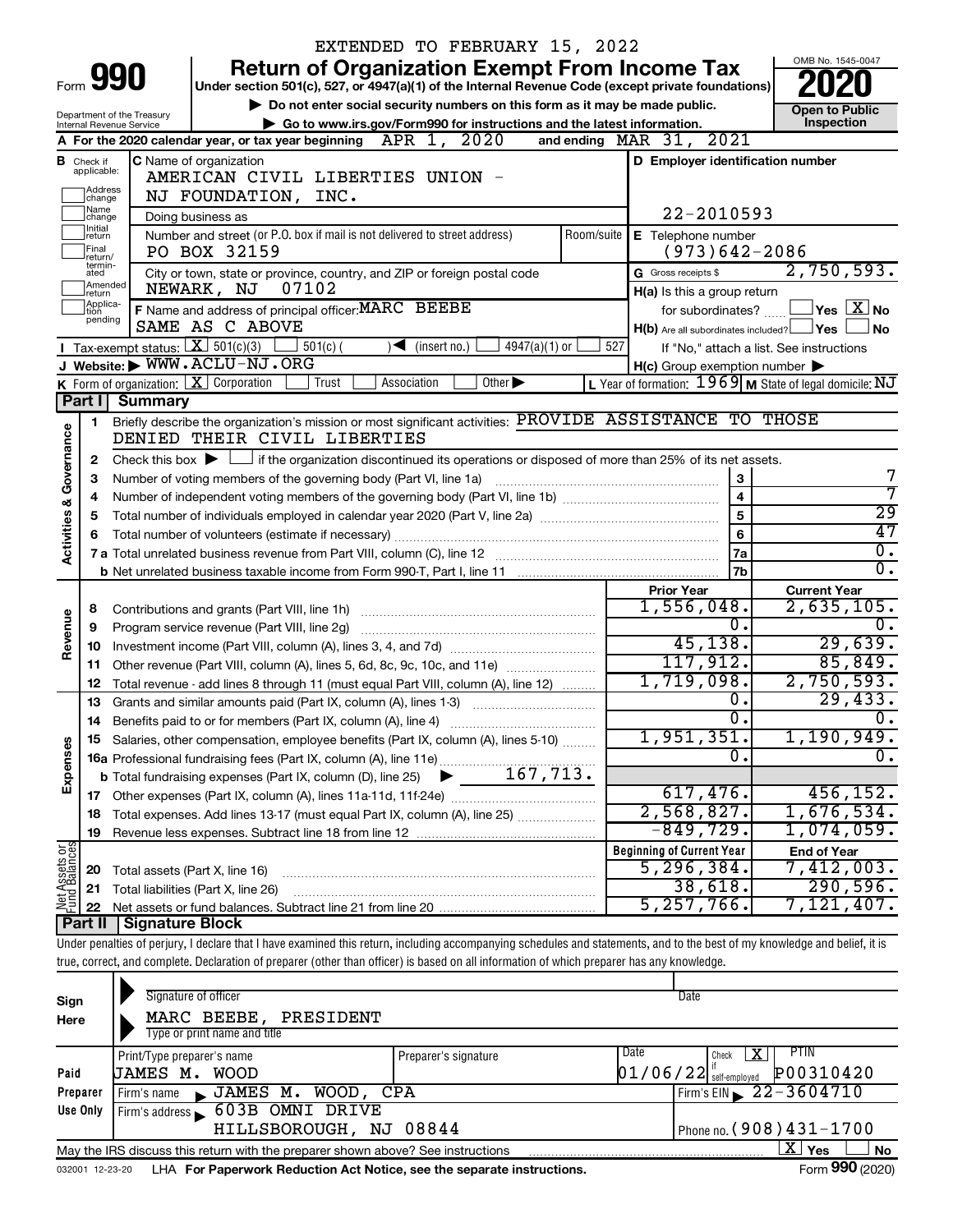EXTENDED TO FEBRUARY 15, 2022

# Form 990 — Return of Organization Exempt From Income Tax (2020)

Under section 501(c), 527, or 4947(a)(1) of the Internal Revenue Code (except private foundations)

▶ Do not enter social security numbers on this form as it may be made public.

▶ Go to www.irs.gov/Form990 for instructions and the latest information.

Department of the Treasury, Internal Revenue Service

OMB No. 1545-0047 — **Open to Public Inspection**

**A** For the 2020 calendar year, or tax year beginning APR 1, 2020 and ending MAR 31, 2021

**B** Check if applicable: Address change, Name change, Initial return, Final return/terminated, Amended return, Application pending

**C** Name of organization: AMERICAN CIVIL LIBERTIES UNION - NJ FOUNDATION, INC.

Doing business as

Number and street (or P.O. box if mail is not delivered to street address): PO BOX 32159 — Room/suite

City or town, state or province, country, and ZIP or foreign postal code: NEWARK, NJ 07102

**D** Employer identification number: 22-2010593

**E** Telephone number: (973)642-2086

**G** Gross receipts $ 2,750,593.

**F** Name and address of principal officer: MARC BEEBE, SAME AS C ABOVE

**H(a)** Is this a group return for subordinates? ☐ Yes ☒ No

**H(b)** Are all subordinates included? ☐ Yes ☐ No — If "No," attach a list. See instructions

**H(c)** Group exemption number ▶

**I** Tax-exempt status: ☒ 501(c)(3) ☐ 501(c) ( ) ◀ (insert no.) ☐ 4947(a)(1) or ☐ 527

**J** Website: ▶ WWW.ACLU-NJ.ORG

**K** Form of organization: ☒ Corporation ☐ Trust ☐ Association ☐ Other ▶

**L** Year of formation: 1969 **M** State of legal domicile: NJ

## Part I Summary

**Activities & Governance**

1 Briefly describe the organization's mission or most significant activities: PROVIDE ASSISTANCE TO THOSE DENIED THEIR CIVIL LIBERTIES

2 Check this box ▶ ☐ if the organization discontinued its operations or disposed of more than 25% of its net assets.

| Line | Description | No. | Value |
|---|---|---|---|
| 3 | Number of voting members of the governing body (Part VI, line 1a) | 3 | 7 |
| 4 | Number of independent voting members of the governing body (Part VI, line 1b) | 4 | 7 |
| 5 | Total number of individuals employed in calendar year 2020 (Part V, line 2a) | 5 | 29 |
| 6 | Total number of volunteers (estimate if necessary) | 6 | 47 |
| 7a | Total unrelated business revenue from Part VIII, column (C), line 12 | 7a | 0. |
| 7b | Net unrelated business taxable income from Form 990-T, Part I, line 11 | 7b | 0. |

| Section | Line | Description | Prior Year | Current Year |
|---|---|---|---|---|
| Revenue | 8 | Contributions and grants (Part VIII, line 1h) | 1,556,048. | 2,635,105. |
| | 9 | Program service revenue (Part VIII, line 2g) | 0. | 0. |
| | 10 | Investment income (Part VIII, column (A), lines 3, 4, and 7d) | 45,138. | 29,639. |
| | 11 | Other revenue (Part VIII, column (A), lines 5, 6d, 8c, 9c, 10c, and 11e) | 117,912. | 85,849. |
| | 12 | Total revenue - add lines 8 through 11 (must equal Part VIII, column (A), line 12) | 1,719,098. | 2,750,593. |
| Expenses | 13 | Grants and similar amounts paid (Part IX, column (A), lines 1-3) | 0. | 29,433. |
| | 14 | Benefits paid to or for members (Part IX, column (A), line 4) | 0. | 0. |
| | 15 | Salaries, other compensation, employee benefits (Part IX, column (A), lines 5-10) | 1,951,351. | 1,190,949. |
| | 16a | Professional fundraising fees (Part IX, column (A), line 11e) | 0. | 0. |
| | b | Total fundraising expenses (Part IX, column (D), line 25) ▶ 167,713. | | |
| | 17 | Other expenses (Part IX, column (A), lines 11a-11d, 11f-24e) | 617,476. | 456,152. |
| | 18 | Total expenses. Add lines 13-17 (must equal Part IX, column (A), line 25) | 2,568,827. | 1,676,534. |
| | 19 | Revenue less expenses. Subtract line 18 from line 12 | -849,729. | 1,074,059. |

| Section | Line | Description | Beginning of Current Year | End of Year |
|---|---|---|---|---|
| Net Assets or Fund Balances | 20 | Total assets (Part X, line 16) | 5,296,384. | 7,412,003. |
| | 21 | Total liabilities (Part X, line 26) | 38,618. | 290,596. |
| | 22 | Net assets or fund balances. Subtract line 21 from line 20 | 5,257,766. | 7,121,407. |

## Part II Signature Block

Under penalties of perjury, I declare that I have examined this return, including accompanying schedules and statements, and to the best of my knowledge and belief, it is true, correct, and complete. Declaration of preparer (other than officer) is based on all information of which preparer has any knowledge.

**Sign Here**

Signature of officer — Date

MARC BEEBE, PRESIDENT
Type or print name and title

**Paid Preparer Use Only**

| Print/Type preparer's name | Preparer's signature | Date | Check ☒ if self-employed | PTIN |
|---|---|---|---|---|
| JAMES M. WOOD | | 01/06/22 | X | P00310420 |

Firm's name ▶ JAMES M. WOOD, CPA — Firm's EIN ▶ 22-3604710

Firm's address ▶ 603B OMNI DRIVE, HILLSBOROUGH, NJ 08844 — Phone no. (908)431-1700

May the IRS discuss this return with the preparer shown above? See instructions ☒ Yes ☐ No

032001 12-23-20 LHA For Paperwork Reduction Act Notice, see the separate instructions. Form 990 (2020)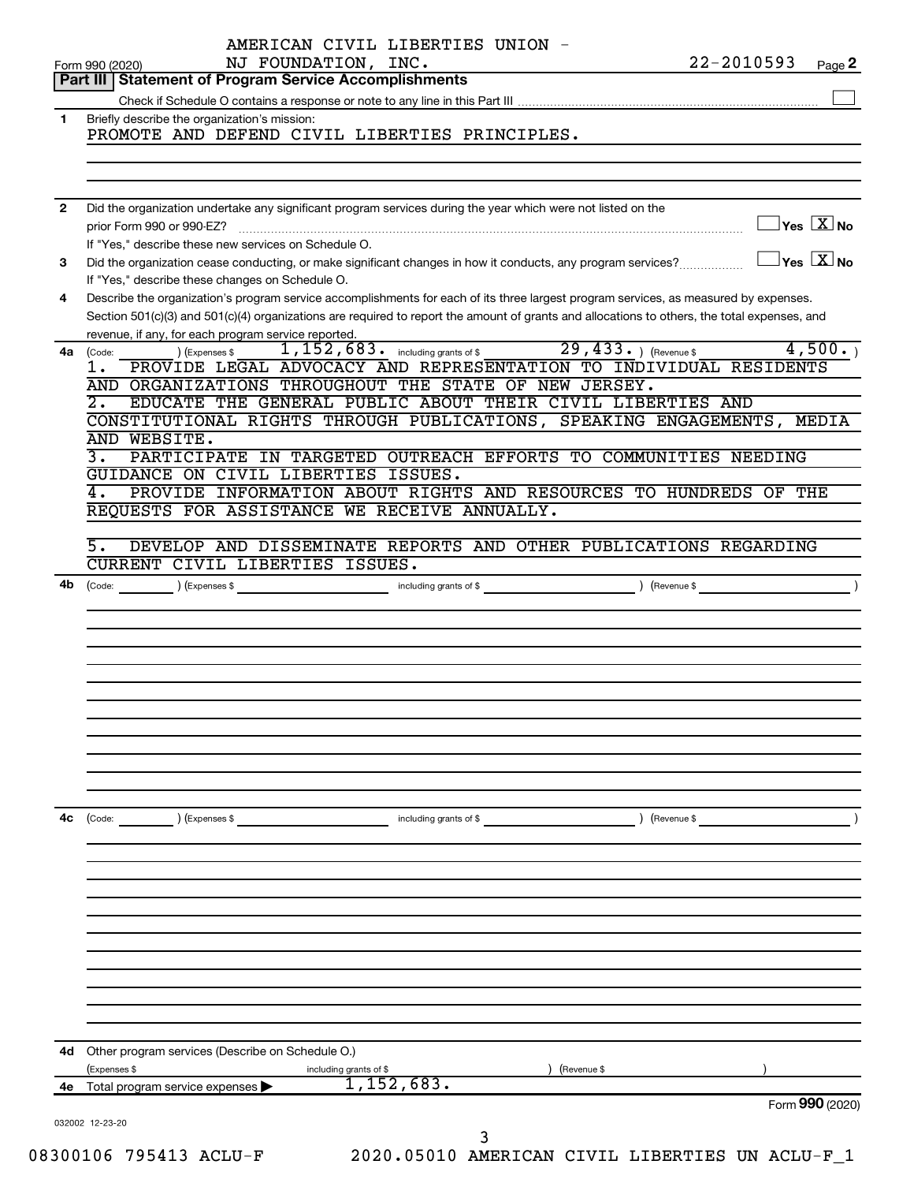AMERICAN CIVIL LIBERTIES UNION - NJ FOUNDATION, INC. 22-2010593

Form 990 (2020) Page 2

## Part III Statement of Program Service Accomplishments

Check if Schedule O contains a response or note to any line in this Part III ☐

**1** Briefly describe the organization's mission:

PROMOTE AND DEFEND CIVIL LIBERTIES PRINCIPLES.

**2** Did the organization undertake any significant program services during the year which were not listed on the prior Form 990 or 990-EZ? ☐ Yes ☒ No

If "Yes," describe these new services on Schedule O.

**3** Did the organization cease conducting, or make significant changes in how it conducts, any program services? ☐ Yes ☒ No

If "Yes," describe these changes on Schedule O.

**4** Describe the organization's program service accomplishments for each of its three largest program services, as measured by expenses. Section 501(c)(3) and 501(c)(4) organizations are required to report the amount of grants and allocations to others, the total expenses, and revenue, if any, for each program service reported.

**4a** (Code: ) (Expenses $ 1,152,683. including grants of $ 29,433. ) (Revenue $ 4,500. )

1. PROVIDE LEGAL ADVOCACY AND REPRESENTATION TO INDIVIDUAL RESIDENTS AND ORGANIZATIONS THROUGHOUT THE STATE OF NEW JERSEY.
2. EDUCATE THE GENERAL PUBLIC ABOUT THEIR CIVIL LIBERTIES AND CONSTITUTIONAL RIGHTS THROUGH PUBLICATIONS, SPEAKING ENGAGEMENTS, MEDIA AND WEBSITE.
3. PARTICIPATE IN TARGETED OUTREACH EFFORTS TO COMMUNITIES NEEDING GUIDANCE ON CIVIL LIBERTIES ISSUES.
4. PROVIDE INFORMATION ABOUT RIGHTS AND RESOURCES TO HUNDREDS OF THE REQUESTS FOR ASSISTANCE WE RECEIVE ANNUALLY.
5. DEVELOP AND DISSEMINATE REPORTS AND OTHER PUBLICATIONS REGARDING CURRENT CIVIL LIBERTIES ISSUES.

**4b** (Code: ) (Expenses $ including grants of $ ) (Revenue $ )

**4c** (Code: ) (Expenses $ including grants of $ ) (Revenue $ )

**4d** Other program services (Describe on Schedule O.)

(Expenses $ including grants of $ ) (Revenue $ )

**4e** Total program service expenses ▶ 1,152,683.

Form **990** (2020)

032002 12-23-20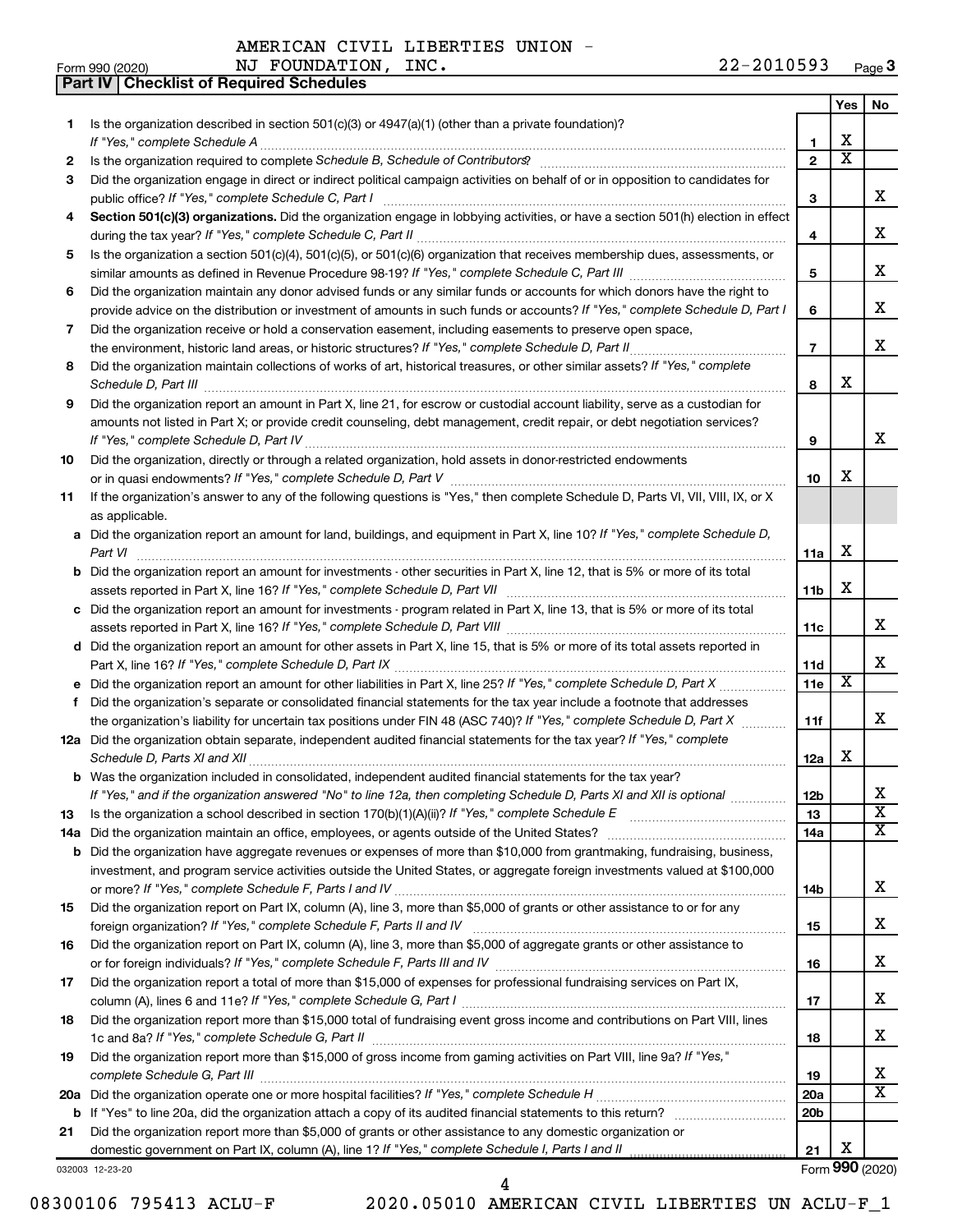AMERICAN CIVIL LIBERTIES UNION - NJ FOUNDATION, INC. 22-2010593

Form 990 (2020) Page 3

**Part IV | Checklist of Required Schedules**

| | | | Yes | No |
|---|---|---|---|---|
| 1 | Is the organization described in section 501(c)(3) or 4947(a)(1) (other than a private foundation)? *If "Yes," complete Schedule A* | 1 | X | |
| 2 | Is the organization required to complete *Schedule B, Schedule of Contributors*? | 2 | X | |
| 3 | Did the organization engage in direct or indirect political campaign activities on behalf of or in opposition to candidates for public office? *If "Yes," complete Schedule C, Part I* | 3 | | X |
| 4 | **Section 501(c)(3) organizations.** Did the organization engage in lobbying activities, or have a section 501(h) election in effect during the tax year? *If "Yes," complete Schedule C, Part II* | 4 | | X |
| 5 | Is the organization a section 501(c)(4), 501(c)(5), or 501(c)(6) organization that receives membership dues, assessments, or similar amounts as defined in Revenue Procedure 98-19? *If "Yes," complete Schedule C, Part III* | 5 | | X |
| 6 | Did the organization maintain any donor advised funds or any similar funds or accounts for which donors have the right to provide advice on the distribution or investment of amounts in such funds or accounts? *If "Yes," complete Schedule D, Part I* | 6 | | X |
| 7 | Did the organization receive or hold a conservation easement, including easements to preserve open space, the environment, historic land areas, or historic structures? *If "Yes," complete Schedule D, Part II* | 7 | | X |
| 8 | Did the organization maintain collections of works of art, historical treasures, or other similar assets? *If "Yes," complete Schedule D, Part III* | 8 | X | |
| 9 | Did the organization report an amount in Part X, line 21, for escrow or custodial account liability, serve as a custodian for amounts not listed in Part X; or provide credit counseling, debt management, credit repair, or debt negotiation services? *If "Yes," complete Schedule D, Part IV* | 9 | | X |
| 10 | Did the organization, directly or through a related organization, hold assets in donor-restricted endowments or in quasi endowments? *If "Yes," complete Schedule D, Part V* | 10 | X | |
| 11 | If the organization's answer to any of the following questions is "Yes," then complete Schedule D, Parts VI, VII, VIII, IX, or X as applicable. | | | |
| a | Did the organization report an amount for land, buildings, and equipment in Part X, line 10? *If "Yes," complete Schedule D, Part VI* | 11a | X | |
| b | Did the organization report an amount for investments - other securities in Part X, line 12, that is 5% or more of its total assets reported in Part X, line 16? *If "Yes," complete Schedule D, Part VII* | 11b | X | |
| c | Did the organization report an amount for investments - program related in Part X, line 13, that is 5% or more of its total assets reported in Part X, line 16? *If "Yes," complete Schedule D, Part VIII* | 11c | | X |
| d | Did the organization report an amount for other assets in Part X, line 15, that is 5% or more of its total assets reported in Part X, line 16? *If "Yes," complete Schedule D, Part IX* | 11d | | X |
| e | Did the organization report an amount for other liabilities in Part X, line 25? *If "Yes," complete Schedule D, Part X* | 11e | X | |
| f | Did the organization's separate or consolidated financial statements for the tax year include a footnote that addresses the organization's liability for uncertain tax positions under FIN 48 (ASC 740)? *If "Yes," complete Schedule D, Part X* | 11f | | X |
| 12a | Did the organization obtain separate, independent audited financial statements for the tax year? *If "Yes," complete Schedule D, Parts XI and XII* | 12a | X | |
| b | Was the organization included in consolidated, independent audited financial statements for the tax year? *If "Yes," and if the organization answered "No" to line 12a, then completing Schedule D, Parts XI and XII is optional* | 12b | | X |
| 13 | Is the organization a school described in section 170(b)(1)(A)(ii)? *If "Yes," complete Schedule E* | 13 | | X |
| 14a | Did the organization maintain an office, employees, or agents outside of the United States? | 14a | | X |
| b | Did the organization have aggregate revenues or expenses of more than $10,000 from grantmaking, fundraising, business, investment, and program service activities outside the United States, or aggregate foreign investments valued at $100,000 or more? *If "Yes," complete Schedule F, Parts I and IV* | 14b | | X |
| 15 | Did the organization report on Part IX, column (A), line 3, more than $5,000 of grants or other assistance to or for any foreign organization? *If "Yes," complete Schedule F, Parts II and IV* | 15 | | X |
| 16 | Did the organization report on Part IX, column (A), line 3, more than $5,000 of aggregate grants or other assistance to or for foreign individuals? *If "Yes," complete Schedule F, Parts III and IV* | 16 | | X |
| 17 | Did the organization report a total of more than $15,000 of expenses for professional fundraising services on Part IX, column (A), lines 6 and 11e? *If "Yes," complete Schedule G, Part I* | 17 | | X |
| 18 | Did the organization report more than $15,000 total of fundraising event gross income and contributions on Part VIII, lines 1c and 8a? *If "Yes," complete Schedule G, Part II* | 18 | | X |
| 19 | Did the organization report more than $15,000 of gross income from gaming activities on Part VIII, line 9a? *If "Yes," complete Schedule G, Part III* | 19 | | X |
| 20a | Did the organization operate one or more hospital facilities? *If "Yes," complete Schedule H* | 20a | | X |
| b | If "Yes" to line 20a, did the organization attach a copy of its audited financial statements to this return? | 20b | | |
| 21 | Did the organization report more than $5,000 of grants or other assistance to any domestic organization or domestic government on Part IX, column (A), line 1? *If "Yes," complete Schedule I, Parts I and II* | 21 | X | |

032003 12-23-20 Form **990** (2020)

08300106 795413 ACLU-F 2020.05010 AMERICAN CIVIL LIBERTIES UN ACLU-F_1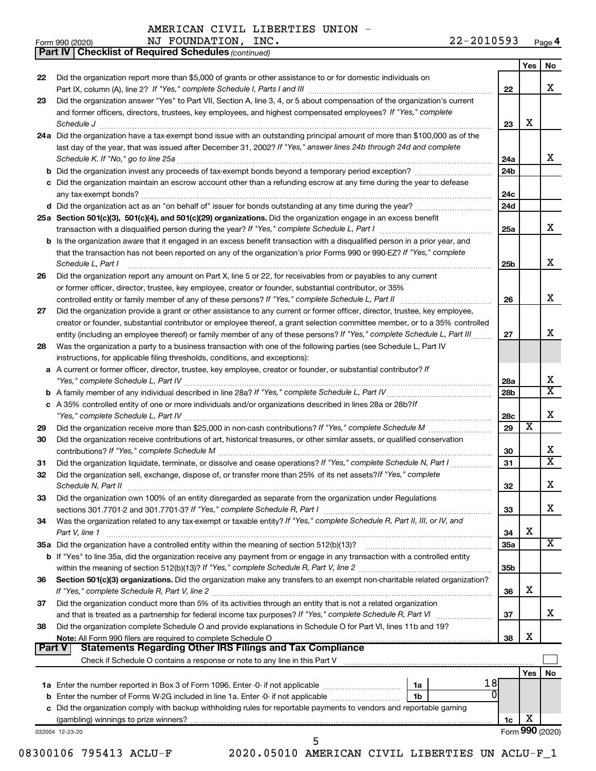AMERICAN CIVIL LIBERTIES UNION - NJ FOUNDATION, INC. 22-2010593

Form 990 (2020) Page 4

**Part IV | Checklist of Required Schedules** *(continued)*

| | | | Yes | No |
|---|---|---|---|---|
| 22 | Did the organization report more than $5,000 of grants or other assistance to or for domestic individuals on Part IX, column (A), line 2? *If "Yes," complete Schedule I, Parts I and III* | 22 | | X |
| 23 | Did the organization answer "Yes" to Part VII, Section A, line 3, 4, or 5 about compensation of the organization's current and former officers, directors, trustees, key employees, and highest compensated employees? *If "Yes," complete Schedule J* | 23 | X | |
| 24a | Did the organization have a tax-exempt bond issue with an outstanding principal amount of more than $100,000 as of the last day of the year, that was issued after December 31, 2002? *If "Yes," answer lines 24b through 24d and complete Schedule K. If "No," go to line 25a* | 24a | | X |
| b | Did the organization invest any proceeds of tax-exempt bonds beyond a temporary period exception? | 24b | | |
| c | Did the organization maintain an escrow account other than a refunding escrow at any time during the year to defease any tax-exempt bonds? | 24c | | |
| d | Did the organization act as an "on behalf of" issuer for bonds outstanding at any time during the year? | 24d | | |
| 25a | **Section 501(c)(3), 501(c)(4), and 501(c)(29) organizations.** Did the organization engage in an excess benefit transaction with a disqualified person during the year? *If "Yes," complete Schedule L, Part I* | 25a | | X |
| b | Is the organization aware that it engaged in an excess benefit transaction with a disqualified person in a prior year, and that the transaction has not been reported on any of the organization's prior Forms 990 or 990-EZ? *If "Yes," complete Schedule L, Part I* | 25b | | X |
| 26 | Did the organization report any amount on Part X, line 5 or 22, for receivables from or payables to any current or former officer, director, trustee, key employee, creator or founder, substantial contributor, or 35% controlled entity or family member of any of these persons? *If "Yes," complete Schedule L, Part II* | 26 | | X |
| 27 | Did the organization provide a grant or other assistance to any current or former officer, director, trustee, key employee, creator or founder, substantial contributor or employee thereof, a grant selection committee member, or to a 35% controlled entity (including an employee thereof) or family member of any of these persons? *If "Yes," complete Schedule L, Part III* | 27 | | X |
| 28 | Was the organization a party to a business transaction with one of the following parties (see Schedule L, Part IV instructions, for applicable filing thresholds, conditions, and exceptions): | | | |
| a | A current or former officer, director, trustee, key employee, creator or founder, or substantial contributor? *If "Yes," complete Schedule L, Part IV* | 28a | | X |
| b | A family member of any individual described in line 28a? *If "Yes," complete Schedule L, Part IV* | 28b | | X |
| c | A 35% controlled entity of one or more individuals and/or organizations described in lines 28a or 28b? *If "Yes," complete Schedule L, Part IV* | 28c | | X |
| 29 | Did the organization receive more than $25,000 in non-cash contributions? *If "Yes," complete Schedule M* | 29 | X | |
| 30 | Did the organization receive contributions of art, historical treasures, or other similar assets, or qualified conservation contributions? *If "Yes," complete Schedule M* | 30 | | X |
| 31 | Did the organization liquidate, terminate, or dissolve and cease operations? *If "Yes," complete Schedule N, Part I* | 31 | | X |
| 32 | Did the organization sell, exchange, dispose of, or transfer more than 25% of its net assets? *If "Yes," complete Schedule N, Part II* | 32 | | X |
| 33 | Did the organization own 100% of an entity disregarded as separate from the organization under Regulations sections 301.7701-2 and 301.7701-3? *If "Yes," complete Schedule R, Part I* | 33 | | X |
| 34 | Was the organization related to any tax-exempt or taxable entity? *If "Yes," complete Schedule R, Part II, III, or IV, and Part V, line 1* | 34 | X | |
| 35a | Did the organization have a controlled entity within the meaning of section 512(b)(13)? | 35a | | X |
| b | If "Yes" to line 35a, did the organization receive any payment from or engage in any transaction with a controlled entity within the meaning of section 512(b)(13)? *If "Yes," complete Schedule R, Part V, line 2* | 35b | | |
| 36 | **Section 501(c)(3) organizations.** Did the organization make any transfers to an exempt non-charitable related organization? *If "Yes," complete Schedule R, Part V, line 2* | 36 | X | |
| 37 | Did the organization conduct more than 5% of its activities through an entity that is not a related organization and that is treated as a partnership for federal income tax purposes? *If "Yes," complete Schedule R, Part VI* | 37 | | X |
| 38 | Did the organization complete Schedule O and provide explanations in Schedule O for Part VI, lines 11b and 19? **Note:** All Form 990 filers are required to complete Schedule O | 38 | X | |

**Part V | Statements Regarding Other IRS Filings and Tax Compliance**

Check if Schedule O contains a response or note to any line in this Part V ☐

| | | | | | Yes | No |
|---|---|---|---|---|---|---|
| 1a | Enter the number reported in Box 3 of Form 1096. Enter -0- if not applicable | 1a | 18 | | | |
| b | Enter the number of Forms W-2G included in line 1a. Enter -0- if not applicable | 1b | 0 | | | |
| c | Did the organization comply with backup withholding rules for reportable payments to vendors and reportable gaming (gambling) winnings to prize winners? | | | 1c | X | |

032004 12-23-20

Form **990** (2020)

08300106 795413 ACLU-F 2020.05010 AMERICAN CIVIL LIBERTIES UN ACLU-F_1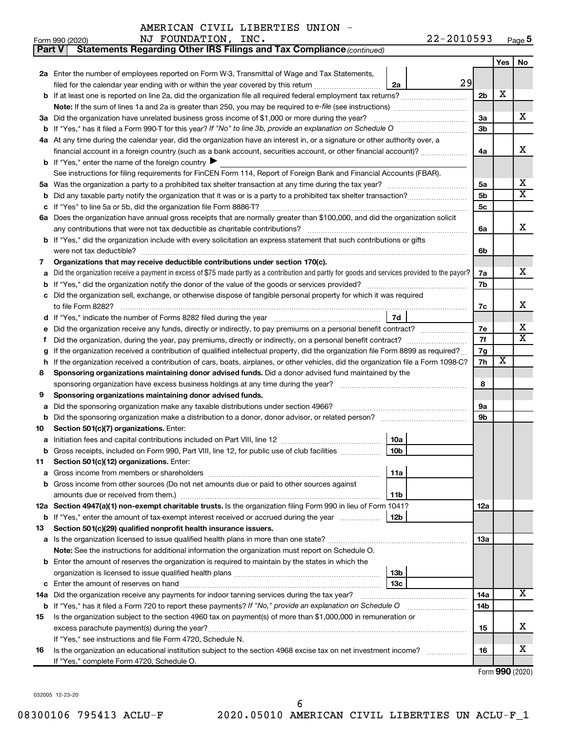AMERICAN CIVIL LIBERTIES UNION - NJ FOUNDATION, INC. 22-2010593

Form 990 (2020) Page 5

**Part V Statements Regarding Other IRS Filings and Tax Compliance** *(continued)*

| | | | | Yes | No |
|---|---|---|---|---|---|
| **2a** | Enter the number of employees reported on Form W-3, Transmittal of Wage and Tax Statements, filed for the calendar year ending with or within the year covered by this return | 2a | 29 | | |
| **b** | If at least one is reported on line 2a, did the organization file all required federal employment tax returns? | | 2b | X | |
| | **Note:** If the sum of lines 1a and 2a is greater than 250, you may be required to *e-file* (see instructions) | | | | |
| **3a** | Did the organization have unrelated business gross income of $1,000 or more during the year? | | 3a | | X |
| **b** | If "Yes," has it filed a Form 990-T for this year? *If "No" to line 3b, provide an explanation on Schedule O* | | 3b | | |
| **4a** | At any time during the calendar year, did the organization have an interest in, or a signature or other authority over, a financial account in a foreign country (such as a bank account, securities account, or other financial account)? | | 4a | | X |
| **b** | If "Yes," enter the name of the foreign country ▶ | | | | |
| | See instructions for filing requirements for FinCEN Form 114, Report of Foreign Bank and Financial Accounts (FBAR). | | | | |
| **5a** | Was the organization a party to a prohibited tax shelter transaction at any time during the tax year? | | 5a | | X |
| **b** | Did any taxable party notify the organization that it was or is a party to a prohibited tax shelter transaction? | | 5b | | X |
| **c** | If "Yes" to line 5a or 5b, did the organization file Form 8886-T? | | 5c | | |
| **6a** | Does the organization have annual gross receipts that are normally greater than $100,000, and did the organization solicit any contributions that were not tax deductible as charitable contributions? | | 6a | | X |
| **b** | If "Yes," did the organization include with every solicitation an express statement that such contributions or gifts were not tax deductible? | | 6b | | |
| **7** | **Organizations that may receive deductible contributions under section 170(c).** | | | | |
| **a** | Did the organization receive a payment in excess of $75 made partly as a contribution and partly for goods and services provided to the payor? | | 7a | | X |
| **b** | If "Yes," did the organization notify the donor of the value of the goods or services provided? | | 7b | | |
| **c** | Did the organization sell, exchange, or otherwise dispose of tangible personal property for which it was required to file Form 8282? | | 7c | | X |
| **d** | If "Yes," indicate the number of Forms 8282 filed during the year | 7d | | | |
| **e** | Did the organization receive any funds, directly or indirectly, to pay premiums on a personal benefit contract? | | 7e | | X |
| **f** | Did the organization, during the year, pay premiums, directly or indirectly, on a personal benefit contract? | | 7f | | X |
| **g** | If the organization received a contribution of qualified intellectual property, did the organization file Form 8899 as required? | | 7g | | |
| **h** | If the organization received a contribution of cars, boats, airplanes, or other vehicles, did the organization file a Form 1098-C? | | 7h | X | |
| **8** | **Sponsoring organizations maintaining donor advised funds.** Did a donor advised fund maintained by the sponsoring organization have excess business holdings at any time during the year? | | 8 | | |
| **9** | **Sponsoring organizations maintaining donor advised funds.** | | | | |
| **a** | Did the sponsoring organization make any taxable distributions under section 4966? | | 9a | | |
| **b** | Did the sponsoring organization make a distribution to a donor, donor advisor, or related person? | | 9b | | |
| **10** | **Section 501(c)(7) organizations.** Enter: | | | | |
| **a** | Initiation fees and capital contributions included on Part VIII, line 12 | 10a | | | |
| **b** | Gross receipts, included on Form 990, Part VIII, line 12, for public use of club facilities | 10b | | | |
| **11** | **Section 501(c)(12) organizations.** Enter: | | | | |
| **a** | Gross income from members or shareholders | 11a | | | |
| **b** | Gross income from other sources (Do not net amounts due or paid to other sources against amounts due or received from them.) | 11b | | | |
| **12a** | **Section 4947(a)(1) non-exempt charitable trusts.** Is the organization filing Form 990 in lieu of Form 1041? | | 12a | | |
| **b** | If "Yes," enter the amount of tax-exempt interest received or accrued during the year | 12b | | | |
| **13** | **Section 501(c)(29) qualified nonprofit health insurance issuers.** | | | | |
| **a** | Is the organization licensed to issue qualified health plans in more than one state? | | 13a | | |
| | **Note:** See the instructions for additional information the organization must report on Schedule O. | | | | |
| **b** | Enter the amount of reserves the organization is required to maintain by the states in which the organization is licensed to issue qualified health plans | 13b | | | |
| **c** | Enter the amount of reserves on hand | 13c | | | |
| **14a** | Did the organization receive any payments for indoor tanning services during the tax year? | | 14a | | X |
| **b** | If "Yes," has it filed a Form 720 to report these payments? *If "No," provide an explanation on Schedule O* | | 14b | | |
| **15** | Is the organization subject to the section 4960 tax on payment(s) of more than $1,000,000 in remuneration or excess parachute payment(s) during the year? | | 15 | | X |
| | If "Yes," see instructions and file Form 4720, Schedule N. | | | | |
| **16** | Is the organization an educational institution subject to the section 4968 excise tax on net investment income? | | 16 | | X |
| | If "Yes," complete Form 4720, Schedule O. | | | | |

Form **990** (2020)

032005 12-23-20

08300106 795413 ACLU-F 2020.05010 AMERICAN CIVIL LIBERTIES UN ACLU-F_1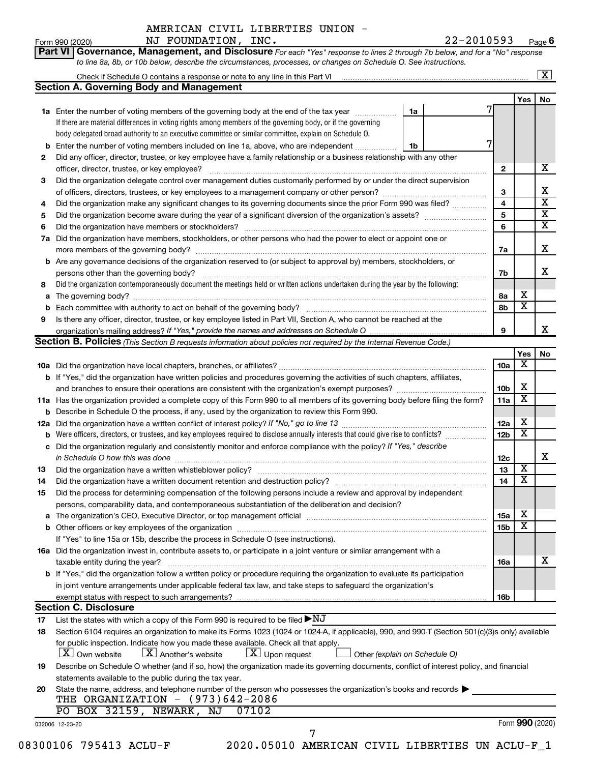AMERICAN CIVIL LIBERTIES UNION - NJ FOUNDATION, INC. 22-2010593

Form 990 (2020) Page 6

**Part VI Governance, Management, and Disclosure** *For each "Yes" response to lines 2 through 7b below, and for a "No" response to line 8a, 8b, or 10b below, describe the circumstances, processes, or changes on Schedule O. See instructions.*

Check if Schedule O contains a response or note to any line in this Part VI [X]

## Section A. Governing Body and Management

| | | | | Yes | No |
|---|---|---|---|---|---|
| **1a** | Enter the number of voting members of the governing body at the end of the tax year. If there are material differences in voting rights among members of the governing body, or if the governing body delegated broad authority to an executive committee or similar committee, explain on Schedule O. | 1a: 7 | | | |
| **b** | Enter the number of voting members included on line 1a, above, who are independent | 1b: 7 | | | |
| **2** | Did any officer, director, trustee, or key employee have a family relationship or a business relationship with any other officer, director, trustee, or key employee? | | 2 | | X |
| **3** | Did the organization delegate control over management duties customarily performed by or under the direct supervision of officers, directors, trustees, or key employees to a management company or other person? | | 3 | | X |
| **4** | Did the organization make any significant changes to its governing documents since the prior Form 990 was filed? | | 4 | | X |
| **5** | Did the organization become aware during the year of a significant diversion of the organization's assets? | | 5 | | X |
| **6** | Did the organization have members or stockholders? | | 6 | | X |
| **7a** | Did the organization have members, stockholders, or other persons who had the power to elect or appoint one or more members of the governing body? | | 7a | | X |
| **b** | Are any governance decisions of the organization reserved to (or subject to approval by) members, stockholders, or persons other than the governing body? | | 7b | | X |
| **8** | Did the organization contemporaneously document the meetings held or written actions undertaken during the year by the following: | | | | |
| **a** | The governing body? | | 8a | X | |
| **b** | Each committee with authority to act on behalf of the governing body? | | 8b | X | |
| **9** | Is there any officer, director, trustee, or key employee listed in Part VII, Section A, who cannot be reached at the organization's mailing address? *If "Yes," provide the names and addresses on Schedule O* | | 9 | | X |

## Section B. Policies *(This Section B requests information about policies not required by the Internal Revenue Code.)*

| | | | Yes | No |
|---|---|---|---|---|
| **10a** | Did the organization have local chapters, branches, or affiliates? | 10a | X | |
| **b** | If "Yes," did the organization have written policies and procedures governing the activities of such chapters, affiliates, and branches to ensure their operations are consistent with the organization's exempt purposes? | 10b | X | |
| **11a** | Has the organization provided a complete copy of this Form 990 to all members of its governing body before filing the form? | 11a | X | |
| **b** | Describe in Schedule O the process, if any, used by the organization to review this Form 990. | | | |
| **12a** | Did the organization have a written conflict of interest policy? *If "No," go to line 13* | 12a | X | |
| **b** | Were officers, directors, or trustees, and key employees required to disclose annually interests that could give rise to conflicts? | 12b | X | |
| **c** | Did the organization regularly and consistently monitor and enforce compliance with the policy? *If "Yes," describe in Schedule O how this was done* | 12c | | X |
| **13** | Did the organization have a written whistleblower policy? | 13 | X | |
| **14** | Did the organization have a written document retention and destruction policy? | 14 | X | |
| **15** | Did the process for determining compensation of the following persons include a review and approval by independent persons, comparability data, and contemporaneous substantiation of the deliberation and decision? | | | |
| **a** | The organization's CEO, Executive Director, or top management official | 15a | X | |
| **b** | Other officers or key employees of the organization | 15b | X | |
| | If "Yes" to line 15a or 15b, describe the process in Schedule O (see instructions). | | | |
| **16a** | Did the organization invest in, contribute assets to, or participate in a joint venture or similar arrangement with a taxable entity during the year? | 16a | | X |
| **b** | If "Yes," did the organization follow a written policy or procedure requiring the organization to evaluate its participation in joint venture arrangements under applicable federal tax law, and take steps to safeguard the organization's exempt status with respect to such arrangements? | 16b | | |

## Section C. Disclosure

**17** List the states with which a copy of this Form 990 is required to be filed ▶NJ

**18** Section 6104 requires an organization to make its Forms 1023 (1024 or 1024-A, if applicable), 990, and 990-T (Section 501(c)(3)s only) available for public inspection. Indicate how you made these available. Check all that apply.

[X] Own website [X] Another's website [X] Upon request [ ] Other *(explain on Schedule O)*

**19** Describe on Schedule O whether (and if so, how) the organization made its governing documents, conflict of interest policy, and financial statements available to the public during the tax year.

**20** State the name, address, and telephone number of the person who possesses the organization's books and records ▶

THE ORGANIZATION - (973)642-2086
PO BOX 32159, NEWARK, NJ 07102

032006 12-23-20 Form **990** (2020)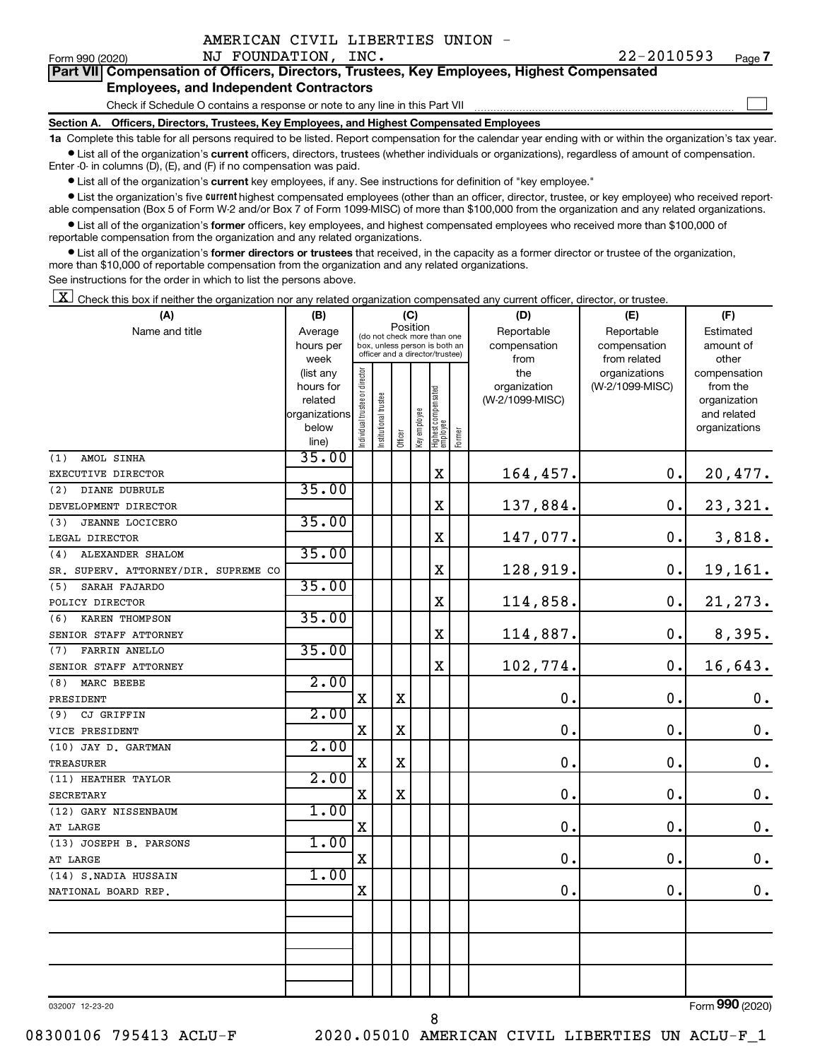AMERICAN CIVIL LIBERTIES UNION - NJ FOUNDATION, INC. 22-2010593

Form 990 (2020) Page 7

## Part VII Compensation of Officers, Directors, Trustees, Key Employees, Highest Compensated Employees, and Independent Contractors

Check if Schedule O contains a response or note to any line in this Part VII ☐

### Section A. Officers, Directors, Trustees, Key Employees, and Highest Compensated Employees

**1a** Complete this table for all persons required to be listed. Report compensation for the calendar year ending with or within the organization's tax year.

- List all of the organization's **current** officers, directors, trustees (whether individuals or organizations), regardless of amount of compensation. Enter -0- in columns (D), (E), and (F) if no compensation was paid.
- List all of the organization's **current** key employees, if any. See instructions for definition of "key employee."
- List the organization's five **current** highest compensated employees (other than an officer, director, trustee, or key employee) who received reportable compensation (Box 5 of Form W-2 and/or Box 7 of Form 1099-MISC) of more than $100,000 from the organization and any related organizations.
- List all of the organization's **former** officers, key employees, and highest compensated employees who received more than $100,000 of reportable compensation from the organization and any related organizations.
- List all of the organization's **former directors or trustees** that received, in the capacity as a former director or trustee of the organization, more than $10,000 of reportable compensation from the organization and any related organizations.

See instructions for the order in which to list the persons above.

☒ Check this box if neither the organization nor any related organization compensated any current officer, director, or trustee.

| (A) Name and title | (B) Average hours per week (list any hours for related organizations below line) | (C) Position (do not check more than one box, unless person is both an officer and a director/trustee) | | | | | | (D) Reportable compensation from the organization (W-2/1099-MISC) | (E) Reportable compensation from related organizations (W-2/1099-MISC) | (F) Estimated amount of other compensation from the organization and related organizations |
|---|---|---|---|---|---|---|---|---|---|---|
| | | Individual trustee or director | Institutional trustee | Officer | Key employee | Highest compensated employee | Former | | | |
| (1) AMOL SINHA<br>EXECUTIVE DIRECTOR | 35.00 | | | | | X | | 164,457. | 0. | 20,477. |
| (2) DIANE DUBRULE<br>DEVELOPMENT DIRECTOR | 35.00 | | | | | X | | 137,884. | 0. | 23,321. |
| (3) JEANNE LOCICERO<br>LEGAL DIRECTOR | 35.00 | | | | | X | | 147,077. | 0. | 3,818. |
| (4) ALEXANDER SHALOM<br>SR. SUPERV. ATTORNEY/DIR. SUPREME CO | 35.00 | | | | | X | | 128,919. | 0. | 19,161. |
| (5) SARAH FAJARDO<br>POLICY DIRECTOR | 35.00 | | | | | X | | 114,858. | 0. | 21,273. |
| (6) KAREN THOMPSON<br>SENIOR STAFF ATTORNEY | 35.00 | | | | | X | | 114,887. | 0. | 8,395. |
| (7) FARRIN ANELLO<br>SENIOR STAFF ATTORNEY | 35.00 | | | | | X | | 102,774. | 0. | 16,643. |
| (8) MARC BEEBE<br>PRESIDENT | 2.00 | X | | X | | | | 0. | 0. | 0. |
| (9) CJ GRIFFIN<br>VICE PRESIDENT | 2.00 | X | | X | | | | 0. | 0. | 0. |
| (10) JAY D. GARTMAN<br>TREASURER | 2.00 | X | | X | | | | 0. | 0. | 0. |
| (11) HEATHER TAYLOR<br>SECRETARY | 2.00 | X | | X | | | | 0. | 0. | 0. |
| (12) GARY NISSENBAUM<br>AT LARGE | 1.00 | X | | | | | | 0. | 0. | 0. |
| (13) JOSEPH B. PARSONS<br>AT LARGE | 1.00 | X | | | | | | 0. | 0. | 0. |
| (14) S.NADIA HUSSAIN<br>NATIONAL BOARD REP. | 1.00 | X | | | | | | 0. | 0. | 0. |
| | | | | | | | | | | |
| | | | | | | | | | | |
| | | | | | | | | | | |

032007 12-23-20 Form **990** (2020)

08300106 795413 ACLU-F 2020.05010 AMERICAN CIVIL LIBERTIES UN ACLU-F_1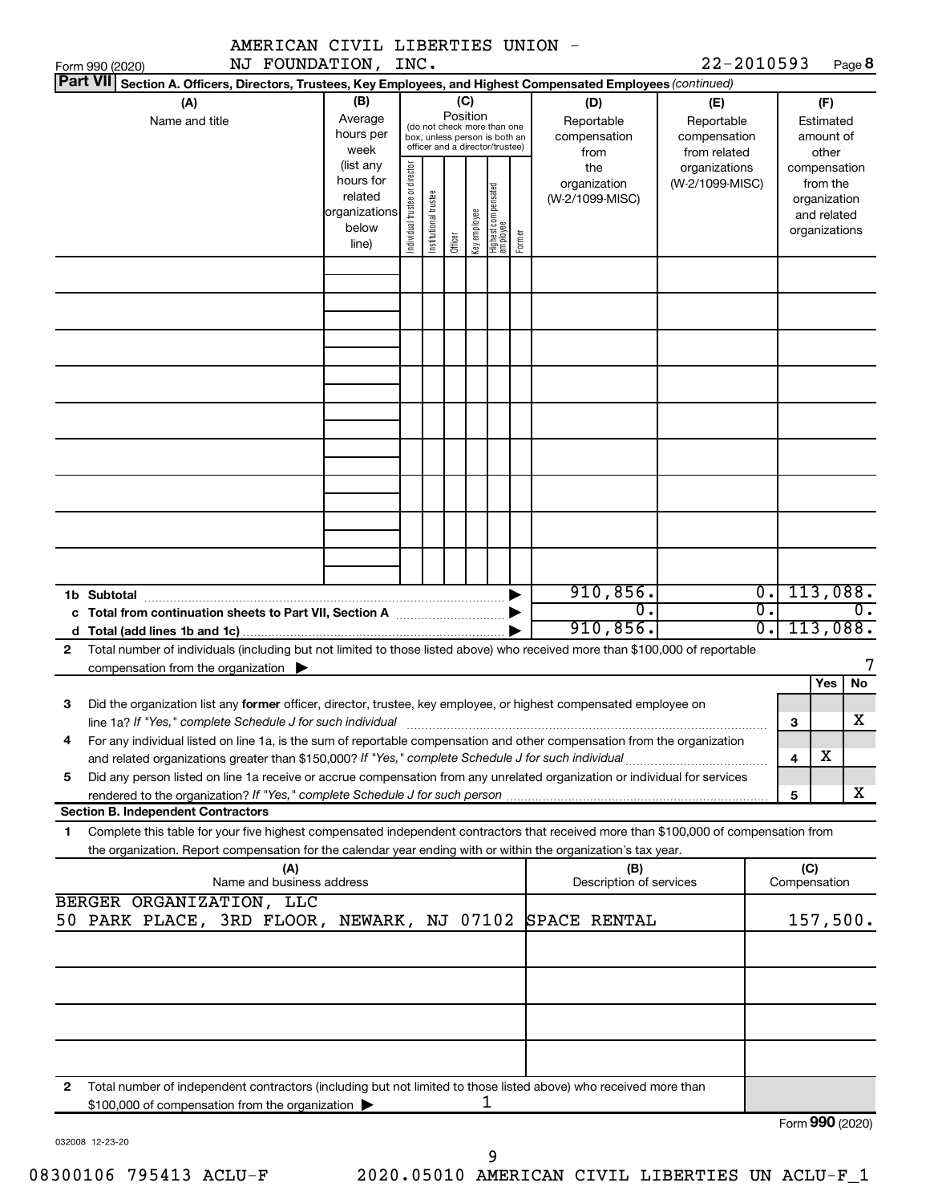AMERICAN CIVIL LIBERTIES UNION -
NJ FOUNDATION, INC. 22-2010593

Form 990 (2020) Page **8**

**Part VII** **Section A. Officers, Directors, Trustees, Key Employees, and Highest Compensated Employees** *(continued)*

| (A) Name and title | (B) Average hours per week (list any hours for related organizations below line) | (C) Position (do not check more than one box, unless person is both an officer and a director/trustee): Individual trustee or director | Institutional trustee | Officer | Key employee | Highest compensated employee | Former | (D) Reportable compensation from the organization (W-2/1099-MISC) | (E) Reportable compensation from related organizations (W-2/1099-MISC) | (F) Estimated amount of other compensation from the organization and related organizations |
|---|---|---|---|---|---|---|---|---|---|---|
| | | | | | | | | | | |
| | | | | | | | | | | |
| | | | | | | | | | | |
| | | | | | | | | | | |
| | | | | | | | | | | |
| | | | | | | | | | | |
| | | | | | | | | | | |
| | | | | | | | | | | |
| | | | | | | | | | | |
| **1b Subtotal** | | | | | | | ▶ | 910,856. | 0. | 113,088. |
| **c Total from continuation sheets to Part VII, Section A** | | | | | | | ▶ | 0. | 0. | 0. |
| **d Total (add lines 1b and 1c)** | | | | | | | ▶ | 910,856. | 0. | 113,088. |

**2** Total number of individuals (including but not limited to those listed above) who received more than $100,000 of reportable compensation from the organization ▶ 7

| | | | Yes | No |
|---|---|---|---|---|
| **3** | Did the organization list any **former** officer, director, trustee, key employee, or highest compensated employee on line 1a? *If "Yes," complete Schedule J for such individual* | **3** | | X |
| **4** | For any individual listed on line 1a, is the sum of reportable compensation and other compensation from the organization and related organizations greater than $150,000? *If "Yes," complete Schedule J for such individual* | **4** | X | |
| **5** | Did any person listed on line 1a receive or accrue compensation from any unrelated organization or individual for services rendered to the organization? *If "Yes," complete Schedule J for such person* | **5** | | X |

**Section B. Independent Contractors**

**1** Complete this table for your five highest compensated independent contractors that received more than $100,000 of compensation from the organization. Report compensation for the calendar year ending with or within the organization's tax year.

| (A) Name and business address | (B) Description of services | (C) Compensation |
|---|---|---|
| BERGER ORGANIZATION, LLC<br>50 PARK PLACE, 3RD FLOOR, NEWARK, NJ 07102 | SPACE RENTAL | 157,500. |
| | | |
| | | |
| | | |
| | | |

**2** Total number of independent contractors (including but not limited to those listed above) who received more than $100,000 of compensation from the organization ▶ 1

Form **990** (2020)

032008 12-23-20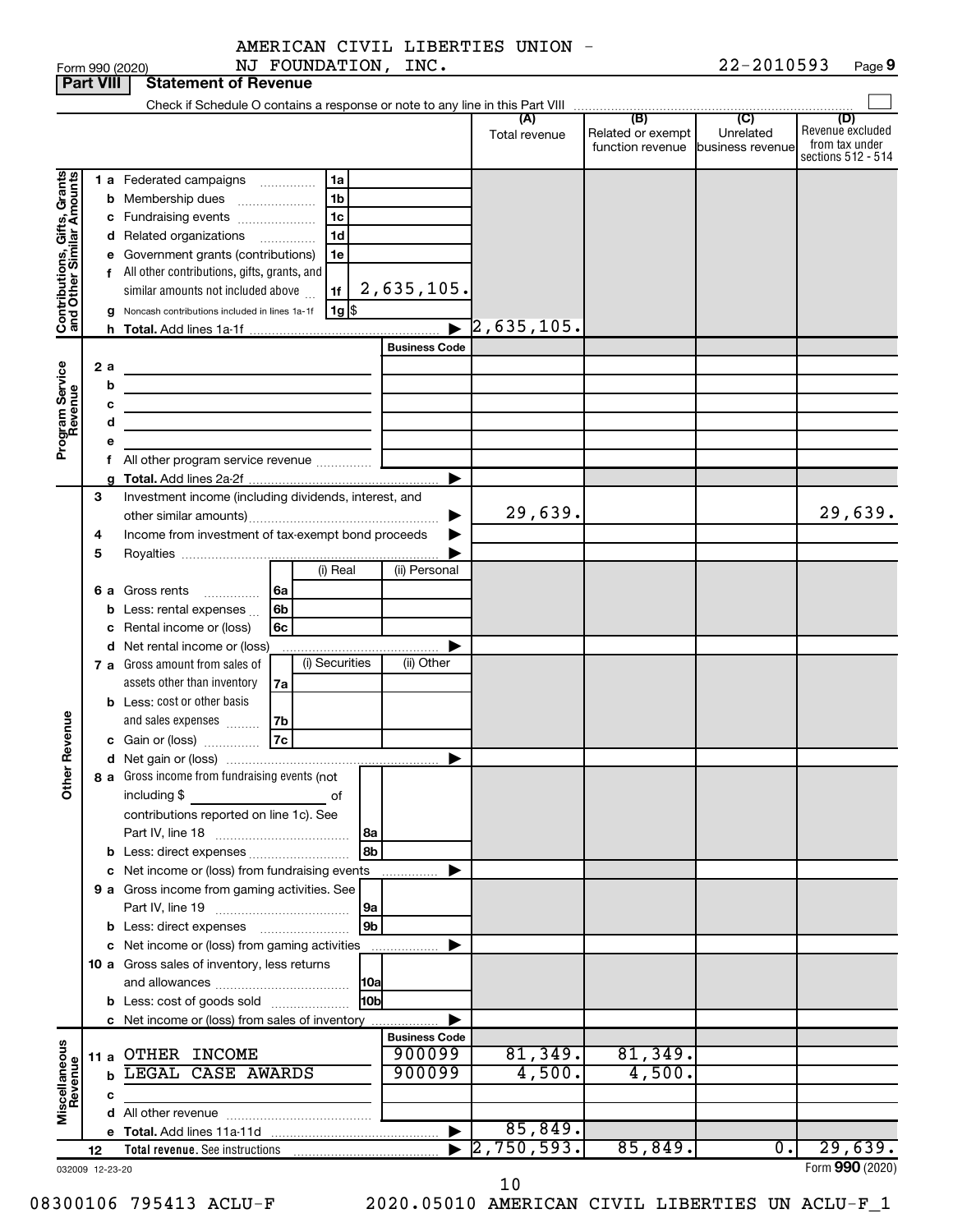AMERICAN CIVIL LIBERTIES UNION - NJ FOUNDATION, INC.

Form 990 (2020) 22-2010593 Page 9

## Part VIII Statement of Revenue

Check if Schedule O contains a response or note to any line in this Part VIII ☐

| | | | | (A) Total revenue | (B) Related or exempt function revenue | (C) Unrelated business revenue | (D) Revenue excluded from tax under sections 512 - 514 |
|---|---|---|---|---|---|---|---|
| **Contributions, Gifts, Grants and Other Similar Amounts** | 1 a Federated campaigns | 1a | | | | | |
| | b Membership dues | 1b | | | | | |
| | c Fundraising events | 1c | | | | | |
| | d Related organizations | 1d | | | | | |
| | e Government grants (contributions) | 1e | | | | | |
| | f All other contributions, gifts, grants, and similar amounts not included above | 1f | 2,635,105. | | | | |
| | g Noncash contributions included in lines 1a-1f | 1g $ | | | | | |
| | h Total. Add lines 1a-1f | | | 2,635,105. | | | |
| **Program Service Revenue** | | | Business Code | | | | |
| | 2 a | | | | | | |
| | b | | | | | | |
| | c | | | | | | |
| | d | | | | | | |
| | e | | | | | | |
| | f All other program service revenue | | | | | | |
| | g Total. Add lines 2a-2f | | | | | | |
| **Other Revenue** | 3 Investment income (including dividends, interest, and other similar amounts) | | | 29,639. | | | 29,639. |
| | 4 Income from investment of tax-exempt bond proceeds | | | | | | |
| | 5 Royalties | | | | | | |
| | | (i) Real | (ii) Personal | | | | |
| | 6 a Gross rents 6a | | | | | | |
| | b Less: rental expenses 6b | | | | | | |
| | c Rental income or (loss) 6c | | | | | | |
| | d Net rental income or (loss) | | | | | | |
| | | (i) Securities | (ii) Other | | | | |
| | 7 a Gross amount from sales of assets other than inventory 7a | | | | | | |
| | b Less: cost or other basis and sales expenses 7b | | | | | | |
| | c Gain or (loss) 7c | | | | | | |
| | d Net gain or (loss) | | | | | | |
| | 8 a Gross income from fundraising events (not including $ ______ of contributions reported on line 1c). See Part IV, line 18 | 8a | | | | | |
| | b Less: direct expenses | 8b | | | | | |
| | c Net income or (loss) from fundraising events | | | | | | |
| | 9 a Gross income from gaming activities. See Part IV, line 19 | 9a | | | | | |
| | b Less: direct expenses | 9b | | | | | |
| | c Net income or (loss) from gaming activities | | | | | | |
| | 10 a Gross sales of inventory, less returns and allowances | 10a | | | | | |
| | b Less: cost of goods sold | 10b | | | | | |
| | c Net income or (loss) from sales of inventory | | | | | | |
| **Miscellaneous Revenue** | | | Business Code | | | | |
| | 11 a OTHER INCOME | | 900099 | 81,349. | 81,349. | | |
| | b LEGAL CASE AWARDS | | 900099 | 4,500. | 4,500. | | |
| | c | | | | | | |
| | d All other revenue | | | | | | |
| | e Total. Add lines 11a-11d | | | 85,849. | | | |
| | 12 Total revenue. See instructions | | | 2,750,593. | 85,849. | 0. | 29,639. |

032009 12-23-20

Form 990 (2020)

08300106 795413 ACLU-F 2020.05010 AMERICAN CIVIL LIBERTIES UN ACLU-F_1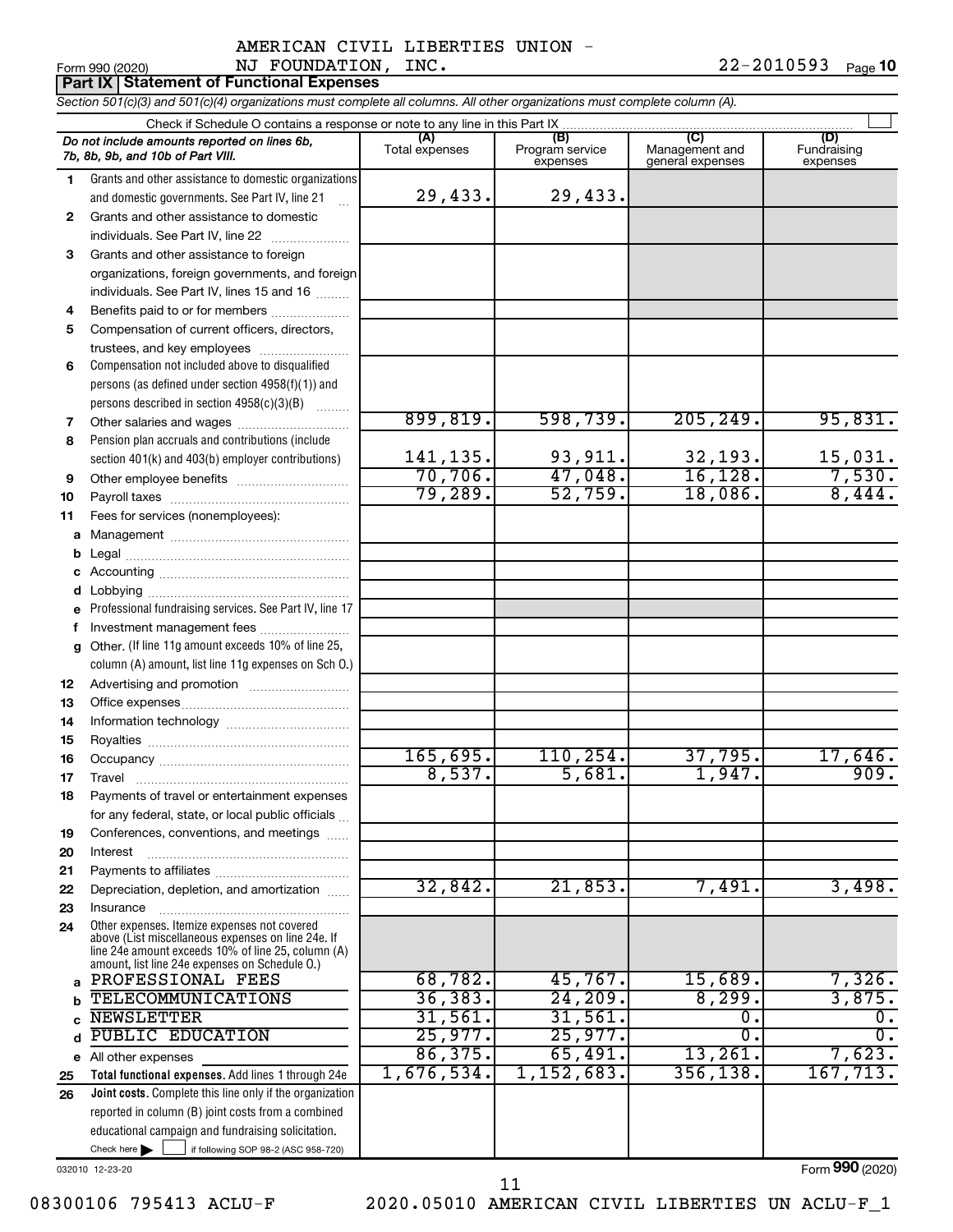AMERICAN CIVIL LIBERTIES UNION - NJ FOUNDATION, INC. 22-2010593

## Part IX Statement of Functional Expenses

*Section 501(c)(3) and 501(c)(4) organizations must complete all columns. All other organizations must complete column (A).*

Check if Schedule O contains a response or note to any line in this Part IX

| | Do not include amounts reported on lines 6b, 7b, 8b, 9b, and 10b of Part VIII. | (A) Total expenses | (B) Program service expenses | (C) Management and general expenses | (D) Fundraising expenses |
|---|---|---|---|---|---|
| 1 | Grants and other assistance to domestic organizations and domestic governments. See Part IV, line 21 | 29,433. | 29,433. | | |
| 2 | Grants and other assistance to domestic individuals. See Part IV, line 22 | | | | |
| 3 | Grants and other assistance to foreign organizations, foreign governments, and foreign individuals. See Part IV, lines 15 and 16 | | | | |
| 4 | Benefits paid to or for members | | | | |
| 5 | Compensation of current officers, directors, trustees, and key employees | | | | |
| 6 | Compensation not included above to disqualified persons (as defined under section 4958(f)(1)) and persons described in section 4958(c)(3)(B) | | | | |
| 7 | Other salaries and wages | 899,819. | 598,739. | 205,249. | 95,831. |
| 8 | Pension plan accruals and contributions (include section 401(k) and 403(b) employer contributions) | 141,135. | 93,911. | 32,193. | 15,031. |
| 9 | Other employee benefits | 70,706. | 47,048. | 16,128. | 7,530. |
| 10 | Payroll taxes | 79,289. | 52,759. | 18,086. | 8,444. |
| 11 | Fees for services (nonemployees): | | | | |
| a | Management | | | | |
| b | Legal | | | | |
| c | Accounting | | | | |
| d | Lobbying | | | | |
| e | Professional fundraising services. See Part IV, line 17 | | | | |
| f | Investment management fees | | | | |
| g | Other. (If line 11g amount exceeds 10% of line 25, column (A) amount, list line 11g expenses on Sch O.) | | | | |
| 12 | Advertising and promotion | | | | |
| 13 | Office expenses | | | | |
| 14 | Information technology | | | | |
| 15 | Royalties | | | | |
| 16 | Occupancy | 165,695. | 110,254. | 37,795. | 17,646. |
| 17 | Travel | 8,537. | 5,681. | 1,947. | 909. |
| 18 | Payments of travel or entertainment expenses for any federal, state, or local public officials | | | | |
| 19 | Conferences, conventions, and meetings | | | | |
| 20 | Interest | | | | |
| 21 | Payments to affiliates | | | | |
| 22 | Depreciation, depletion, and amortization | 32,842. | 21,853. | 7,491. | 3,498. |
| 23 | Insurance | | | | |
| 24 | Other expenses. Itemize expenses not covered above (List miscellaneous expenses on line 24e. If line 24e amount exceeds 10% of line 25, column (A) amount, list line 24e expenses on Schedule O.) | | | | |
| a | PROFESSIONAL FEES | 68,782. | 45,767. | 15,689. | 7,326. |
| b | TELECOMMUNICATIONS | 36,383. | 24,209. | 8,299. | 3,875. |
| c | NEWSLETTER | 31,561. | 31,561. | 0. | 0. |
| d | PUBLIC EDUCATION | 25,977. | 25,977. | 0. | 0. |
| e | All other expenses | 86,375. | 65,491. | 13,261. | 7,623. |
| 25 | **Total functional expenses.** Add lines 1 through 24e | 1,676,534. | 1,152,683. | 356,138. | 167,713. |
| 26 | **Joint costs.** Complete this line only if the organization reported in column (B) joint costs from a combined educational campaign and fundraising solicitation. Check here ☐ if following SOP 98-2 (ASC 958-720) | | | | |

032010 12-23-20

Form **990** (2020)

08300106 795413 ACLU-F 2020.05010 AMERICAN CIVIL LIBERTIES UN ACLU-F_1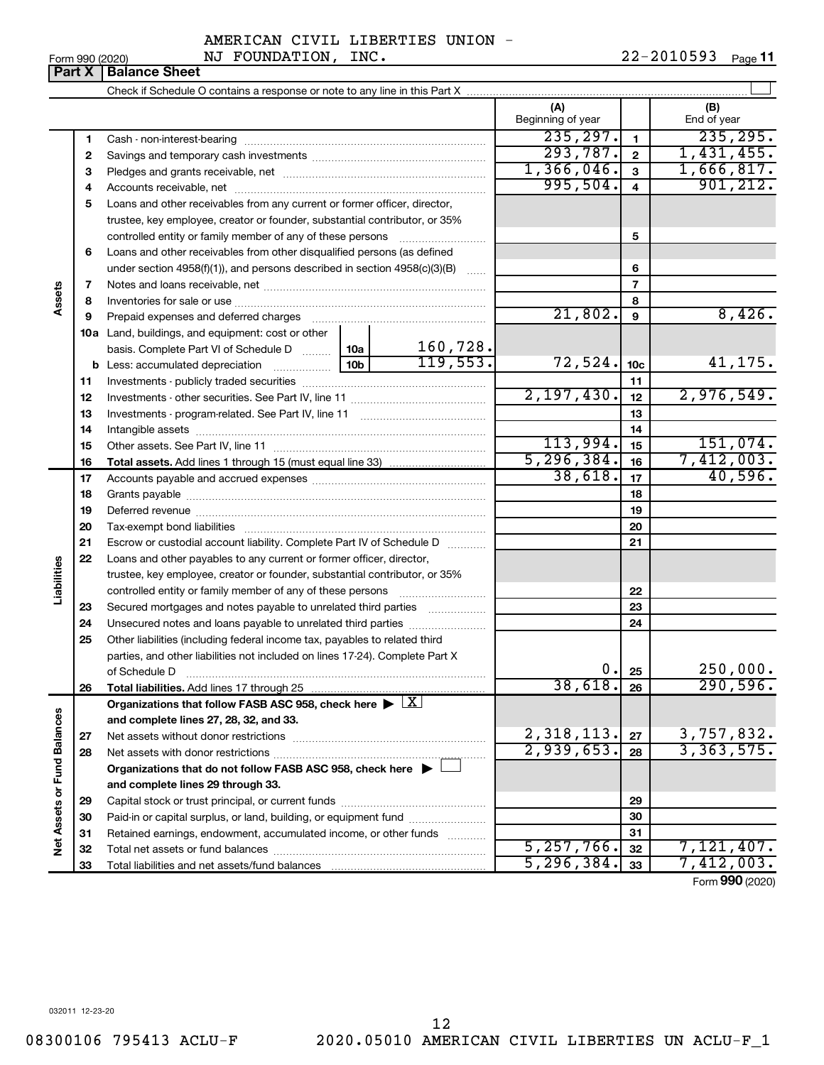AMERICAN CIVIL LIBERTIES UNION - NJ FOUNDATION, INC.

Form 990 (2020) 22-2010593 Page 11

## Part X | Balance Sheet

Check if Schedule O contains a response or note to any line in this Part X ☐

| | | | | (A) Beginning of year | | (B) End of year |
|---|---|---|---|---|---|---|
| **Assets** | 1 | Cash - non-interest-bearing | | 235,297. | 1 | 235,295. |
| | 2 | Savings and temporary cash investments | | 293,787. | 2 | 1,431,455. |
| | 3 | Pledges and grants receivable, net | | 1,366,046. | 3 | 1,666,817. |
| | 4 | Accounts receivable, net | | 995,504. | 4 | 901,212. |
| | 5 | Loans and other receivables from any current or former officer, director, trustee, key employee, creator or founder, substantial contributor, or 35% controlled entity or family member of any of these persons | | | 5 | |
| | 6 | Loans and other receivables from other disqualified persons (as defined under section 4958(f)(1)), and persons described in section 4958(c)(3)(B) | | | 6 | |
| | 7 | Notes and loans receivable, net | | | 7 | |
| | 8 | Inventories for sale or use | | | 8 | |
| | 9 | Prepaid expenses and deferred charges | | 21,802. | 9 | 8,426. |
| | 10a | Land, buildings, and equipment: cost or other basis. Complete Part VI of Schedule D | 10a 160,728. | | | |
| | b | Less: accumulated depreciation | 10b 119,553. | 72,524. | 10c | 41,175. |
| | 11 | Investments - publicly traded securities | | | 11 | |
| | 12 | Investments - other securities. See Part IV, line 11 | | 2,197,430. | 12 | 2,976,549. |
| | 13 | Investments - program-related. See Part IV, line 11 | | | 13 | |
| | 14 | Intangible assets | | | 14 | |
| | 15 | Other assets. See Part IV, line 11 | | 113,994. | 15 | 151,074. |
| | 16 | **Total assets.** Add lines 1 through 15 (must equal line 33) | | 5,296,384. | 16 | 7,412,003. |
| **Liabilities** | 17 | Accounts payable and accrued expenses | | 38,618. | 17 | 40,596. |
| | 18 | Grants payable | | | 18 | |
| | 19 | Deferred revenue | | | 19 | |
| | 20 | Tax-exempt bond liabilities | | | 20 | |
| | 21 | Escrow or custodial account liability. Complete Part IV of Schedule D | | | 21 | |
| | 22 | Loans and other payables to any current or former officer, director, trustee, key employee, creator or founder, substantial contributor, or 35% controlled entity or family member of any of these persons | | | 22 | |
| | 23 | Secured mortgages and notes payable to unrelated third parties | | | 23 | |
| | 24 | Unsecured notes and loans payable to unrelated third parties | | | 24 | |
| | 25 | Other liabilities (including federal income tax, payables to related third parties, and other liabilities not included on lines 17-24). Complete Part X of Schedule D | | 0. | 25 | 250,000. |
| | 26 | **Total liabilities.** Add lines 17 through 25 | | 38,618. | 26 | 290,596. |
| **Net Assets or Fund Balances** | | **Organizations that follow FASB ASC 958, check here ▶ ☒ and complete lines 27, 28, 32, and 33.** | | | | |
| | 27 | Net assets without donor restrictions | | 2,318,113. | 27 | 3,757,832. |
| | 28 | Net assets with donor restrictions | | 2,939,653. | 28 | 3,363,575. |
| | | **Organizations that do not follow FASB ASC 958, check here ▶ ☐ and complete lines 29 through 33.** | | | | |
| | 29 | Capital stock or trust principal, or current funds | | | 29 | |
| | 30 | Paid-in or capital surplus, or land, building, or equipment fund | | | 30 | |
| | 31 | Retained earnings, endowment, accumulated income, or other funds | | | 31 | |
| | 32 | Total net assets or fund balances | | 5,257,766. | 32 | 7,121,407. |
| | 33 | Total liabilities and net assets/fund balances | | 5,296,384. | 33 | 7,412,003. |

Form **990** (2020)

032011 12-23-20

08300106 795413 ACLU-F 2020.05010 AMERICAN CIVIL LIBERTIES UN ACLU-F_1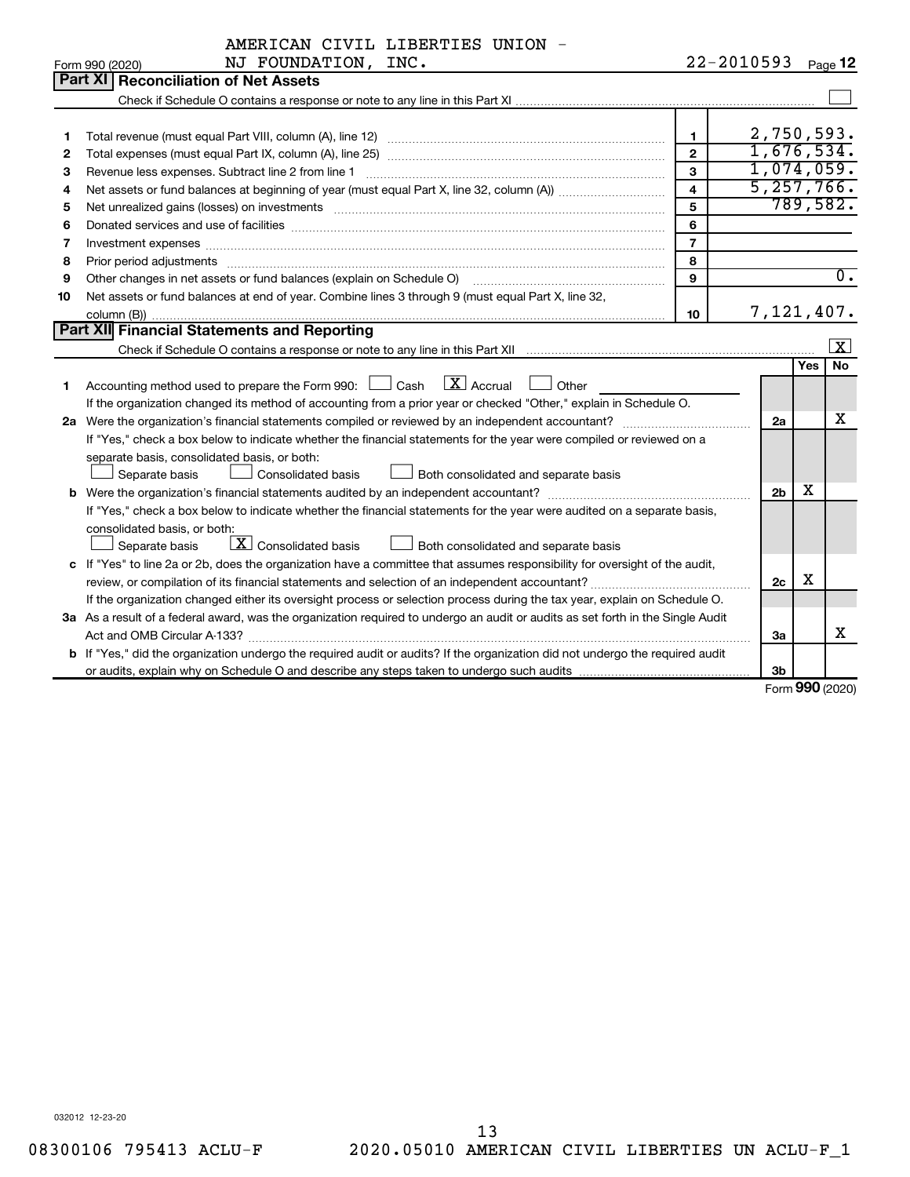AMERICAN CIVIL LIBERTIES UNION - NJ FOUNDATION, INC. 22-2010593

Form 990 (2020) Page **12**

## Part XI Reconciliation of Net Assets

Check if Schedule O contains a response or note to any line in this Part XI ☐

| | | | |
|---|---|---|---|
| 1 | Total revenue (must equal Part VIII, column (A), line 12) | 1 | 2,750,593. |
| 2 | Total expenses (must equal Part IX, column (A), line 25) | 2 | 1,676,534. |
| 3 | Revenue less expenses. Subtract line 2 from line 1 | 3 | 1,074,059. |
| 4 | Net assets or fund balances at beginning of year (must equal Part X, line 32, column (A)) | 4 | 5,257,766. |
| 5 | Net unrealized gains (losses) on investments | 5 | 789,582. |
| 6 | Donated services and use of facilities | 6 | |
| 7 | Investment expenses | 7 | |
| 8 | Prior period adjustments | 8 | |
| 9 | Other changes in net assets or fund balances (explain on Schedule O) | 9 | 0. |
| 10 | Net assets or fund balances at end of year. Combine lines 3 through 9 (must equal Part X, line 32, column (B)) | 10 | 7,121,407. |

## Part XII Financial Statements and Reporting

Check if Schedule O contains a response or note to any line in this Part XII ☒

| | | | Yes | No |
|---|---|---|---|---|
| 1 | Accounting method used to prepare the Form 990: ☐ Cash ☒ Accrual ☐ Other | | | |
| | If the organization changed its method of accounting from a prior year or checked "Other," explain in Schedule O. | | | |
| 2a | Were the organization's financial statements compiled or reviewed by an independent accountant? | 2a | | X |
| | If "Yes," check a box below to indicate whether the financial statements for the year were compiled or reviewed on a separate basis, consolidated basis, or both: ☐ Separate basis ☐ Consolidated basis ☐ Both consolidated and separate basis | | | |
| b | Were the organization's financial statements audited by an independent accountant? | 2b | X | |
| | If "Yes," check a box below to indicate whether the financial statements for the year were audited on a separate basis, consolidated basis, or both: ☐ Separate basis ☒ Consolidated basis ☐ Both consolidated and separate basis | | | |
| c | If "Yes" to line 2a or 2b, does the organization have a committee that assumes responsibility for oversight of the audit, review, or compilation of its financial statements and selection of an independent accountant? | 2c | X | |
| | If the organization changed either its oversight process or selection process during the tax year, explain on Schedule O. | | | |
| 3a | As a result of a federal award, was the organization required to undergo an audit or audits as set forth in the Single Audit Act and OMB Circular A-133? | 3a | | X |
| b | If "Yes," did the organization undergo the required audit or audits? If the organization did not undergo the required audit or audits, explain why on Schedule O and describe any steps taken to undergo such audits | 3b | | |

Form **990** (2020)

032012 12-23-20

08300106 795413 ACLU-F 2020.05010 AMERICAN CIVIL LIBERTIES UN ACLU-F_1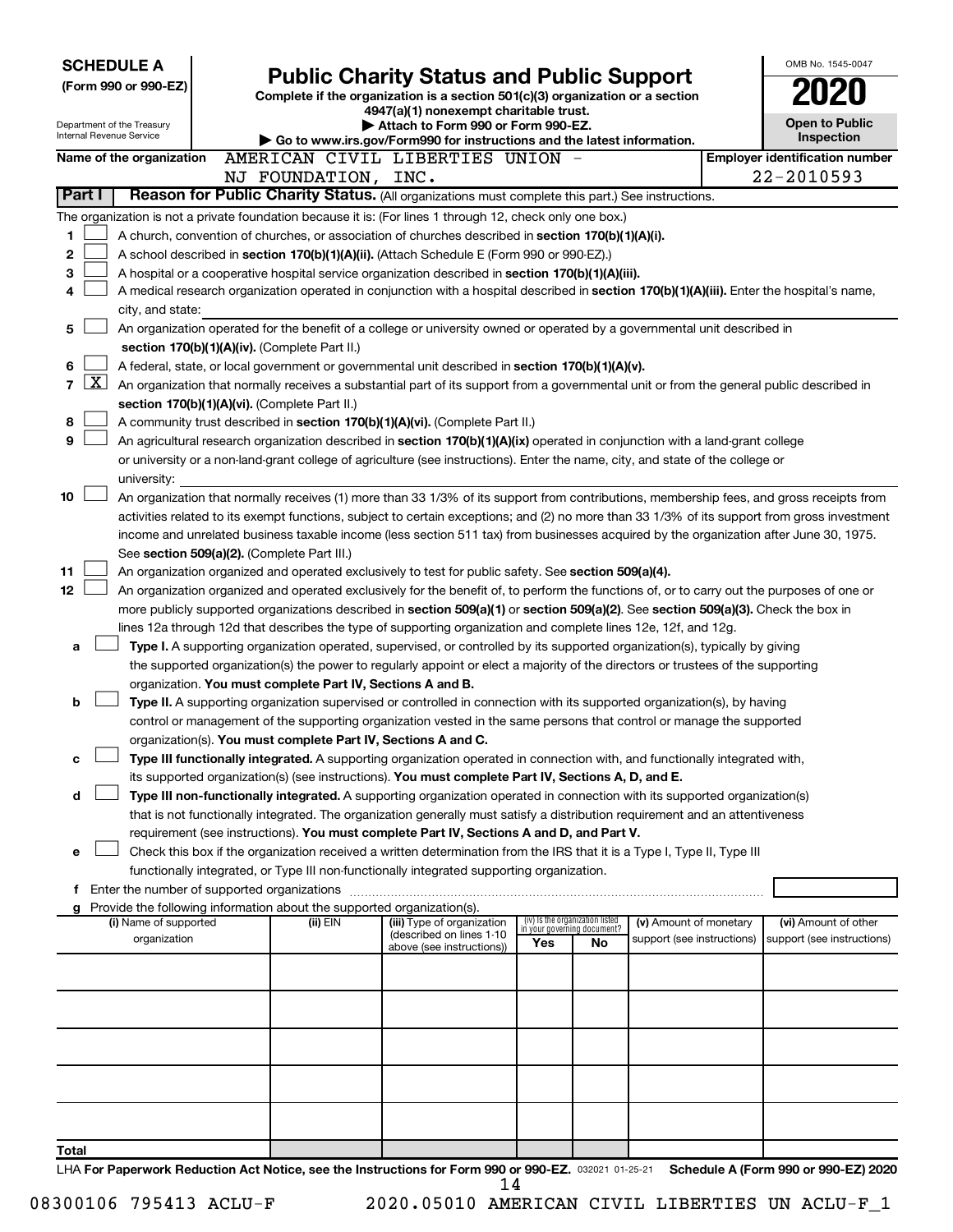**SCHEDULE A**
**(Form 990 or 990-EZ)**

Department of the Treasury
Internal Revenue Service

# Public Charity Status and Public Support

**Complete if the organization is a section 501(c)(3) organization or a section 4947(a)(1) nonexempt charitable trust.**
**▶ Attach to Form 990 or Form 990-EZ.**
**▶ Go to www.irs.gov/Form990 for instructions and the latest information.**

OMB No. 1545-0047
**2020**
**Open to Public Inspection**

**Name of the organization** AMERICAN CIVIL LIBERTIES UNION - NJ FOUNDATION, INC.
**Employer identification number** 22-2010593

## Part I Reason for Public Charity Status. (All organizations must complete this part.) See instructions.

The organization is not a private foundation because it is: (For lines 1 through 12, check only one box.)

1. ☐ A church, convention of churches, or association of churches described in **section 170(b)(1)(A)(i).**
2. ☐ A school described in **section 170(b)(1)(A)(ii).** (Attach Schedule E (Form 990 or 990-EZ).)
3. ☐ A hospital or a cooperative hospital service organization described in **section 170(b)(1)(A)(iii).**
4. ☐ A medical research organization operated in conjunction with a hospital described in **section 170(b)(1)(A)(iii).** Enter the hospital's name, city, and state:
5. ☐ An organization operated for the benefit of a college or university owned or operated by a governmental unit described in **section 170(b)(1)(A)(iv).** (Complete Part II.)
6. ☐ A federal, state, or local government or governmental unit described in **section 170(b)(1)(A)(v).**
7. ☒ An organization that normally receives a substantial part of its support from a governmental unit or from the general public described in **section 170(b)(1)(A)(vi).** (Complete Part II.)
8. ☐ A community trust described in **section 170(b)(1)(A)(vi).** (Complete Part II.)
9. ☐ An agricultural research organization described in **section 170(b)(1)(A)(ix)** operated in conjunction with a land-grant college or university or a non-land-grant college of agriculture (see instructions). Enter the name, city, and state of the college or university:
10. ☐ An organization that normally receives (1) more than 33 1/3% of its support from contributions, membership fees, and gross receipts from activities related to its exempt functions, subject to certain exceptions; and (2) no more than 33 1/3% of its support from gross investment income and unrelated business taxable income (less section 511 tax) from businesses acquired by the organization after June 30, 1975. See **section 509(a)(2).** (Complete Part III.)
11. ☐ An organization organized and operated exclusively to test for public safety. See **section 509(a)(4).**
12. ☐ An organization organized and operated exclusively for the benefit of, to perform the functions of, or to carry out the purposes of one or more publicly supported organizations described in **section 509(a)(1)** or **section 509(a)(2)**. See **section 509(a)(3).** Check the box in lines 12a through 12d that describes the type of supporting organization and complete lines 12e, 12f, and 12g.
   - **a** ☐ **Type I.** A supporting organization operated, supervised, or controlled by its supported organization(s), typically by giving the supported organization(s) the power to regularly appoint or elect a majority of the directors or trustees of the supporting organization. **You must complete Part IV, Sections A and B.**
   - **b** ☐ **Type II.** A supporting organization supervised or controlled in connection with its supported organization(s), by having control or management of the supporting organization vested in the same persons that control or manage the supported organization(s). **You must complete Part IV, Sections A and C.**
   - **c** ☐ **Type III functionally integrated.** A supporting organization operated in connection with, and functionally integrated with, its supported organization(s) (see instructions). **You must complete Part IV, Sections A, D, and E.**
   - **d** ☐ **Type III non-functionally integrated.** A supporting organization operated in connection with its supported organization(s) that is not functionally integrated. The organization generally must satisfy a distribution requirement and an attentiveness requirement (see instructions). **You must complete Part IV, Sections A and D, and Part V.**
   - **e** ☐ Check this box if the organization received a written determination from the IRS that it is a Type I, Type II, Type III functionally integrated, or Type III non-functionally integrated supporting organization.
   - **f** Enter the number of supported organizations
   - **g** Provide the following information about the supported organization(s).

| (i) Name of supported organization | (ii) EIN | (iii) Type of organization (described on lines 1-10 above (see instructions)) | (iv) Is the organization listed in your governing document? Yes | No | (v) Amount of monetary support (see instructions) | (vi) Amount of other support (see instructions) |
|---|---|---|---|---|---|---|
| | | | | | | |
| | | | | | | |
| | | | | | | |
| | | | | | | |
| | | | | | | |
| **Total** | | | | | | |

LHA **For Paperwork Reduction Act Notice, see the Instructions for Form 990 or 990-EZ.** 032021 01-25-21 **Schedule A (Form 990 or 990-EZ) 2020**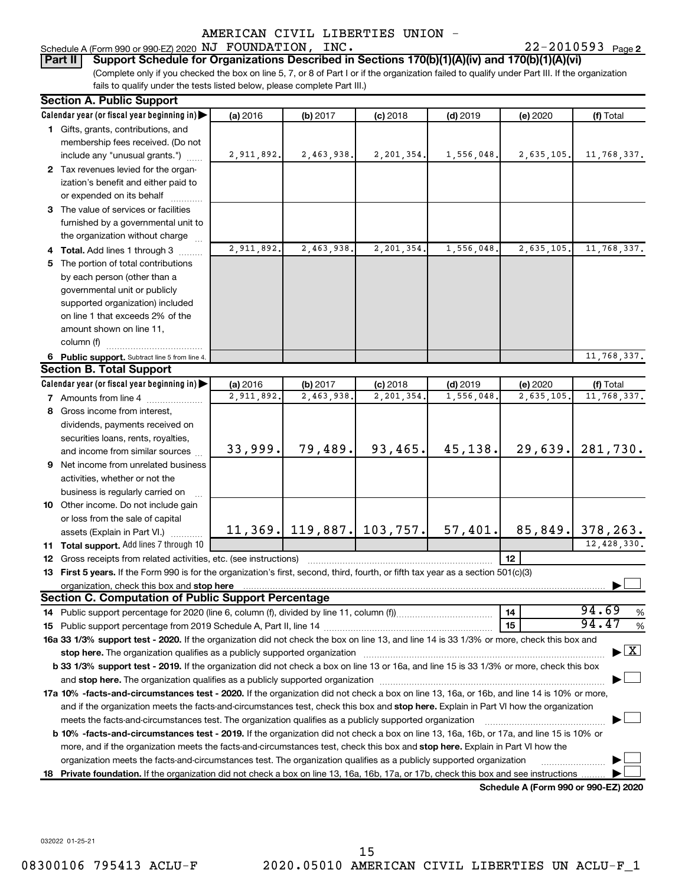AMERICAN CIVIL LIBERTIES UNION - NJ FOUNDATION, INC.

Schedule A (Form 990 or 990-EZ) 2020 — 22-2010593 Page 2

**Part II — Support Schedule for Organizations Described in Sections 170(b)(1)(A)(iv) and 170(b)(1)(A)(vi)**

(Complete only if you checked the box on line 5, 7, or 8 of Part I or if the organization failed to qualify under Part III. If the organization fails to qualify under the tests listed below, please complete Part III.)

**Section A. Public Support**

| Calendar year (or fiscal year beginning in) | (a) 2016 | (b) 2017 | (c) 2018 | (d) 2019 | (e) 2020 | (f) Total |
|---|---|---|---|---|---|---|
| 1 Gifts, grants, contributions, and membership fees received. (Do not include any "unusual grants.") | 2,911,892. | 2,463,938. | 2,201,354. | 1,556,048. | 2,635,105. | 11,768,337. |
| 2 Tax revenues levied for the organization's benefit and either paid to or expended on its behalf | | | | | | |
| 3 The value of services or facilities furnished by a governmental unit to the organization without charge | | | | | | |
| 4 **Total.** Add lines 1 through 3 | 2,911,892. | 2,463,938. | 2,201,354. | 1,556,048. | 2,635,105. | 11,768,337. |
| 5 The portion of total contributions by each person (other than a governmental unit or publicly supported organization) included on line 1 that exceeds 2% of the amount shown on line 11, column (f) | | | | | | |
| 6 **Public support.** Subtract line 5 from line 4. | | | | | | 11,768,337. |

**Section B. Total Support**

| Calendar year (or fiscal year beginning in) | (a) 2016 | (b) 2017 | (c) 2018 | (d) 2019 | (e) 2020 | (f) Total |
|---|---|---|---|---|---|---|
| 7 Amounts from line 4 | 2,911,892. | 2,463,938. | 2,201,354. | 1,556,048. | 2,635,105. | 11,768,337. |
| 8 Gross income from interest, dividends, payments received on securities loans, rents, royalties, and income from similar sources | 33,999. | 79,489. | 93,465. | 45,138. | 29,639. | 281,730. |
| 9 Net income from unrelated business activities, whether or not the business is regularly carried on | | | | | | |
| 10 Other income. Do not include gain or loss from the sale of capital assets (Explain in Part VI.) | 11,369. | 119,887. | 103,757. | 57,401. | 85,849. | 378,263. |
| 11 **Total support.** Add lines 7 through 10 | | | | | | 12,428,330. |

12 Gross receipts from related activities, etc. (see instructions) — 12

13 **First 5 years.** If the Form 990 is for the organization's first, second, third, fourth, or fifth tax year as a section 501(c)(3) organization, check this box and **stop here** ☐

**Section C. Computation of Public Support Percentage**

14 Public support percentage for 2020 (line 6, column (f), divided by line 11, column (f)) — 14 — 94.69 %

15 Public support percentage from 2019 Schedule A, Part II, line 14 — 15 — 94.47 %

16a **33 1/3% support test - 2020.** If the organization did not check the box on line 13, and line 14 is 33 1/3% or more, check this box and **stop here.** The organization qualifies as a publicly supported organization ☒

b **33 1/3% support test - 2019.** If the organization did not check a box on line 13 or 16a, and line 15 is 33 1/3% or more, check this box and **stop here.** The organization qualifies as a publicly supported organization ☐

17a **10% -facts-and-circumstances test - 2020.** If the organization did not check a box on line 13, 16a, or 16b, and line 14 is 10% or more, and if the organization meets the facts-and-circumstances test, check this box and **stop here.** Explain in Part VI how the organization meets the facts-and-circumstances test. The organization qualifies as a publicly supported organization ☐

b **10% -facts-and-circumstances test - 2019.** If the organization did not check a box on line 13, 16a, 16b, or 17a, and line 15 is 10% or more, and if the organization meets the facts-and-circumstances test, check this box and **stop here.** Explain in Part VI how the organization meets the facts-and-circumstances test. The organization qualifies as a publicly supported organization ☐

18 **Private foundation.** If the organization did not check a box on line 13, 16a, 16b, 17a, or 17b, check this box and see instructions ☐

**Schedule A (Form 990 or 990-EZ) 2020**

032022 01-25-21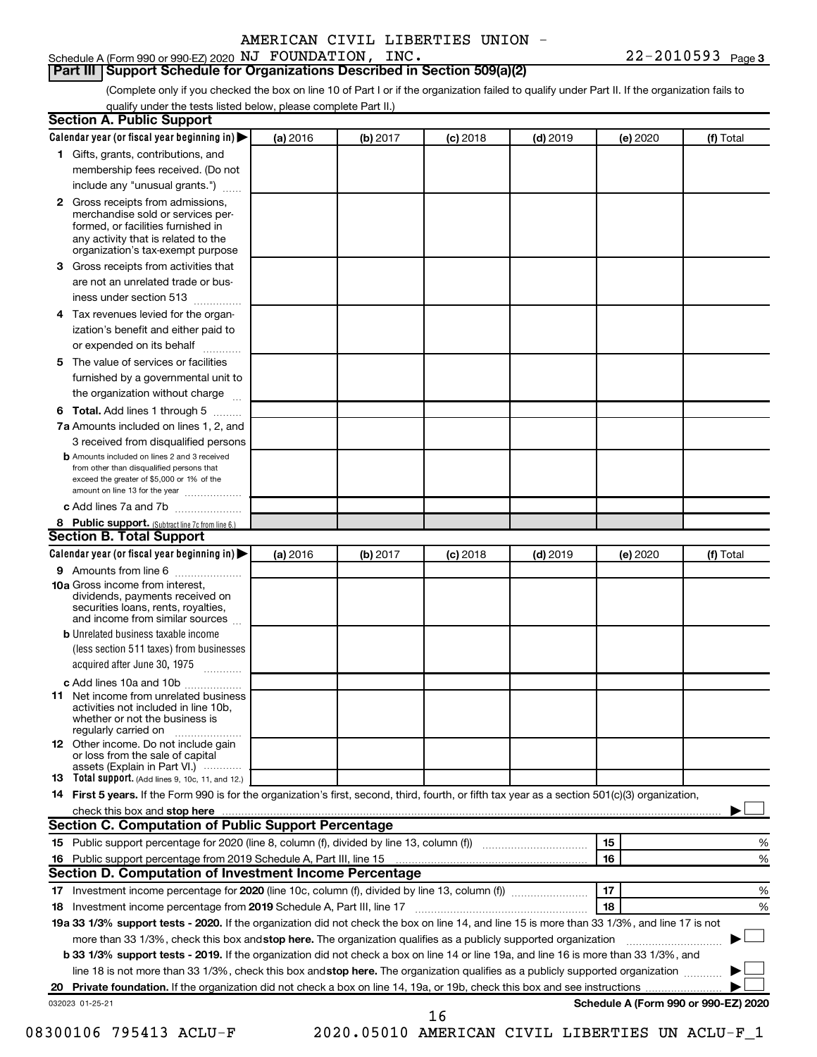AMERICAN CIVIL LIBERTIES UNION -

Schedule A (Form 990 or 990-EZ) 2020 NJ FOUNDATION, INC. 22-2010593 Page 3

## Part III Support Schedule for Organizations Described in Section 509(a)(2)

(Complete only if you checked the box on line 10 of Part I or if the organization failed to qualify under Part II. If the organization fails to qualify under the tests listed below, please complete Part II.)

### Section A. Public Support

| Calendar year (or fiscal year beginning in) ▶ | (a) 2016 | (b) 2017 | (c) 2018 | (d) 2019 | (e) 2020 | (f) Total |
|---|---|---|---|---|---|---|
| **1** Gifts, grants, contributions, and membership fees received. (Do not include any "unusual grants.") | | | | | | |
| **2** Gross receipts from admissions, merchandise sold or services performed, or facilities furnished in any activity that is related to the organization's tax-exempt purpose | | | | | | |
| **3** Gross receipts from activities that are not an unrelated trade or business under section 513 | | | | | | |
| **4** Tax revenues levied for the organization's benefit and either paid to or expended on its behalf | | | | | | |
| **5** The value of services or facilities furnished by a governmental unit to the organization without charge | | | | | | |
| **6 Total.** Add lines 1 through 5 | | | | | | |
| **7a** Amounts included on lines 1, 2, and 3 received from disqualified persons | | | | | | |
| **b** Amounts included on lines 2 and 3 received from other than disqualified persons that exceed the greater of $5,000 or 1% of the amount on line 13 for the year | | | | | | |
| **c** Add lines 7a and 7b | | | | | | |
| **8 Public support.** (Subtract line 7c from line 6.) | | | | | | |

### Section B. Total Support

| Calendar year (or fiscal year beginning in) ▶ | (a) 2016 | (b) 2017 | (c) 2018 | (d) 2019 | (e) 2020 | (f) Total |
|---|---|---|---|---|---|---|
| **9** Amounts from line 6 | | | | | | |
| **10a** Gross income from interest, dividends, payments received on securities loans, rents, royalties, and income from similar sources | | | | | | |
| **b** Unrelated business taxable income (less section 511 taxes) from businesses acquired after June 30, 1975 | | | | | | |
| **c** Add lines 10a and 10b | | | | | | |
| **11** Net income from unrelated business activities not included in line 10b, whether or not the business is regularly carried on | | | | | | |
| **12** Other income. Do not include gain or loss from the sale of capital assets (Explain in Part VI.) | | | | | | |
| **13 Total support.** (Add lines 9, 10c, 11, and 12.) | | | | | | |

**14 First 5 years.** If the Form 990 is for the organization's first, second, third, fourth, or fifth tax year as a section 501(c)(3) organization, check this box and **stop here** ▶ ☐

### Section C. Computation of Public Support Percentage

| | | | |
|---|---|---|---|
| **15** Public support percentage for 2020 (line 8, column (f), divided by line 13, column (f)) | 15 | | % |
| **16** Public support percentage from 2019 Schedule A, Part III, line 15 | 16 | | % |

### Section D. Computation of Investment Income Percentage

| | | | |
|---|---|---|---|
| **17** Investment income percentage for **2020** (line 10c, column (f), divided by line 13, column (f)) | 17 | | % |
| **18** Investment income percentage from **2019** Schedule A, Part III, line 17 | 18 | | % |

**19a 33 1/3% support tests - 2020.** If the organization did not check the box on line 14, and line 15 is more than 33 1/3%, and line 17 is not more than 33 1/3%, check this box and **stop here.** The organization qualifies as a publicly supported organization ▶ ☐

**b 33 1/3% support tests - 2019.** If the organization did not check a box on line 14 or line 19a, and line 16 is more than 33 1/3%, and line 18 is not more than 33 1/3%, check this box and **stop here.** The organization qualifies as a publicly supported organization ▶ ☐

**20 Private foundation.** If the organization did not check a box on line 14, 19a, or 19b, check this box and see instructions ▶ ☐

032023 01-25-21 **Schedule A (Form 990 or 990-EZ) 2020**

08300106 795413 ACLU-F 2020.05010 AMERICAN CIVIL LIBERTIES UN ACLU-F_1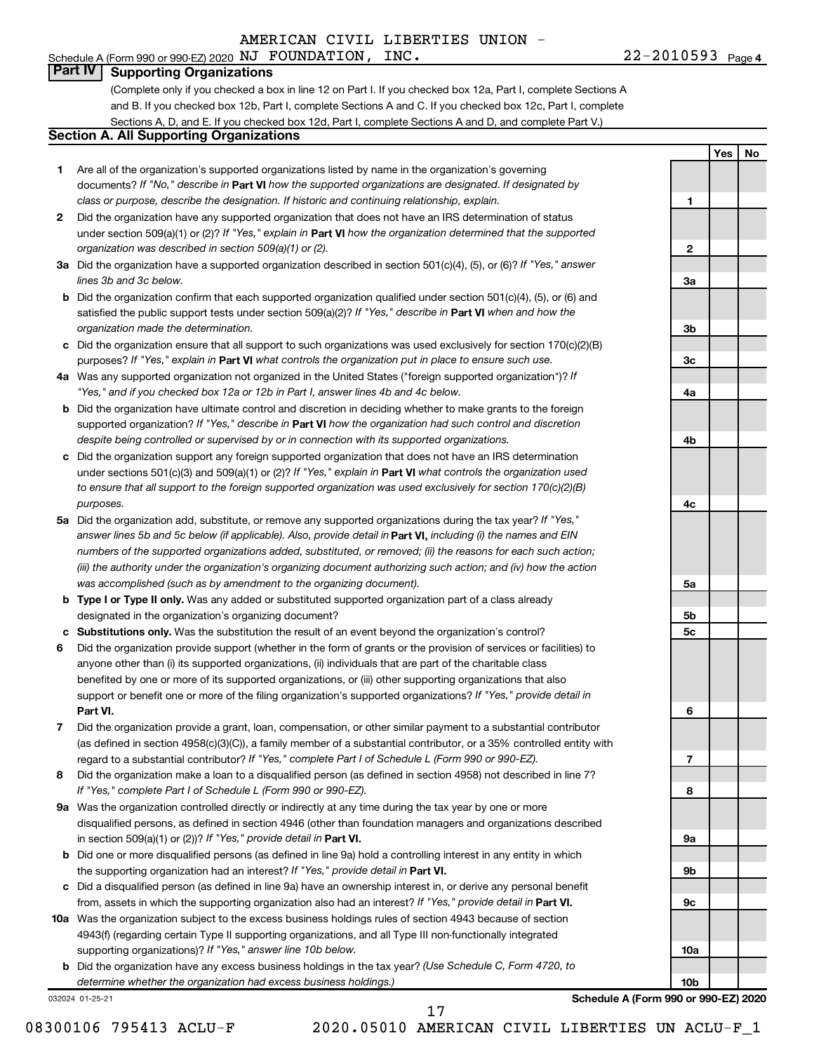AMERICAN CIVIL LIBERTIES UNION -

Schedule A (Form 990 or 990-EZ) 2020 NJ FOUNDATION, INC. 22-2010593 Page 4

## Part IV Supporting Organizations

(Complete only if you checked a box in line 12 on Part I. If you checked box 12a, Part I, complete Sections A and B. If you checked box 12b, Part I, complete Sections A and C. If you checked box 12c, Part I, complete Sections A, D, and E. If you checked box 12d, Part I, complete Sections A and D, and complete Part V.)

### Section A. All Supporting Organizations

| | | | Yes | No |
|---|---|---|---|---|
| **1** | Are all of the organization's supported organizations listed by name in the organization's governing documents? *If "No," describe in* **Part VI** *how the supported organizations are designated. If designated by class or purpose, describe the designation. If historic and continuing relationship, explain.* | 1 | | |
| **2** | Did the organization have any supported organization that does not have an IRS determination of status under section 509(a)(1) or (2)? *If "Yes," explain in* **Part VI** *how the organization determined that the supported organization was described in section 509(a)(1) or (2).* | 2 | | |
| **3a** | Did the organization have a supported organization described in section 501(c)(4), (5), or (6)? *If "Yes," answer lines 3b and 3c below.* | 3a | | |
| **b** | Did the organization confirm that each supported organization qualified under section 501(c)(4), (5), or (6) and satisfied the public support tests under section 509(a)(2)? *If "Yes," describe in* **Part VI** *when and how the organization made the determination.* | 3b | | |
| **c** | Did the organization ensure that all support to such organizations was used exclusively for section 170(c)(2)(B) purposes? *If "Yes," explain in* **Part VI** *what controls the organization put in place to ensure such use.* | 3c | | |
| **4a** | Was any supported organization not organized in the United States ("foreign supported organization")? *If "Yes," and if you checked box 12a or 12b in Part I, answer lines 4b and 4c below.* | 4a | | |
| **b** | Did the organization have ultimate control and discretion in deciding whether to make grants to the foreign supported organization? *If "Yes," describe in* **Part VI** *how the organization had such control and discretion despite being controlled or supervised by or in connection with its supported organizations.* | 4b | | |
| **c** | Did the organization support any foreign supported organization that does not have an IRS determination under sections 501(c)(3) and 509(a)(1) or (2)? *If "Yes," explain in* **Part VI** *what controls the organization used to ensure that all support to the foreign supported organization was used exclusively for section 170(c)(2)(B) purposes.* | 4c | | |
| **5a** | Did the organization add, substitute, or remove any supported organizations during the tax year? *If "Yes," answer lines 5b and 5c below (if applicable). Also, provide detail in* **Part VI,** *including (i) the names and EIN numbers of the supported organizations added, substituted, or removed; (ii) the reasons for each such action; (iii) the authority under the organization's organizing document authorizing such action; and (iv) how the action was accomplished (such as by amendment to the organizing document).* | 5a | | |
| **b** | **Type I or Type II only.** Was any added or substituted supported organization part of a class already designated in the organization's organizing document? | 5b | | |
| **c** | **Substitutions only.** Was the substitution the result of an event beyond the organization's control? | 5c | | |
| **6** | Did the organization provide support (whether in the form of grants or the provision of services or facilities) to anyone other than (i) its supported organizations, (ii) individuals that are part of the charitable class benefited by one or more of its supported organizations, or (iii) other supporting organizations that also support or benefit one or more of the filing organization's supported organizations? *If "Yes," provide detail in* **Part VI.** | 6 | | |
| **7** | Did the organization provide a grant, loan, compensation, or other similar payment to a substantial contributor (as defined in section 4958(c)(3)(C)), a family member of a substantial contributor, or a 35% controlled entity with regard to a substantial contributor? *If "Yes," complete Part I of Schedule L (Form 990 or 990-EZ).* | 7 | | |
| **8** | Did the organization make a loan to a disqualified person (as defined in section 4958) not described in line 7? *If "Yes," complete Part I of Schedule L (Form 990 or 990-EZ).* | 8 | | |
| **9a** | Was the organization controlled directly or indirectly at any time during the tax year by one or more disqualified persons, as defined in section 4946 (other than foundation managers and organizations described in section 509(a)(1) or (2))? *If "Yes," provide detail in* **Part VI.** | 9a | | |
| **b** | Did one or more disqualified persons (as defined in line 9a) hold a controlling interest in any entity in which the supporting organization had an interest? *If "Yes," provide detail in* **Part VI.** | 9b | | |
| **c** | Did a disqualified person (as defined in line 9a) have an ownership interest in, or derive any personal benefit from, assets in which the supporting organization also had an interest? *If "Yes," provide detail in* **Part VI.** | 9c | | |
| **10a** | Was the organization subject to the excess business holdings rules of section 4943 because of section 4943(f) (regarding certain Type II supporting organizations, and all Type III non-functionally integrated supporting organizations)? *If "Yes," answer line 10b below.* | 10a | | |
| **b** | Did the organization have any excess business holdings in the tax year? *(Use Schedule C, Form 4720, to determine whether the organization had excess business holdings.)* | 10b | | |

032024 01-25-21 **Schedule A (Form 990 or 990-EZ) 2020**

08300106 795413 ACLU-F 2020.05010 AMERICAN CIVIL LIBERTIES UN ACLU-F_1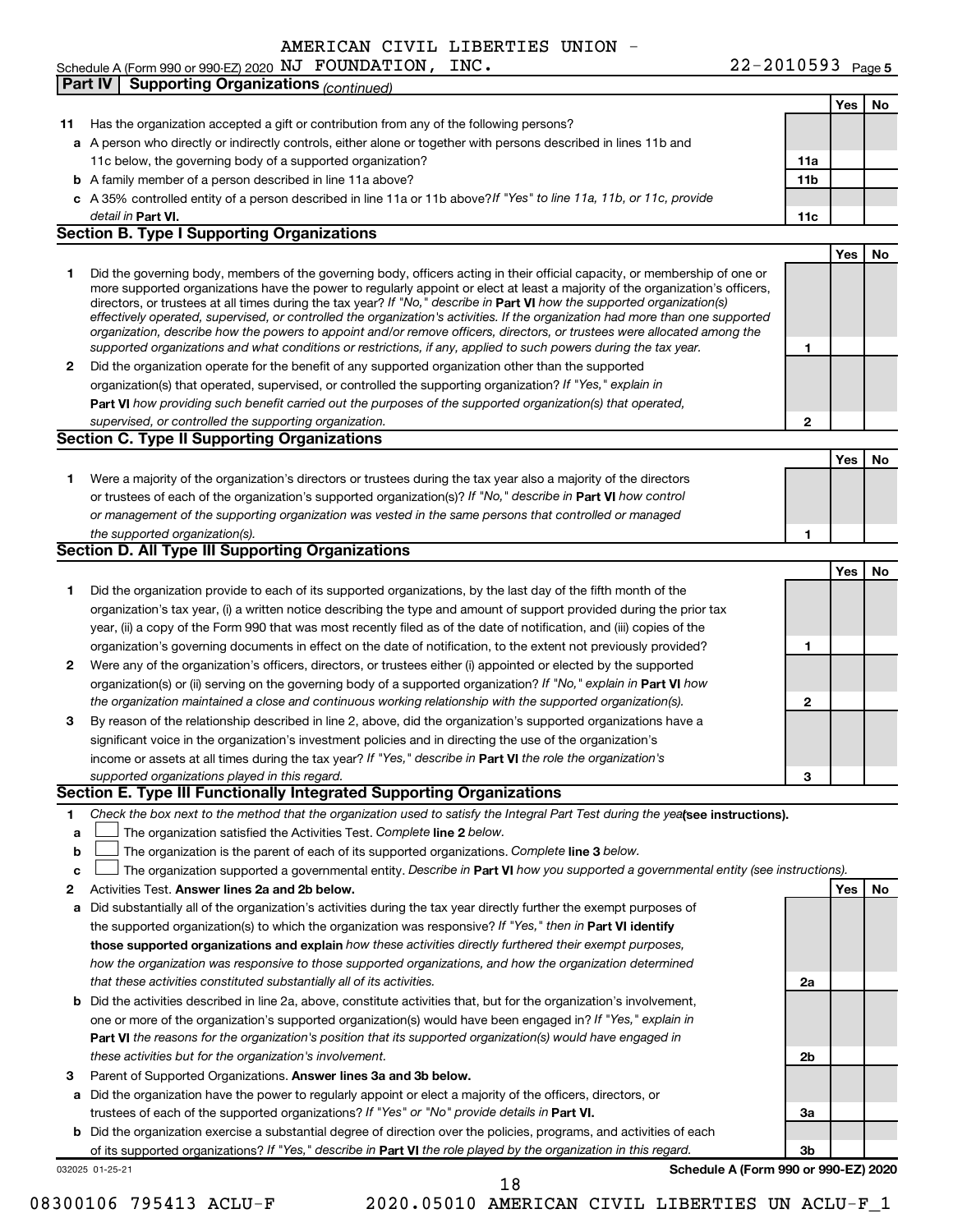AMERICAN CIVIL LIBERTIES UNION -
Schedule A (Form 990 or 990-EZ) 2020 NJ FOUNDATION, INC. 22-2010593 Page 5

## Part IV Supporting Organizations *(continued)*

| | | | Yes | No |
|---|---|---|---|---|
| **11** | Has the organization accepted a gift or contribution from any of the following persons? | | | |
| **a** | A person who directly or indirectly controls, either alone or together with persons described in lines 11b and 11c below, the governing body of a supported organization? | **11a** | | |
| **b** | A family member of a person described in line 11a above? | **11b** | | |
| **c** | A 35% controlled entity of a person described in line 11a or 11b above? *If "Yes" to line 11a, 11b, or 11c, provide detail in* **Part VI.** | **11c** | | |

### Section B. Type I Supporting Organizations

| | | | Yes | No |
|---|---|---|---|---|
| **1** | Did the governing body, members of the governing body, officers acting in their official capacity, or membership of one or more supported organizations have the power to regularly appoint or elect at least a majority of the organization's officers, directors, or trustees at all times during the tax year? *If "No," describe in* **Part VI** *how the supported organization(s) effectively operated, supervised, or controlled the organization's activities. If the organization had more than one supported organization, describe how the powers to appoint and/or remove officers, directors, or trustees were allocated among the supported organizations and what conditions or restrictions, if any, applied to such powers during the tax year.* | **1** | | |
| **2** | Did the organization operate for the benefit of any supported organization other than the supported organization(s) that operated, supervised, or controlled the supporting organization? *If "Yes," explain in* **Part VI** *how providing such benefit carried out the purposes of the supported organization(s) that operated, supervised, or controlled the supporting organization.* | **2** | | |

### Section C. Type II Supporting Organizations

| | | | Yes | No |
|---|---|---|---|---|
| **1** | Were a majority of the organization's directors or trustees during the tax year also a majority of the directors or trustees of each of the organization's supported organization(s)? *If "No," describe in* **Part VI** *how control or management of the supporting organization was vested in the same persons that controlled or managed the supported organization(s).* | **1** | | |

### Section D. All Type III Supporting Organizations

| | | | Yes | No |
|---|---|---|---|---|
| **1** | Did the organization provide to each of its supported organizations, by the last day of the fifth month of the organization's tax year, (i) a written notice describing the type and amount of support provided during the prior tax year, (ii) a copy of the Form 990 that was most recently filed as of the date of notification, and (iii) copies of the organization's governing documents in effect on the date of notification, to the extent not previously provided? | **1** | | |
| **2** | Were any of the organization's officers, directors, or trustees either (i) appointed or elected by the supported organization(s) or (ii) serving on the governing body of a supported organization? *If "No," explain in* **Part VI** *how the organization maintained a close and continuous working relationship with the supported organization(s).* | **2** | | |
| **3** | By reason of the relationship described in line 2, above, did the organization's supported organizations have a significant voice in the organization's investment policies and in directing the use of the organization's income or assets at all times during the tax year? *If "Yes," describe in* **Part VI** *the role the organization's supported organizations played in this regard.* | **3** | | |

### Section E. Type III Functionally Integrated Supporting Organizations

**1** *Check the box next to the method that the organization used to satisfy the Integral Part Test during the year* **(see instructions).**

- **a** ☐ The organization satisfied the Activities Test. *Complete* **line 2** *below.*
- **b** ☐ The organization is the parent of each of its supported organizations. *Complete* **line 3** *below.*
- **c** ☐ The organization supported a governmental entity. *Describe in* **Part VI** *how you supported a governmental entity (see instructions).*

| | | | Yes | No |
|---|---|---|---|---|
| **2** | Activities Test. **Answer lines 2a and 2b below.** | | | |
| **a** | Did substantially all of the organization's activities during the tax year directly further the exempt purposes of the supported organization(s) to which the organization was responsive? *If "Yes," then in* **Part VI identify those supported organizations and explain** *how these activities directly furthered their exempt purposes, how the organization was responsive to those supported organizations, and how the organization determined that these activities constituted substantially all of its activities.* | **2a** | | |
| **b** | Did the activities described in line 2a, above, constitute activities that, but for the organization's involvement, one or more of the organization's supported organization(s) would have been engaged in? *If "Yes," explain in* **Part VI** *the reasons for the organization's position that its supported organization(s) would have engaged in these activities but for the organization's involvement.* | **2b** | | |
| **3** | Parent of Supported Organizations. **Answer lines 3a and 3b below.** | | | |
| **a** | Did the organization have the power to regularly appoint or elect a majority of the officers, directors, or trustees of each of the supported organizations? *If "Yes" or "No" provide details in* **Part VI.** | **3a** | | |
| **b** | Did the organization exercise a substantial degree of direction over the policies, programs, and activities of each of its supported organizations? *If "Yes," describe in* **Part VI** *the role played by the organization in this regard.* | **3b** | | |

032025 01-25-21 **Schedule A (Form 990 or 990-EZ) 2020**

08300106 795413 ACLU-F 2020.05010 AMERICAN CIVIL LIBERTIES UN ACLU-F_1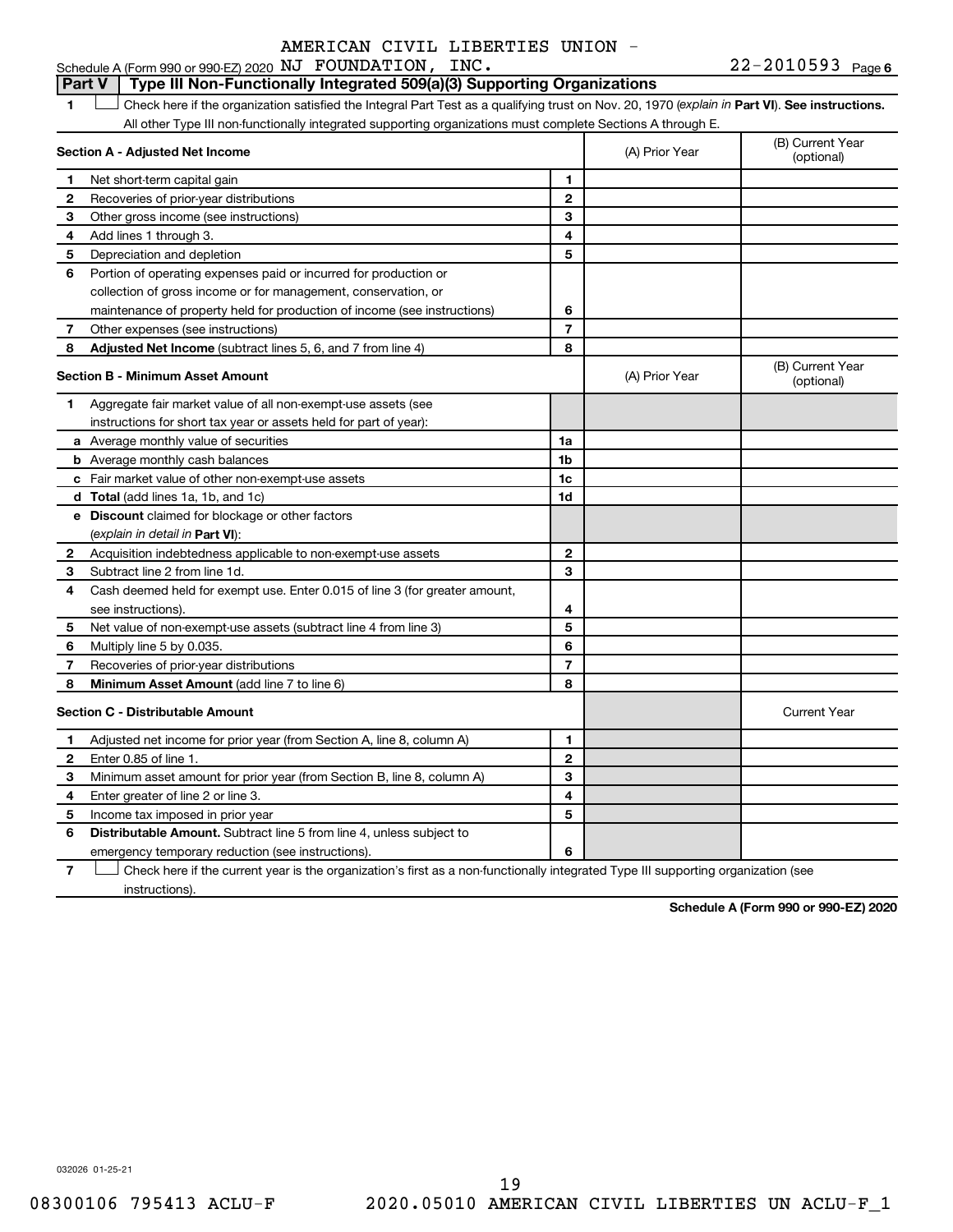AMERICAN CIVIL LIBERTIES UNION -

Schedule A (Form 990 or 990-EZ) 2020 NJ FOUNDATION, INC. 22-2010593 Page 6

**Part V | Type III Non-Functionally Integrated 509(a)(3) Supporting Organizations**

1 ☐ Check here if the organization satisfied the Integral Part Test as a qualifying trust on Nov. 20, 1970 (*explain in* **Part VI**). **See instructions.** All other Type III non-functionally integrated supporting organizations must complete Sections A through E.

| **Section A - Adjusted Net Income** | | | (A) Prior Year | (B) Current Year (optional) |
|---|---|---|---|---|
| 1 | Net short-term capital gain | 1 | | |
| 2 | Recoveries of prior-year distributions | 2 | | |
| 3 | Other gross income (see instructions) | 3 | | |
| 4 | Add lines 1 through 3. | 4 | | |
| 5 | Depreciation and depletion | 5 | | |
| 6 | Portion of operating expenses paid or incurred for production or collection of gross income or for management, conservation, or maintenance of property held for production of income (see instructions) | 6 | | |
| 7 | Other expenses (see instructions) | 7 | | |
| 8 | **Adjusted Net Income** (subtract lines 5, 6, and 7 from line 4) | 8 | | |

| **Section B - Minimum Asset Amount** | | | (A) Prior Year | (B) Current Year (optional) |
|---|---|---|---|---|
| 1 | Aggregate fair market value of all non-exempt-use assets (see instructions for short tax year or assets held for part of year): | | | |
| a | Average monthly value of securities | 1a | | |
| b | Average monthly cash balances | 1b | | |
| c | Fair market value of other non-exempt-use assets | 1c | | |
| d | **Total** (add lines 1a, 1b, and 1c) | 1d | | |
| e | **Discount** claimed for blockage or other factors (*explain in detail in* **Part VI**): | | | |
| 2 | Acquisition indebtedness applicable to non-exempt-use assets | 2 | | |
| 3 | Subtract line 2 from line 1d. | 3 | | |
| 4 | Cash deemed held for exempt use. Enter 0.015 of line 3 (for greater amount, see instructions). | 4 | | |
| 5 | Net value of non-exempt-use assets (subtract line 4 from line 3) | 5 | | |
| 6 | Multiply line 5 by 0.035. | 6 | | |
| 7 | Recoveries of prior-year distributions | 7 | | |
| 8 | **Minimum Asset Amount** (add line 7 to line 6) | 8 | | |

| **Section C - Distributable Amount** | | | | Current Year |
|---|---|---|---|---|
| 1 | Adjusted net income for prior year (from Section A, line 8, column A) | 1 | | |
| 2 | Enter 0.85 of line 1. | 2 | | |
| 3 | Minimum asset amount for prior year (from Section B, line 8, column A) | 3 | | |
| 4 | Enter greater of line 2 or line 3. | 4 | | |
| 5 | Income tax imposed in prior year | 5 | | |
| 6 | **Distributable Amount.** Subtract line 5 from line 4, unless subject to emergency temporary reduction (see instructions). | 6 | | |

7 ☐ Check here if the current year is the organization's first as a non-functionally integrated Type III supporting organization (see instructions).

**Schedule A (Form 990 or 990-EZ) 2020**

032026 01-25-21

08300106 795413 ACLU-F 2020.05010 AMERICAN CIVIL LIBERTIES UN ACLU-F_1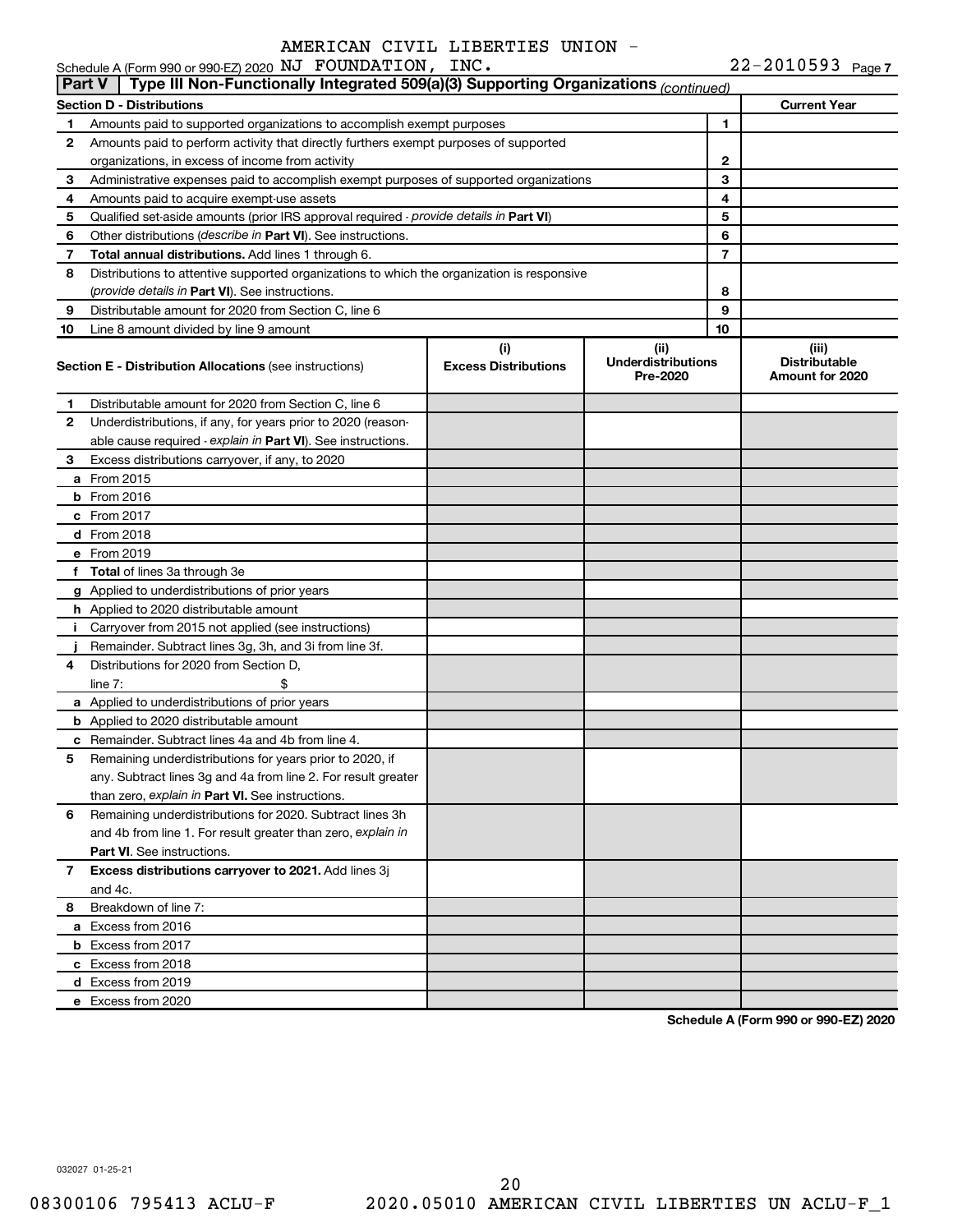AMERICAN CIVIL LIBERTIES UNION -
Schedule A (Form 990 or 990-EZ) 2020 NJ FOUNDATION, INC. 22-2010593 Page 7

**Part V** | **Type III Non-Functionally Integrated 509(a)(3) Supporting Organizations** *(continued)*

| **Section D - Distributions** | | **Current Year** |
|---|---|---|
| 1 Amounts paid to supported organizations to accomplish exempt purposes | 1 | |
| 2 Amounts paid to perform activity that directly furthers exempt purposes of supported organizations, in excess of income from activity | 2 | |
| 3 Administrative expenses paid to accomplish exempt purposes of supported organizations | 3 | |
| 4 Amounts paid to acquire exempt-use assets | 4 | |
| 5 Qualified set-aside amounts (prior IRS approval required - *provide details in* **Part VI**) | 5 | |
| 6 Other distributions (*describe in* **Part VI**). See instructions. | 6 | |
| 7 **Total annual distributions.** Add lines 1 through 6. | 7 | |
| 8 Distributions to attentive supported organizations to which the organization is responsive (*provide details in* **Part VI**). See instructions. | 8 | |
| 9 Distributable amount for 2020 from Section C, line 6 | 9 | |
| 10 Line 8 amount divided by line 9 amount | 10 | |

| **Section E - Distribution Allocations** (see instructions) | (i) **Excess Distributions** | (ii) **Underdistributions Pre-2020** | (iii) **Distributable Amount for 2020** |
|---|---|---|---|
| 1 Distributable amount for 2020 from Section C, line 6 | | | |
| 2 Underdistributions, if any, for years prior to 2020 (reasonable cause required - *explain in* **Part VI**). See instructions. | | | |
| 3 Excess distributions carryover, if any, to 2020 | | | |
| a From 2015 | | | |
| b From 2016 | | | |
| c From 2017 | | | |
| d From 2018 | | | |
| e From 2019 | | | |
| f **Total** of lines 3a through 3e | | | |
| g Applied to underdistributions of prior years | | | |
| h Applied to 2020 distributable amount | | | |
| i Carryover from 2015 not applied (see instructions) | | | |
| j Remainder. Subtract lines 3g, 3h, and 3i from line 3f. | | | |
| 4 Distributions for 2020 from Section D, line 7: $ | | | |
| a Applied to underdistributions of prior years | | | |
| b Applied to 2020 distributable amount | | | |
| c Remainder. Subtract lines 4a and 4b from line 4. | | | |
| 5 Remaining underdistributions for years prior to 2020, if any. Subtract lines 3g and 4a from line 2. For result greater than zero, *explain in* **Part VI.** See instructions. | | | |
| 6 Remaining underdistributions for 2020. Subtract lines 3h and 4b from line 1. For result greater than zero, *explain in* **Part VI**. See instructions. | | | |
| 7 **Excess distributions carryover to 2021.** Add lines 3j and 4c. | | | |
| 8 Breakdown of line 7: | | | |
| a Excess from 2016 | | | |
| b Excess from 2017 | | | |
| c Excess from 2018 | | | |
| d Excess from 2019 | | | |
| e Excess from 2020 | | | |

**Schedule A (Form 990 or 990-EZ) 2020**

032027 01-25-21

08300106 795413 ACLU-F 2020.05010 AMERICAN CIVIL LIBERTIES UN ACLU-F_1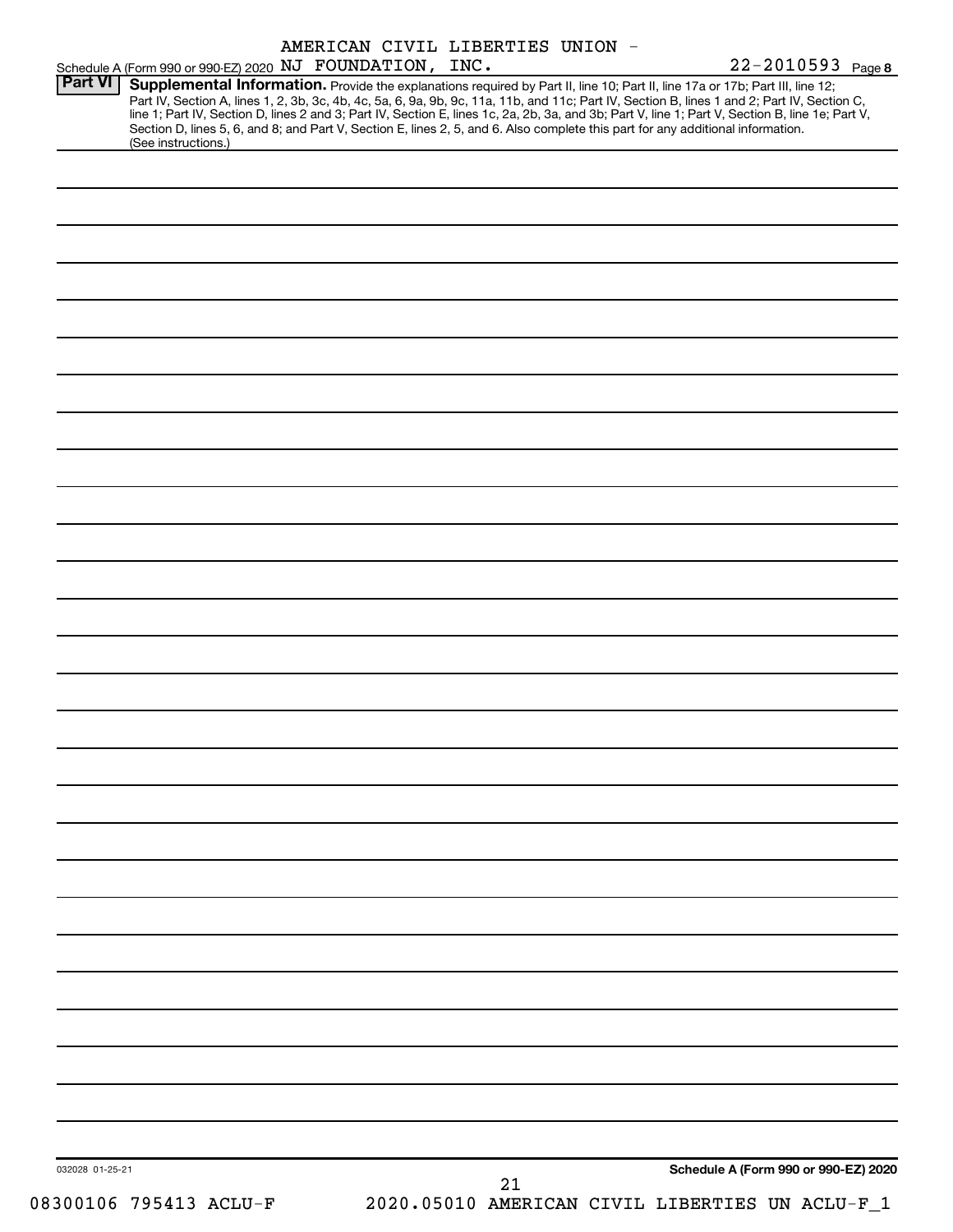AMERICAN CIVIL LIBERTIES UNION -

Schedule A (Form 990 or 990-EZ) 2020 NJ FOUNDATION, INC. 22-2010593 Page 8

**Part VI** **Supplemental Information.** Provide the explanations required by Part II, line 10; Part II, line 17a or 17b; Part III, line 12; Part IV, Section A, lines 1, 2, 3b, 3c, 4b, 4c, 5a, 6, 9a, 9b, 9c, 11a, 11b, and 11c; Part IV, Section B, lines 1 and 2; Part IV, Section C, line 1; Part IV, Section D, lines 2 and 3; Part IV, Section E, lines 1c, 2a, 2b, 3a, and 3b; Part V, line 1; Part V, Section B, line 1e; Part V, Section D, lines 5, 6, and 8; and Part V, Section E, lines 2, 5, and 6. Also complete this part for any additional information. (See instructions.)

032028 01-25-21

**Schedule A (Form 990 or 990-EZ) 2020**

08300106 795413 ACLU-F 2020.05010 AMERICAN CIVIL LIBERTIES UN ACLU-F_1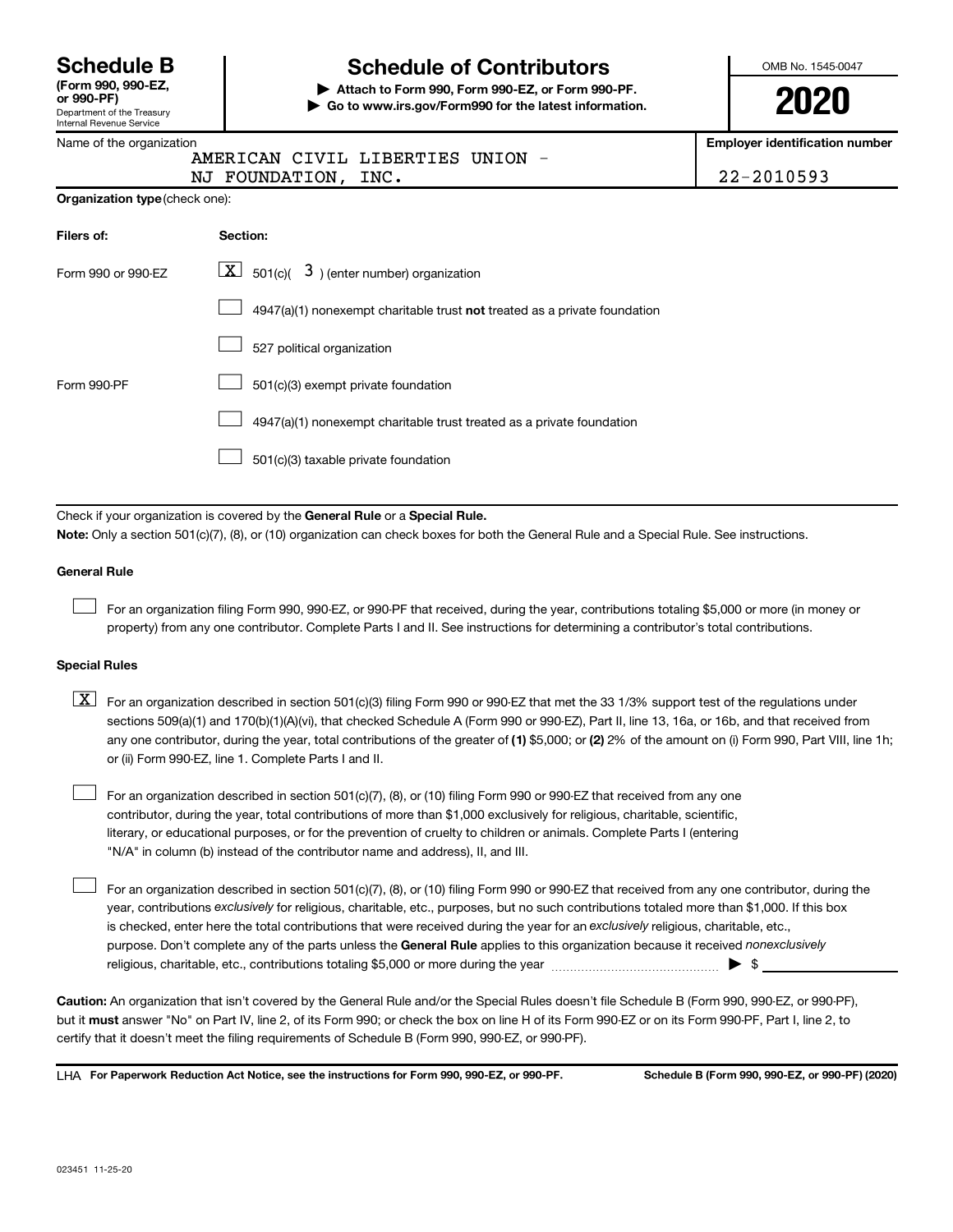# Schedule B

**(Form 990, 990-EZ, or 990-PF)**

Department of the Treasury
Internal Revenue Service

## Schedule of Contributors

▶ **Attach to Form 990, Form 990-EZ, or Form 990-PF.**

▶ **Go to www.irs.gov/Form990 for the latest information.**

OMB No. 1545-0047

**2020**

| Name of the organization | Employer identification number |
|---|---|
| AMERICAN CIVIL LIBERTIES UNION - NJ FOUNDATION, INC. | 22-2010593 |

**Organization type** (check one):

| Filers of: | Section: |
|---|---|
| Form 990 or 990-EZ | [X] 501(c)( 3 ) (enter number) organization |
| | [ ] 4947(a)(1) nonexempt charitable trust **not** treated as a private foundation |
| | [ ] 527 political organization |
| Form 990-PF | [ ] 501(c)(3) exempt private foundation |
| | [ ] 4947(a)(1) nonexempt charitable trust treated as a private foundation |
| | [ ] 501(c)(3) taxable private foundation |

Check if your organization is covered by the **General Rule** or a **Special Rule.**

**Note:** Only a section 501(c)(7), (8), or (10) organization can check boxes for both the General Rule and a Special Rule. See instructions.

### General Rule

[ ] For an organization filing Form 990, 990-EZ, or 990-PF that received, during the year, contributions totaling $5,000 or more (in money or property) from any one contributor. Complete Parts I and II. See instructions for determining a contributor's total contributions.

### Special Rules

[X] For an organization described in section 501(c)(3) filing Form 990 or 990-EZ that met the 33 1/3% support test of the regulations under sections 509(a)(1) and 170(b)(1)(A)(vi), that checked Schedule A (Form 990 or 990-EZ), Part II, line 13, 16a, or 16b, and that received from any one contributor, during the year, total contributions of the greater of **(1)** $5,000; or **(2)** 2% of the amount on (i) Form 990, Part VIII, line 1h; or (ii) Form 990-EZ, line 1. Complete Parts I and II.

[ ] For an organization described in section 501(c)(7), (8), or (10) filing Form 990 or 990-EZ that received from any one contributor, during the year, total contributions of more than $1,000 exclusively for religious, charitable, scientific, literary, or educational purposes, or for the prevention of cruelty to children or animals. Complete Parts I (entering "N/A" in column (b) instead of the contributor name and address), II, and III.

[ ] For an organization described in section 501(c)(7), (8), or (10) filing Form 990 or 990-EZ that received from any one contributor, during the year, contributions *exclusively* for religious, charitable, etc., purposes, but no such contributions totaled more than $1,000. If this box is checked, enter here the total contributions that were received during the year for an *exclusively* religious, charitable, etc., purpose. Don't complete any of the parts unless the **General Rule** applies to this organization because it received *nonexclusively* religious, charitable, etc., contributions totaling $5,000 or more during the year ▶ $ ______

**Caution:** An organization that isn't covered by the General Rule and/or the Special Rules doesn't file Schedule B (Form 990, 990-EZ, or 990-PF), but it **must** answer "No" on Part IV, line 2, of its Form 990; or check the box on line H of its Form 990-EZ or on its Form 990-PF, Part I, line 2, to certify that it doesn't meet the filing requirements of Schedule B (Form 990, 990-EZ, or 990-PF).

LHA **For Paperwork Reduction Act Notice, see the instructions for Form 990, 990-EZ, or 990-PF.** **Schedule B (Form 990, 990-EZ, or 990-PF) (2020)**

023451 11-25-20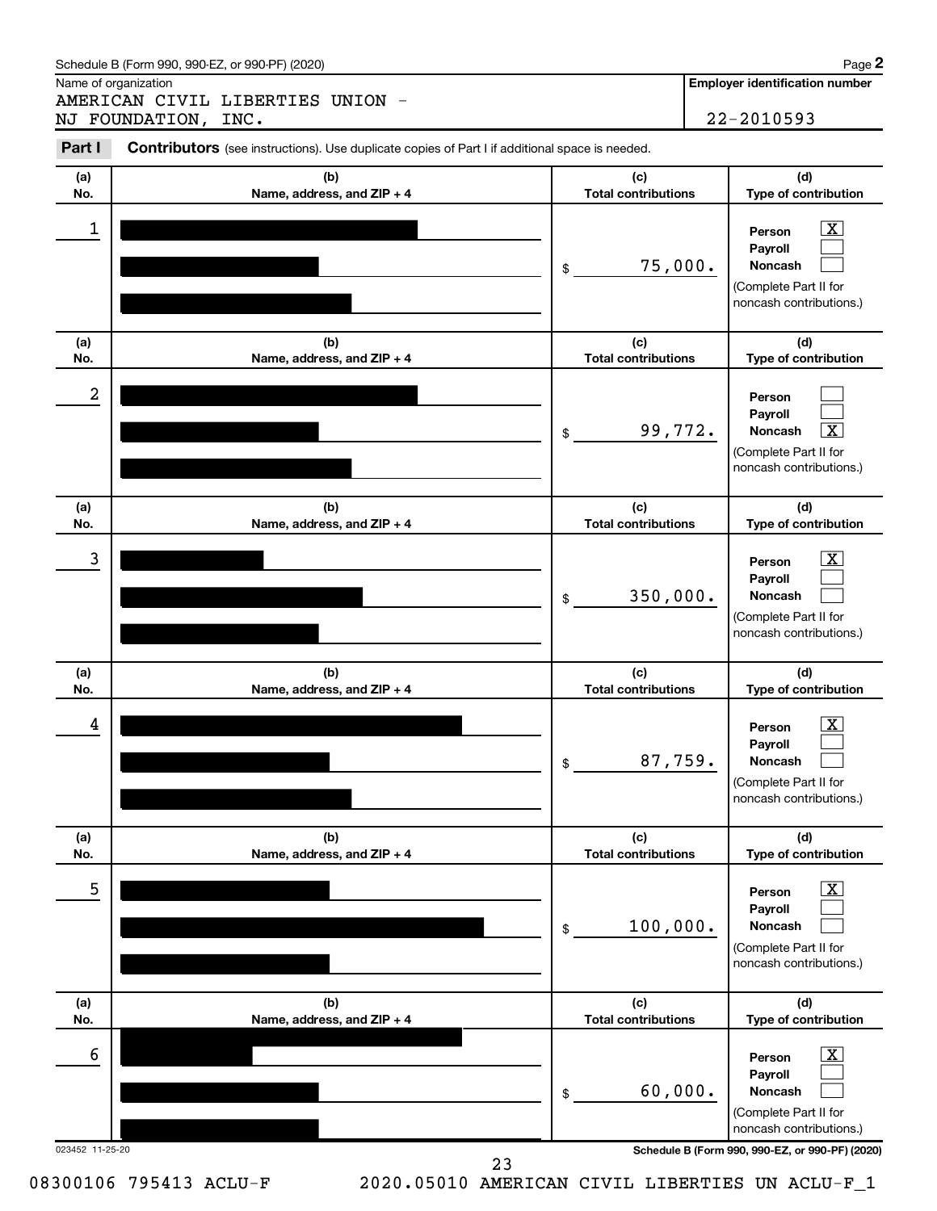Schedule B (Form 990, 990-EZ, or 990-PF) (2020)

Name of organization
AMERICAN CIVIL LIBERTIES UNION - NJ FOUNDATION, INC.

**Employer identification number**
22-2010593

**Part I** **Contributors** (see instructions). Use duplicate copies of Part I if additional space is needed.

| (a) No. | (b) Name, address, and ZIP + 4 | (c) Total contributions | (d) Type of contribution |
|---|---|---|---|
| 1 | [redacted] | $ 75,000. | Person [X] Payroll [ ] Noncash [ ] (Complete Part II for noncash contributions.) |
| 2 | [redacted] | $ 99,772. | Person [ ] Payroll [ ] Noncash [X] (Complete Part II for noncash contributions.) |
| 3 | [redacted] | $ 350,000. | Person [X] Payroll [ ] Noncash [ ] (Complete Part II for noncash contributions.) |
| 4 | [redacted] | $ 87,759. | Person [X] Payroll [ ] Noncash [ ] (Complete Part II for noncash contributions.) |
| 5 | [redacted] | $ 100,000. | Person [X] Payroll [ ] Noncash [ ] (Complete Part II for noncash contributions.) |
| 6 | [redacted] | $ 60,000. | Person [X] Payroll [ ] Noncash [ ] (Complete Part II for noncash contributions.) |

023452 11-25-20

Schedule B (Form 990, 990-EZ, or 990-PF) (2020)

08300106 795413 ACLU-F 2020.05010 AMERICAN CIVIL LIBERTIES UN ACLU-F_1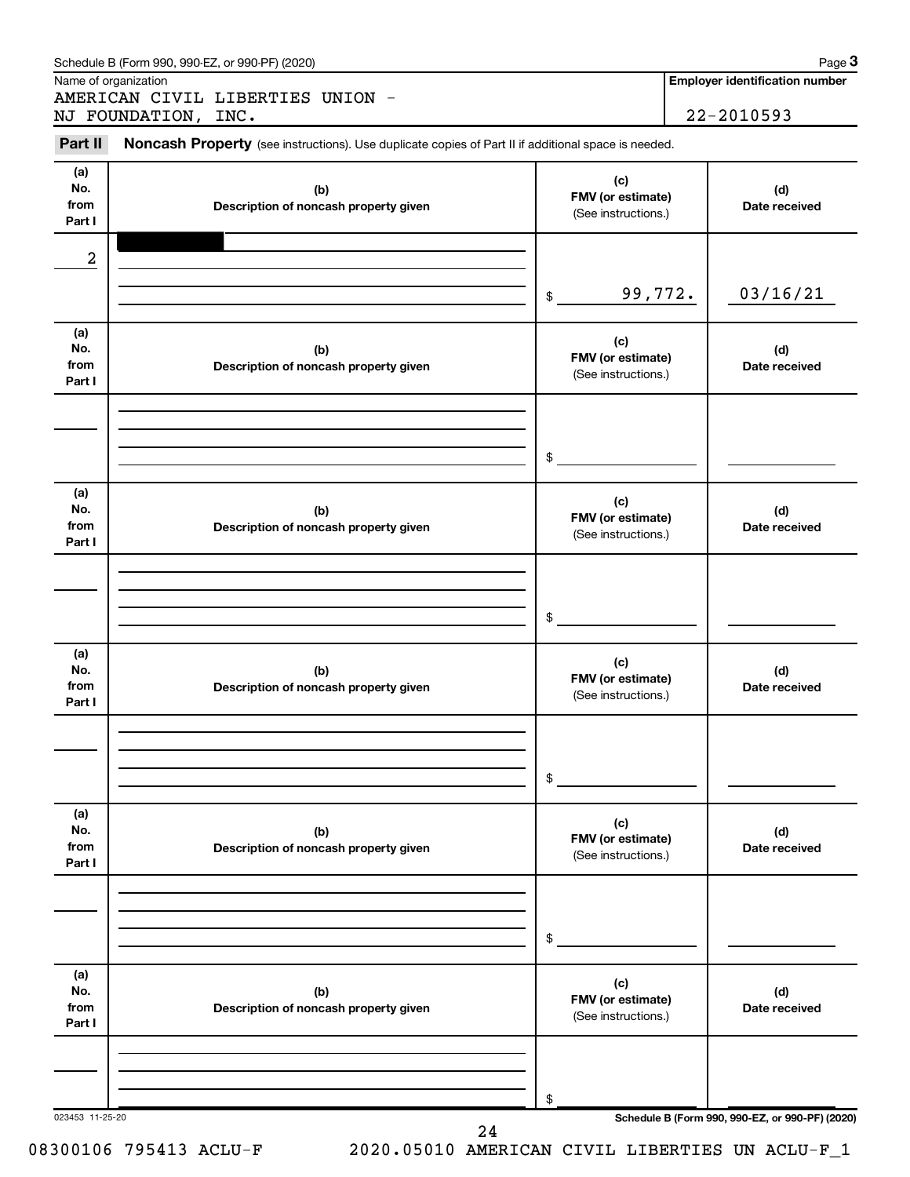Schedule B (Form 990, 990-EZ, or 990-PF) (2020)

Name of organization

AMERICAN CIVIL LIBERTIES UNION - NJ FOUNDATION, INC.

**Employer identification number**

22-2010593

**Part II** **Noncash Property** (see instructions). Use duplicate copies of Part II if additional space is needed.

| (a) No. from Part I | (b) Description of noncash property given | (c) FMV (or estimate) (See instructions.) | (d) Date received |
|---|---|---|---|
| 2 | | $ 99,772. | 03/16/21 |

| (a) No. from Part I | (b) Description of noncash property given | (c) FMV (or estimate) (See instructions.) | (d) Date received |
|---|---|---|---|
| | | $ | |

| (a) No. from Part I | (b) Description of noncash property given | (c) FMV (or estimate) (See instructions.) | (d) Date received |
|---|---|---|---|
| | | $ | |

| (a) No. from Part I | (b) Description of noncash property given | (c) FMV (or estimate) (See instructions.) | (d) Date received |
|---|---|---|---|
| | | $ | |

| (a) No. from Part I | (b) Description of noncash property given | (c) FMV (or estimate) (See instructions.) | (d) Date received |
|---|---|---|---|
| | | $ | |

| (a) No. from Part I | (b) Description of noncash property given | (c) FMV (or estimate) (See instructions.) | (d) Date received |
|---|---|---|---|
| | | $ | |

023453 11-25-20

**Schedule B (Form 990, 990-EZ, or 990-PF) (2020)**

08300106 795413 ACLU-F 2020.05010 AMERICAN CIVIL LIBERTIES UN ACLU-F_1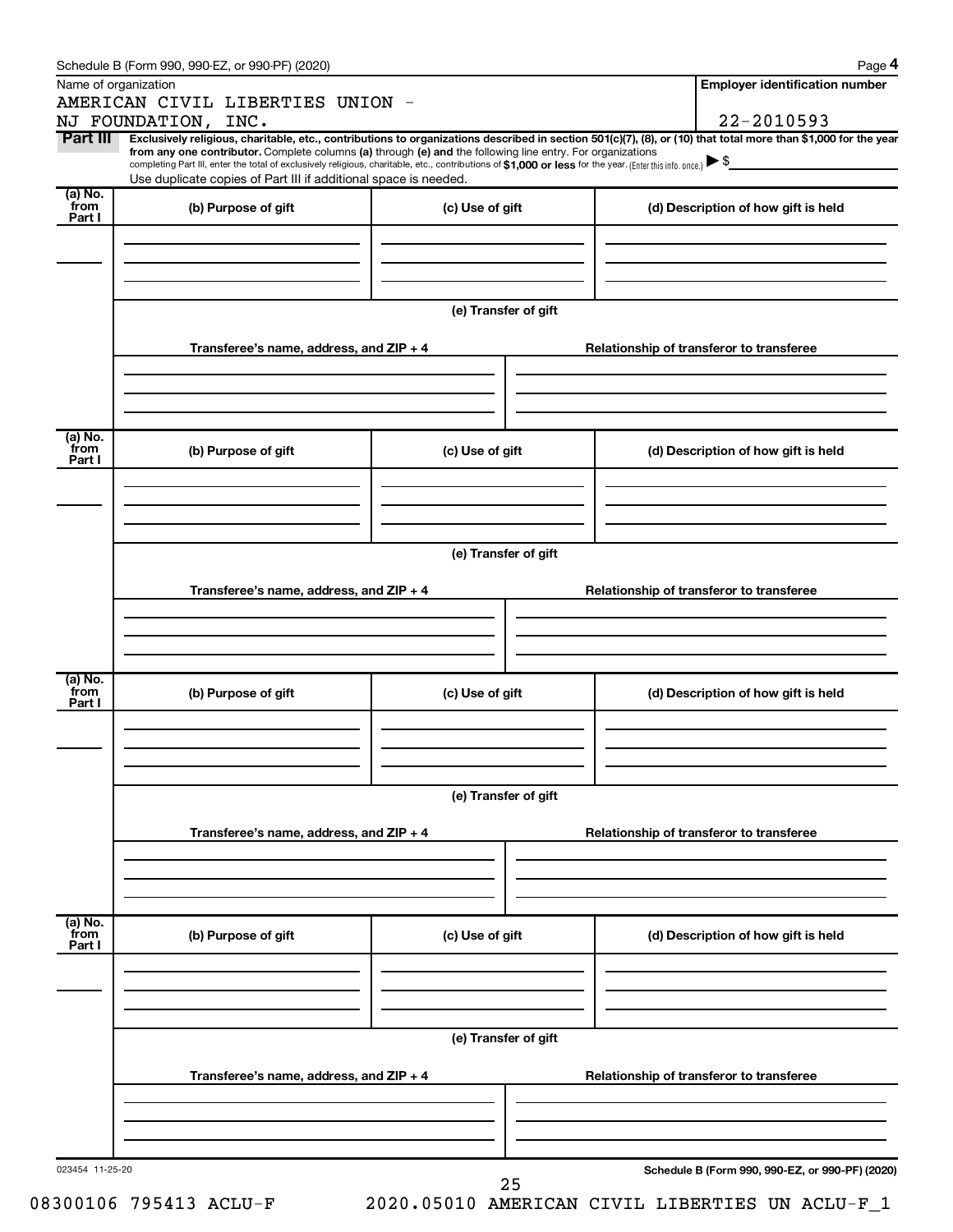Schedule B (Form 990, 990-EZ, or 990-PF) (2020) Page **4**

Name of organization

AMERICAN CIVIL LIBERTIES UNION - NJ FOUNDATION, INC.

**Employer identification number**

22-2010593

**Part III** **Exclusively religious, charitable, etc., contributions to organizations described in section 501(c)(7), (8), or (10) that total more than $1,000 for the year from any one contributor.** Complete columns **(a)** through **(e)** and the following line entry. For organizations completing Part III, enter the total of exclusively religious, charitable, etc., contributions of **$1,000 or less** for the year. (Enter this info. once.) ▶ $

Use duplicate copies of Part III if additional space is needed.

| (a) No. from Part I | (b) Purpose of gift | (c) Use of gift | (d) Description of how gift is held |
|---|---|---|---|
| | | | |

**(e) Transfer of gift**

| Transferee's name, address, and ZIP + 4 | Relationship of transferor to transferee |
|---|---|
| | |

| (a) No. from Part I | (b) Purpose of gift | (c) Use of gift | (d) Description of how gift is held |
|---|---|---|---|
| | | | |

**(e) Transfer of gift**

| Transferee's name, address, and ZIP + 4 | Relationship of transferor to transferee |
|---|---|
| | |

| (a) No. from Part I | (b) Purpose of gift | (c) Use of gift | (d) Description of how gift is held |
|---|---|---|---|
| | | | |

**(e) Transfer of gift**

| Transferee's name, address, and ZIP + 4 | Relationship of transferor to transferee |
|---|---|
| | |

| (a) No. from Part I | (b) Purpose of gift | (c) Use of gift | (d) Description of how gift is held |
|---|---|---|---|
| | | | |

**(e) Transfer of gift**

| Transferee's name, address, and ZIP + 4 | Relationship of transferor to transferee |
|---|---|
| | |

023454 11-25-20 **Schedule B (Form 990, 990-EZ, or 990-PF) (2020)**

08300106 795413 ACLU-F 2020.05010 AMERICAN CIVIL LIBERTIES UN ACLU-F_1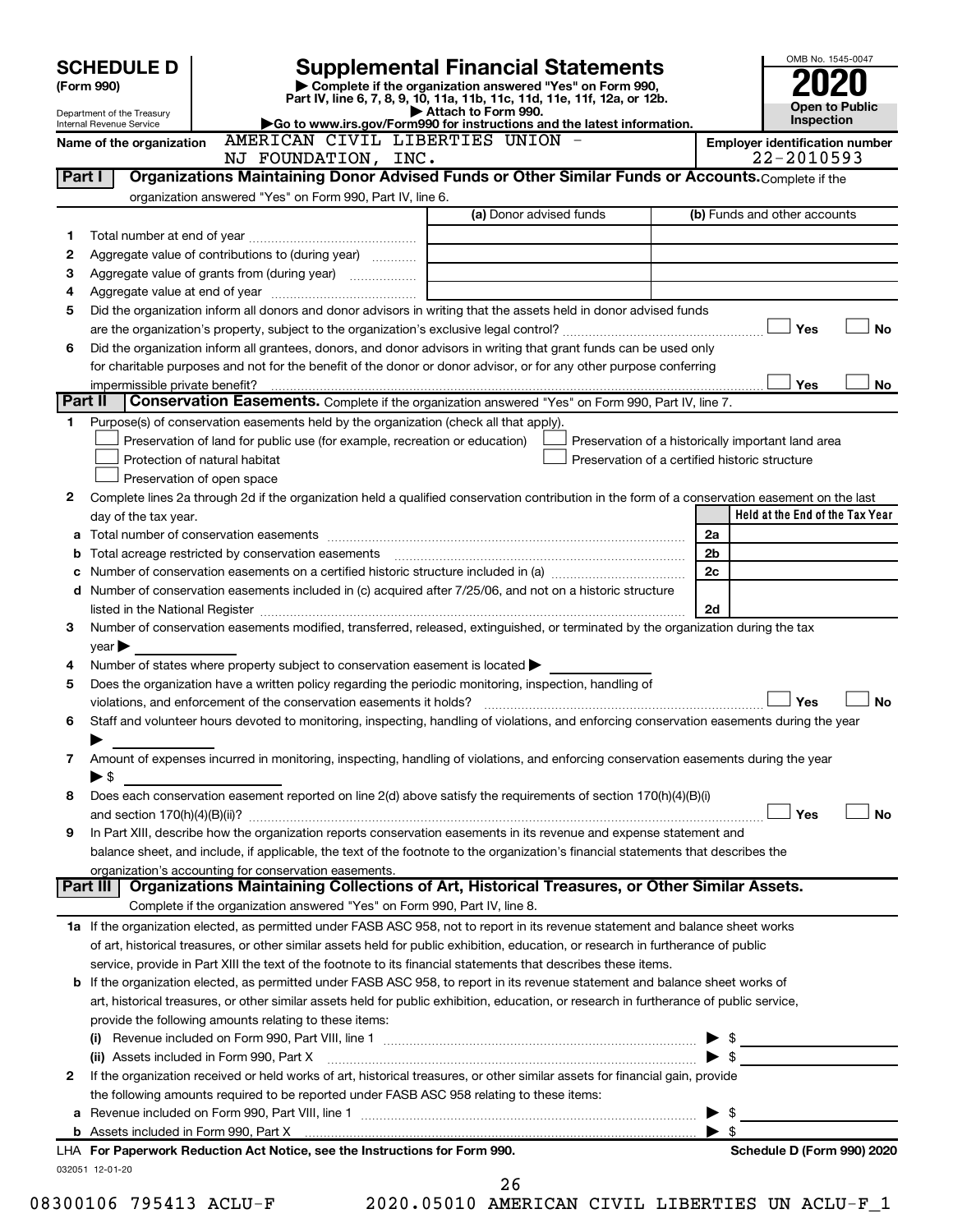# SCHEDULE D (Form 990)

# Supplemental Financial Statements

▶ Complete if the organization answered "Yes" on Form 990, Part IV, line 6, 7, 8, 9, 10, 11a, 11b, 11c, 11d, 11e, 11f, 12a, or 12b.

▶ Attach to Form 990.

▶Go to www.irs.gov/Form990 for instructions and the latest information.

Department of the Treasury Internal Revenue Service

OMB No. 1545-0047

**2020**

**Open to Public Inspection**

**Name of the organization:** AMERICAN CIVIL LIBERTIES UNION - NJ FOUNDATION, INC.

**Employer identification number:** 22-2010593

## Part I Organizations Maintaining Donor Advised Funds or Other Similar Funds or Accounts.

Complete if the organization answered "Yes" on Form 990, Part IV, line 6.

| | | (a) Donor advised funds | (b) Funds and other accounts |
|---|---|---|---|
| 1 | Total number at end of year | | |
| 2 | Aggregate value of contributions to (during year) | | |
| 3 | Aggregate value of grants from (during year) | | |
| 4 | Aggregate value at end of year | | |

5 Did the organization inform all donors and donor advisors in writing that the assets held in donor advised funds are the organization's property, subject to the organization's exclusive legal control? ☐ Yes ☐ No

6 Did the organization inform all grantees, donors, and donor advisors in writing that grant funds can be used only for charitable purposes and not for the benefit of the donor or donor advisor, or for any other purpose conferring impermissible private benefit? ☐ Yes ☐ No

## Part II Conservation Easements.

Complete if the organization answered "Yes" on Form 990, Part IV, line 7.

1 Purpose(s) of conservation easements held by the organization (check all that apply).

- ☐ Preservation of land for public use (for example, recreation or education)
- ☐ Protection of natural habitat
- ☐ Preservation of open space
- ☐ Preservation of a historically important land area
- ☐ Preservation of a certified historic structure

2 Complete lines 2a through 2d if the organization held a qualified conservation contribution in the form of a conservation easement on the last day of the tax year.

| | | | Held at the End of the Tax Year |
|---|---|---|---|
| a | Total number of conservation easements | 2a | |
| b | Total acreage restricted by conservation easements | 2b | |
| c | Number of conservation easements on a certified historic structure included in (a) | 2c | |
| d | Number of conservation easements included in (c) acquired after 7/25/06, and not on a historic structure listed in the National Register | 2d | |

3 Number of conservation easements modified, transferred, released, extinguished, or terminated by the organization during the tax year ▶

4 Number of states where property subject to conservation easement is located ▶

5 Does the organization have a written policy regarding the periodic monitoring, inspection, handling of violations, and enforcement of the conservation easements it holds? ☐ Yes ☐ No

6 Staff and volunteer hours devoted to monitoring, inspecting, handling of violations, and enforcing conservation easements during the year ▶

7 Amount of expenses incurred in monitoring, inspecting, handling of violations, and enforcing conservation easements during the year ▶ $

8 Does each conservation easement reported on line 2(d) above satisfy the requirements of section 170(h)(4)(B)(i) and section 170(h)(4)(B)(ii)? ☐ Yes ☐ No

9 In Part XIII, describe how the organization reports conservation easements in its revenue and expense statement and balance sheet, and include, if applicable, the text of the footnote to the organization's financial statements that describes the organization's accounting for conservation easements.

## Part III Organizations Maintaining Collections of Art, Historical Treasures, or Other Similar Assets.

Complete if the organization answered "Yes" on Form 990, Part IV, line 8.

1a If the organization elected, as permitted under FASB ASC 958, not to report in its revenue statement and balance sheet works of art, historical treasures, or other similar assets held for public exhibition, education, or research in furtherance of public service, provide in Part XIII the text of the footnote to its financial statements that describes these items.

b If the organization elected, as permitted under FASB ASC 958, to report in its revenue statement and balance sheet works of art, historical treasures, or other similar assets held for public exhibition, education, or research in furtherance of public service, provide the following amounts relating to these items:

(i) Revenue included on Form 990, Part VIII, line 1 ▶ $

(ii) Assets included in Form 990, Part X ▶ $

2 If the organization received or held works of art, historical treasures, or other similar assets for financial gain, provide the following amounts required to be reported under FASB ASC 958 relating to these items:

a Revenue included on Form 990, Part VIII, line 1 ▶ $

b Assets included in Form 990, Part X ▶ $

LHA For Paperwork Reduction Act Notice, see the Instructions for Form 990. Schedule D (Form 990) 2020

032051 12-01-20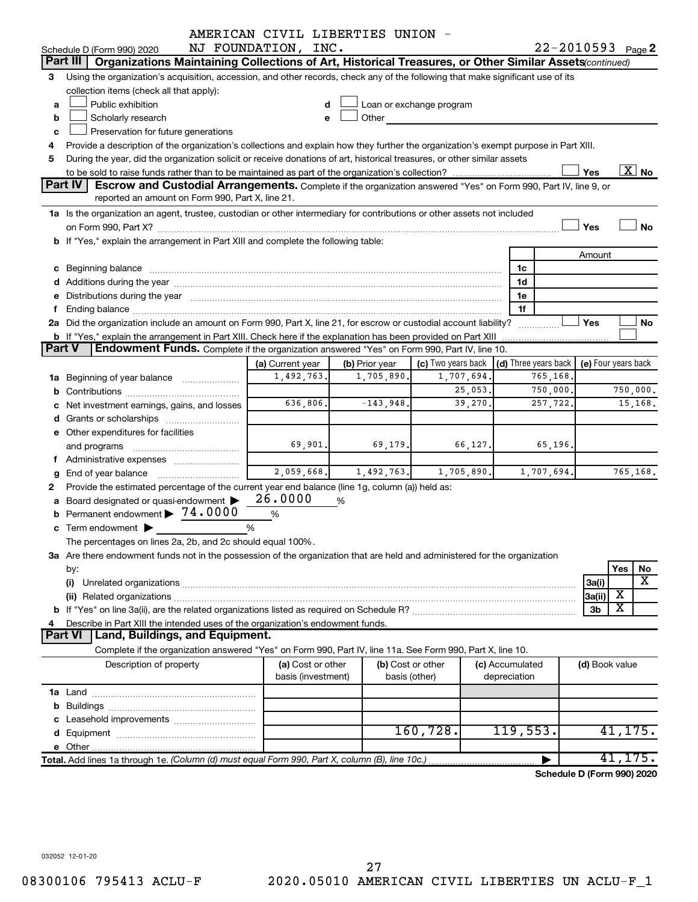AMERICAN CIVIL LIBERTIES UNION - NJ FOUNDATION, INC. 22-2010593

Schedule D (Form 990) 2020

## Part III Organizations Maintaining Collections of Art, Historical Treasures, or Other Similar Assets *(continued)*

3 Using the organization's acquisition, accession, and other records, check any of the following that make significant use of its collection items (check all that apply):

- a ☐ Public exhibition
- b ☐ Scholarly research
- c ☐ Preservation for future generations
- d ☐ Loan or exchange program
- e ☐ Other

4 Provide a description of the organization's collections and explain how they further the organization's exempt purpose in Part XIII.

5 During the year, did the organization solicit or receive donations of art, historical treasures, or other similar assets to be sold to raise funds rather than to be maintained as part of the organization's collection? ☐ Yes ☒ No

## Part IV Escrow and Custodial Arrangements.

Complete if the organization answered "Yes" on Form 990, Part IV, line 9, or reported an amount on Form 990, Part X, line 21.

1a Is the organization an agent, trustee, custodian or other intermediary for contributions or other assets not included on Form 990, Part X? ☐ Yes ☐ No

b If "Yes," explain the arrangement in Part XIII and complete the following table:

| | | Amount |
|---|---|---|
| c Beginning balance | 1c | |
| d Additions during the year | 1d | |
| e Distributions during the year | 1e | |
| f Ending balance | 1f | |

2a Did the organization include an amount on Form 990, Part X, line 21, for escrow or custodial account liability? ☐ Yes ☐ No

b If "Yes," explain the arrangement in Part XIII. Check here if the explanation has been provided on Part XIII ☐

## Part V Endowment Funds.

Complete if the organization answered "Yes" on Form 990, Part IV, line 10.

| | (a) Current year | (b) Prior year | (c) Two years back | (d) Three years back | (e) Four years back |
|---|---|---|---|---|---|
| 1a Beginning of year balance | 1,492,763. | 1,705,890. | 1,707,694. | 765,168. | |
| b Contributions | | | 25,053. | 750,000. | 750,000. |
| c Net investment earnings, gains, and losses | 636,806. | -143,948. | 39,270. | 257,722. | 15,168. |
| d Grants or scholarships | | | | | |
| e Other expenditures for facilities and programs | 69,901. | 69,179. | 66,127. | 65,196. | |
| f Administrative expenses | | | | | |
| g End of year balance | 2,059,668. | 1,492,763. | 1,705,890. | 1,707,694. | 765,168. |

2 Provide the estimated percentage of the current year end balance (line 1g, column (a)) held as:

- a Board designated or quasi-endowment ▶ 26.0000 %
- b Permanent endowment ▶ 74.0000 %
- c Term endowment ▶ %

The percentages on lines 2a, 2b, and 2c should equal 100%.

3a Are there endowment funds not in the possession of the organization that are held and administered for the organization by:

| | | Yes | No |
|---|---|---|---|
| (i) Unrelated organizations | 3a(i) | | X |
| (ii) Related organizations | 3a(ii) | X | |
| b If "Yes" on line 3a(ii), are the related organizations listed as required on Schedule R? | 3b | X | |

4 Describe in Part XIII the intended uses of the organization's endowment funds.

## Part VI Land, Buildings, and Equipment.

Complete if the organization answered "Yes" on Form 990, Part IV, line 11a. See Form 990, Part X, line 10.

| Description of property | (a) Cost or other basis (investment) | (b) Cost or other basis (other) | (c) Accumulated depreciation | (d) Book value |
|---|---|---|---|---|
| 1a Land | | | | |
| b Buildings | | | | |
| c Leasehold improvements | | | | |
| d Equipment | | 160,728. | 119,553. | 41,175. |
| e Other | | | | |
| **Total.** Add lines 1a through 1e. *(Column (d) must equal Form 990, Part X, column (B), line 10c.)* | | | ▶ | 41,175. |

**Schedule D (Form 990) 2020**

032052 12-01-20

08300106 795413 ACLU-F 2020.05010 AMERICAN CIVIL LIBERTIES UN ACLU-F_1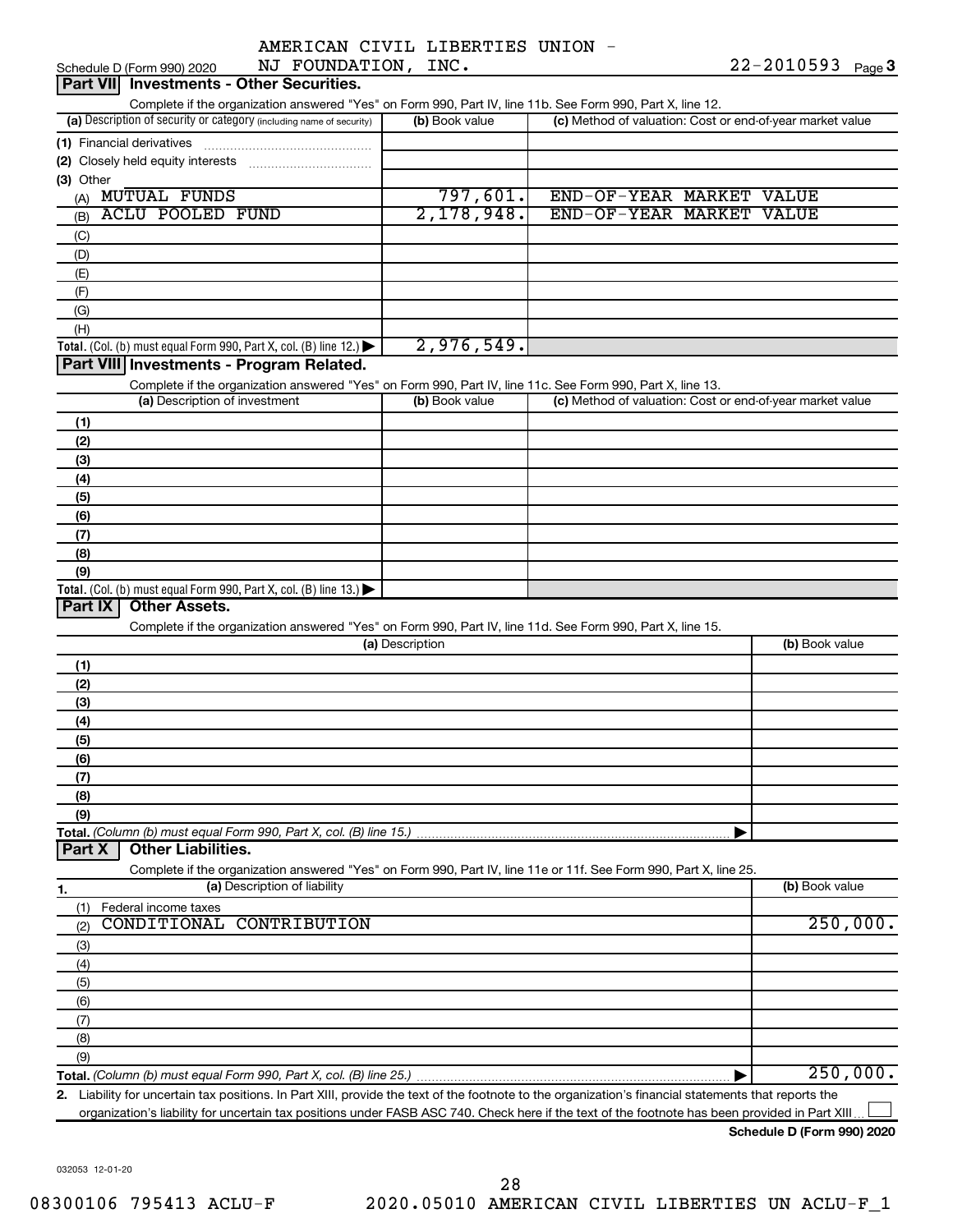Schedule D (Form 990) 2020 AMERICAN CIVIL LIBERTIES UNION - NJ FOUNDATION, INC. 22-2010593 Page 3

## Part VII Investments - Other Securities.

Complete if the organization answered "Yes" on Form 990, Part IV, line 11b. See Form 990, Part X, line 12.

| (a) Description of security or category (including name of security) | (b) Book value | (c) Method of valuation: Cost or end-of-year market value |
|---|---|---|
| (1) Financial derivatives | | |
| (2) Closely held equity interests | | |
| (3) Other | | |
| (A) MUTUAL FUNDS | 797,601. | END-OF-YEAR MARKET VALUE |
| (B) ACLU POOLED FUND | 2,178,948. | END-OF-YEAR MARKET VALUE |
| (C) | | |
| (D) | | |
| (E) | | |
| (F) | | |
| (G) | | |
| (H) | | |
| **Total.** (Col. (b) must equal Form 990, Part X, col. (B) line 12.) | 2,976,549. | |

## Part VIII Investments - Program Related.

Complete if the organization answered "Yes" on Form 990, Part IV, line 11c. See Form 990, Part X, line 13.

| (a) Description of investment | (b) Book value | (c) Method of valuation: Cost or end-of-year market value |
|---|---|---|
| (1) | | |
| (2) | | |
| (3) | | |
| (4) | | |
| (5) | | |
| (6) | | |
| (7) | | |
| (8) | | |
| (9) | | |
| **Total.** (Col. (b) must equal Form 990, Part X, col. (B) line 13.) | | |

## Part IX Other Assets.

Complete if the organization answered "Yes" on Form 990, Part IV, line 11d. See Form 990, Part X, line 15.

| (a) Description | (b) Book value |
|---|---|
| (1) | |
| (2) | |
| (3) | |
| (4) | |
| (5) | |
| (6) | |
| (7) | |
| (8) | |
| (9) | |
| **Total.** *(Column (b) must equal Form 990, Part X, col. (B) line 15.)* | |

## Part X Other Liabilities.

Complete if the organization answered "Yes" on Form 990, Part IV, line 11e or 11f. See Form 990, Part X, line 25.

| 1. (a) Description of liability | (b) Book value |
|---|---|
| (1) Federal income taxes | |
| (2) CONDITIONAL CONTRIBUTION | 250,000. |
| (3) | |
| (4) | |
| (5) | |
| (6) | |
| (7) | |
| (8) | |
| (9) | |
| **Total.** *(Column (b) must equal Form 990, Part X, col. (B) line 25.)* | 250,000. |

**2.** Liability for uncertain tax positions. In Part XIII, provide the text of the footnote to the organization's financial statements that reports the organization's liability for uncertain tax positions under FASB ASC 740. Check here if the text of the footnote has been provided in Part XIII ☐

**Schedule D (Form 990) 2020**

032053 12-01-20

08300106 795413 ACLU-F 2020.05010 AMERICAN CIVIL LIBERTIES UN ACLU-F_1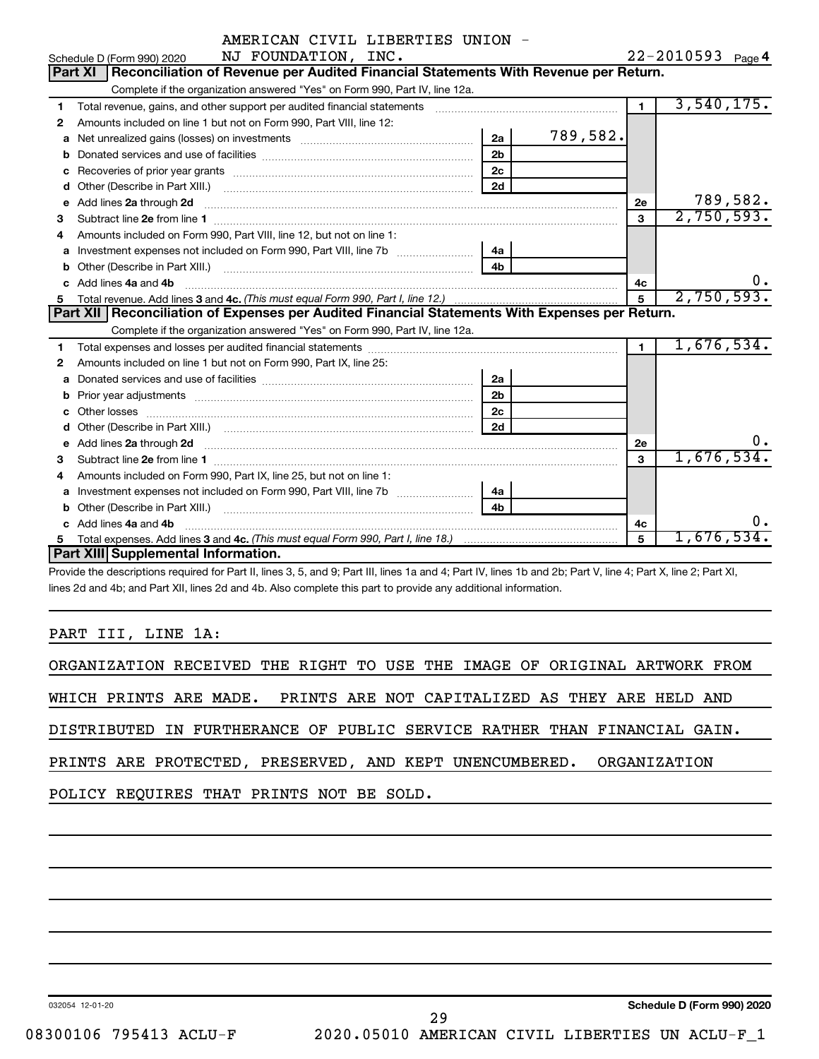AMERICAN CIVIL LIBERTIES UNION - NJ FOUNDATION, INC. 22-2010593

Schedule D (Form 990) 2020

## Part XI Reconciliation of Revenue per Audited Financial Statements With Revenue per Return.

Complete if the organization answered "Yes" on Form 990, Part IV, line 12a.

| | | | | | |
|---|---|---|---|---|---|
| 1 | Total revenue, gains, and other support per audited financial statements | | | 1 | 3,540,175. |
| 2 | Amounts included on line 1 but not on Form 990, Part VIII, line 12: | | | | |
| a | Net unrealized gains (losses) on investments | 2a | 789,582. | | |
| b | Donated services and use of facilities | 2b | | | |
| c | Recoveries of prior year grants | 2c | | | |
| d | Other (Describe in Part XIII.) | 2d | | | |
| e | Add lines 2a through 2d | | | 2e | 789,582. |
| 3 | Subtract line 2e from line 1 | | | 3 | 2,750,593. |
| 4 | Amounts included on Form 990, Part VIII, line 12, but not on line 1: | | | | |
| a | Investment expenses not included on Form 990, Part VIII, line 7b | 4a | | | |
| b | Other (Describe in Part XIII.) | 4b | | | |
| c | Add lines 4a and 4b | | | 4c | 0. |
| 5 | Total revenue. Add lines 3 and 4c. *(This must equal Form 990, Part I, line 12.)* | | | 5 | 2,750,593. |

## Part XII Reconciliation of Expenses per Audited Financial Statements With Expenses per Return.

Complete if the organization answered "Yes" on Form 990, Part IV, line 12a.

| | | | | | |
|---|---|---|---|---|---|
| 1 | Total expenses and losses per audited financial statements | | | 1 | 1,676,534. |
| 2 | Amounts included on line 1 but not on Form 990, Part IX, line 25: | | | | |
| a | Donated services and use of facilities | 2a | | | |
| b | Prior year adjustments | 2b | | | |
| c | Other losses | 2c | | | |
| d | Other (Describe in Part XIII.) | 2d | | | |
| e | Add lines 2a through 2d | | | 2e | 0. |
| 3 | Subtract line 2e from line 1 | | | 3 | 1,676,534. |
| 4 | Amounts included on Form 990, Part IX, line 25, but not on line 1: | | | | |
| a | Investment expenses not included on Form 990, Part VIII, line 7b | 4a | | | |
| b | Other (Describe in Part XIII.) | 4b | | | |
| c | Add lines 4a and 4b | | | 4c | 0. |
| 5 | Total expenses. Add lines 3 and 4c. *(This must equal Form 990, Part I, line 18.)* | | | 5 | 1,676,534. |

## Part XIII Supplemental Information.

Provide the descriptions required for Part II, lines 3, 5, and 9; Part III, lines 1a and 4; Part IV, lines 1b and 2b; Part V, line 4; Part X, line 2; Part XI, lines 2d and 4b; and Part XII, lines 2d and 4b. Also complete this part to provide any additional information.

PART III, LINE 1A:

ORGANIZATION RECEIVED THE RIGHT TO USE THE IMAGE OF ORIGINAL ARTWORK FROM WHICH PRINTS ARE MADE. PRINTS ARE NOT CAPITALIZED AS THEY ARE HELD AND DISTRIBUTED IN FURTHERANCE OF PUBLIC SERVICE RATHER THAN FINANCIAL GAIN. PRINTS ARE PROTECTED, PRESERVED, AND KEPT UNENCUMBERED. ORGANIZATION POLICY REQUIRES THAT PRINTS NOT BE SOLD.

032054 12-01-20 Schedule D (Form 990) 2020

08300106 795413 ACLU-F 2020.05010 AMERICAN CIVIL LIBERTIES UN ACLU-F_1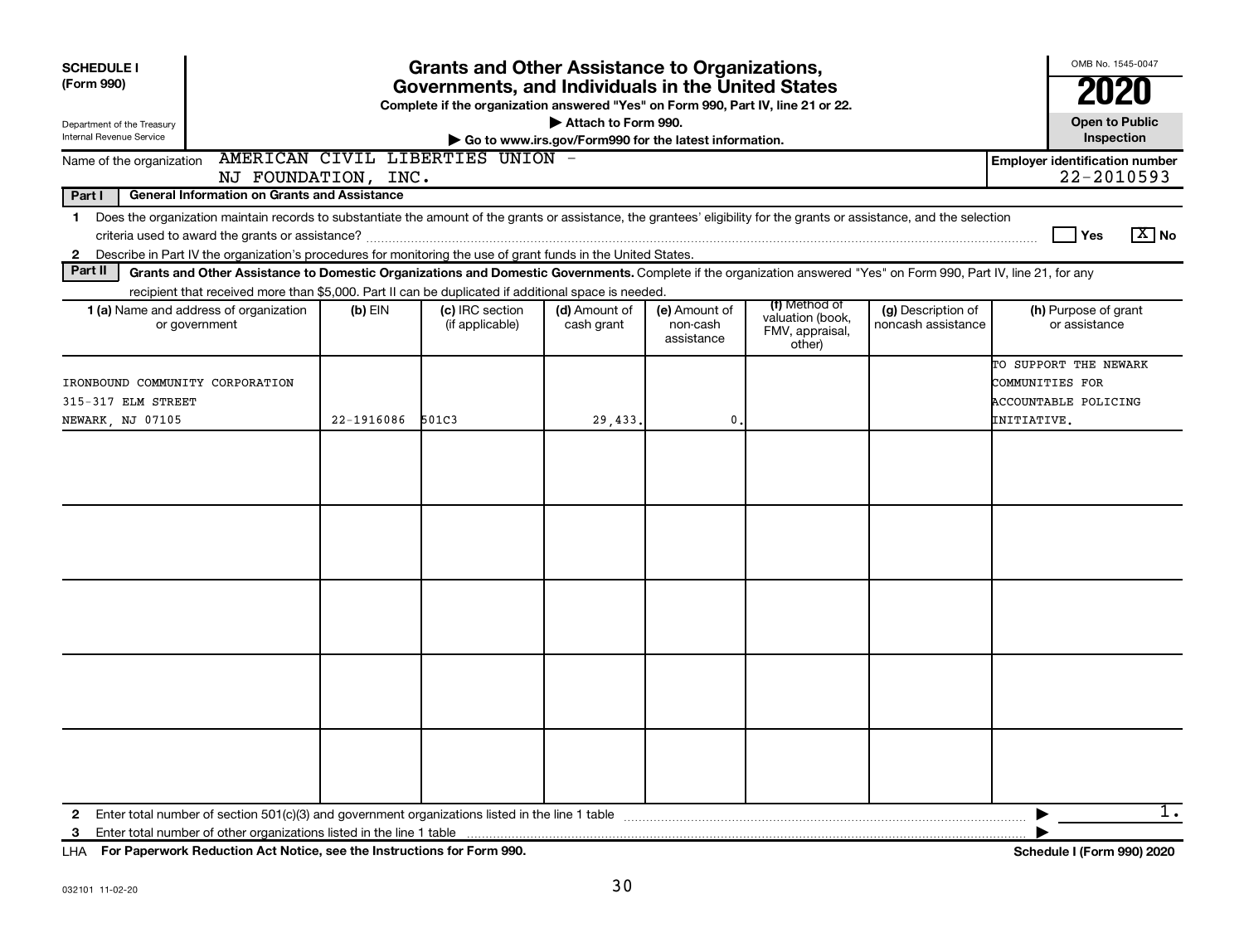**SCHEDULE I (Form 990)**

Department of the Treasury
Internal Revenue Service

# Grants and Other Assistance to Organizations, Governments, and Individuals in the United States

**Complete if the organization answered "Yes" on Form 990, Part IV, line 21 or 22.**
**▶ Attach to Form 990.**
**▶ Go to www.irs.gov/Form990 for the latest information.**

OMB No. 1545-0047

**2020**

**Open to Public Inspection**

Name of the organization: AMERICAN CIVIL LIBERTIES UNION - NJ FOUNDATION, INC.

**Employer identification number** 22-2010593

**Part I — General Information on Grants and Assistance**

1 Does the organization maintain records to substantiate the amount of the grants or assistance, the grantees' eligibility for the grants or assistance, and the selection criteria used to award the grants or assistance? ☐ Yes ☒ No

2 Describe in Part IV the organization's procedures for monitoring the use of grant funds in the United States.

**Part II — Grants and Other Assistance to Domestic Organizations and Domestic Governments.** Complete if the organization answered "Yes" on Form 990, Part IV, line 21, for any recipient that received more than $5,000. Part II can be duplicated if additional space is needed.

| 1 (a) Name and address of organization or government | (b) EIN | (c) IRC section (if applicable) | (d) Amount of cash grant | (e) Amount of non-cash assistance | (f) Method of valuation (book, FMV, appraisal, other) | (g) Description of noncash assistance | (h) Purpose of grant or assistance |
|---|---|---|---|---|---|---|---|
| IRONBOUND COMMUNITY CORPORATION<br>315-317 ELM STREET<br>NEWARK, NJ 07105 | 22-1916086 | 501C3 | 29,433. | 0. | | | TO SUPPORT THE NEWARK COMMUNITIES FOR ACCOUNTABLE POLICING INITIATIVE. |
| | | | | | | | |
| | | | | | | | |
| | | | | | | | |
| | | | | | | | |
| | | | | | | | |

2 Enter total number of section 501(c)(3) and government organizations listed in the line 1 table ▶ 1.

3 Enter total number of other organizations listed in the line 1 table ▶

LHA **For Paperwork Reduction Act Notice, see the Instructions for Form 990.** **Schedule I (Form 990) 2020**

032101 11-02-20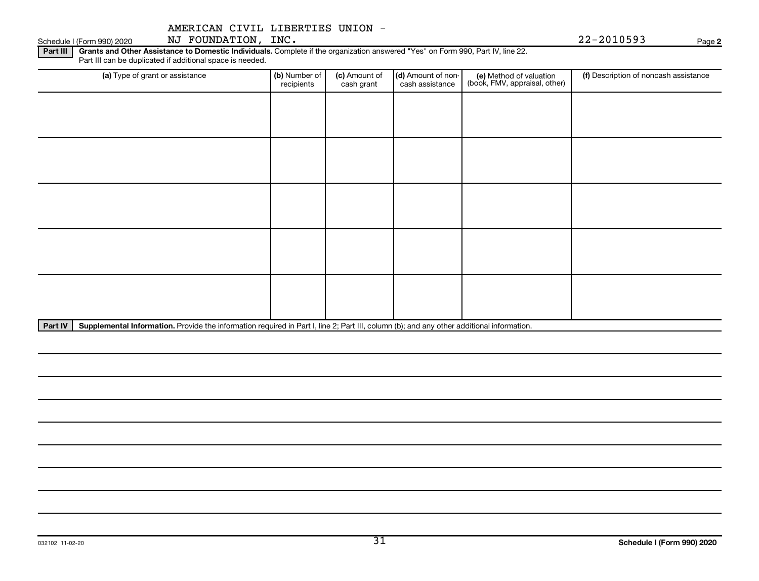AMERICAN CIVIL LIBERTIES UNION - NJ FOUNDATION, INC. 22-2010593

Schedule I (Form 990) 2020

**Part III** **Grants and Other Assistance to Domestic Individuals.** Complete if the organization answered "Yes" on Form 990, Part IV, line 22. Part III can be duplicated if additional space is needed.

| (a) Type of grant or assistance | (b) Number of recipients | (c) Amount of cash grant | (d) Amount of non-cash assistance | (e) Method of valuation (book, FMV, appraisal, other) | (f) Description of noncash assistance |
|---|---|---|---|---|---|
| | | | | | |
| | | | | | |
| | | | | | |
| | | | | | |
| | | | | | |

**Part IV** **Supplemental Information.** Provide the information required in Part I, line 2; Part III, column (b); and any other additional information.

032102 11-02-20

Schedule I (Form 990) 2020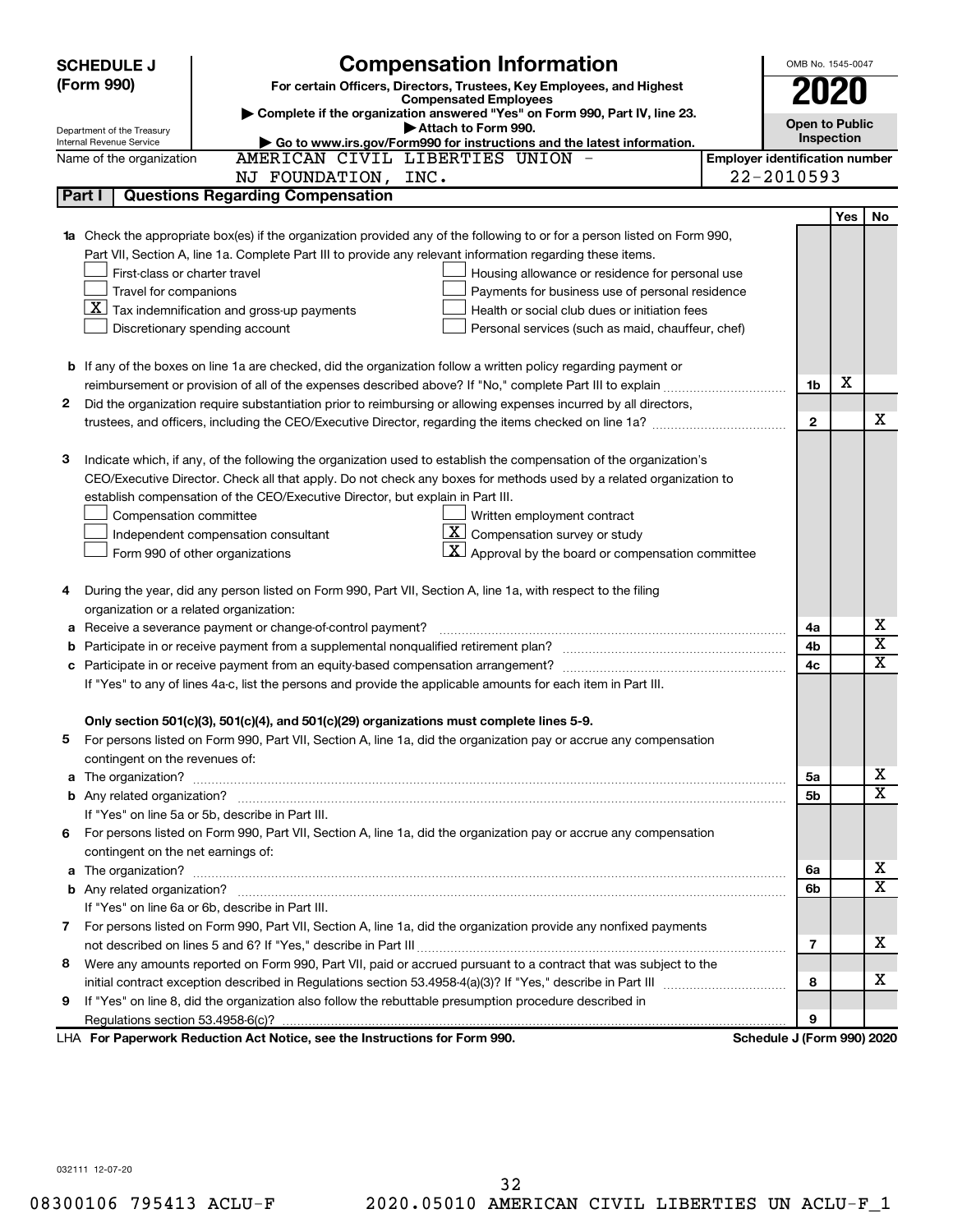# SCHEDULE J (Form 990)

Department of the Treasury
Internal Revenue Service

## Compensation Information

**For certain Officers, Directors, Trustees, Key Employees, and Highest Compensated Employees**

▶ Complete if the organization answered "Yes" on Form 990, Part IV, line 23.
▶ Attach to Form 990.
▶ Go to www.irs.gov/Form990 for instructions and the latest information.

OMB No. 1545-0047

**2020**

**Open to Public Inspection**

Name of the organization: AMERICAN CIVIL LIBERTIES UNION - NJ FOUNDATION, INC.

Employer identification number: 22-2010593

## Part I — Questions Regarding Compensation

| | | | Yes | No |
|---|---|---|---|---|
| **1a** | Check the appropriate box(es) if the organization provided any of the following to or for a person listed on Form 990, Part VII, Section A, line 1a. Complete Part III to provide any relevant information regarding these items.<br>☐ First-class or charter travel<br>☐ Travel for companions<br>☒ Tax indemnification and gross-up payments<br>☐ Discretionary spending account<br>☐ Housing allowance or residence for personal use<br>☐ Payments for business use of personal residence<br>☐ Health or social club dues or initiation fees<br>☐ Personal services (such as maid, chauffeur, chef) | | | |
| **b** | If any of the boxes on line 1a are checked, did the organization follow a written policy regarding payment or reimbursement or provision of all of the expenses described above? If "No," complete Part III to explain | 1b | X | |
| **2** | Did the organization require substantiation prior to reimbursing or allowing expenses incurred by all directors, trustees, and officers, including the CEO/Executive Director, regarding the items checked on line 1a? | 2 | | X |
| **3** | Indicate which, if any, of the following the organization used to establish the compensation of the organization's CEO/Executive Director. Check all that apply. Do not check any boxes for methods used by a related organization to establish compensation of the CEO/Executive Director, but explain in Part III.<br>☐ Compensation committee<br>☐ Independent compensation consultant<br>☐ Form 990 of other organizations<br>☐ Written employment contract<br>☒ Compensation survey or study<br>☒ Approval by the board or compensation committee | | | |
| **4** | During the year, did any person listed on Form 990, Part VII, Section A, line 1a, with respect to the filing organization or a related organization: | | | |
| **a** | Receive a severance payment or change-of-control payment? | 4a | | X |
| **b** | Participate in or receive payment from a supplemental nonqualified retirement plan? | 4b | | X |
| **c** | Participate in or receive payment from an equity-based compensation arrangement? | 4c | | X |
| | If "Yes" to any of lines 4a-c, list the persons and provide the applicable amounts for each item in Part III. | | | |
| | **Only section 501(c)(3), 501(c)(4), and 501(c)(29) organizations must complete lines 5-9.** | | | |
| **5** | For persons listed on Form 990, Part VII, Section A, line 1a, did the organization pay or accrue any compensation contingent on the revenues of: | | | |
| **a** | The organization? | 5a | | X |
| **b** | Any related organization? | 5b | | X |
| | If "Yes" on line 5a or 5b, describe in Part III. | | | |
| **6** | For persons listed on Form 990, Part VII, Section A, line 1a, did the organization pay or accrue any compensation contingent on the net earnings of: | | | |
| **a** | The organization? | 6a | | X |
| **b** | Any related organization? | 6b | | X |
| | If "Yes" on line 6a or 6b, describe in Part III. | | | |
| **7** | For persons listed on Form 990, Part VII, Section A, line 1a, did the organization provide any nonfixed payments not described on lines 5 and 6? If "Yes," describe in Part III | 7 | | X |
| **8** | Were any amounts reported on Form 990, Part VII, paid or accrued pursuant to a contract that was subject to the initial contract exception described in Regulations section 53.4958-4(a)(3)? If "Yes," describe in Part III | 8 | | X |
| **9** | If "Yes" on line 8, did the organization also follow the rebuttable presumption procedure described in Regulations section 53.4958-6(c)? | 9 | | |

LHA **For Paperwork Reduction Act Notice, see the Instructions for Form 990.** **Schedule J (Form 990) 2020**

032111 12-07-20

08300106 795413 ACLU-F 2020.05010 AMERICAN CIVIL LIBERTIES UN ACLU-F_1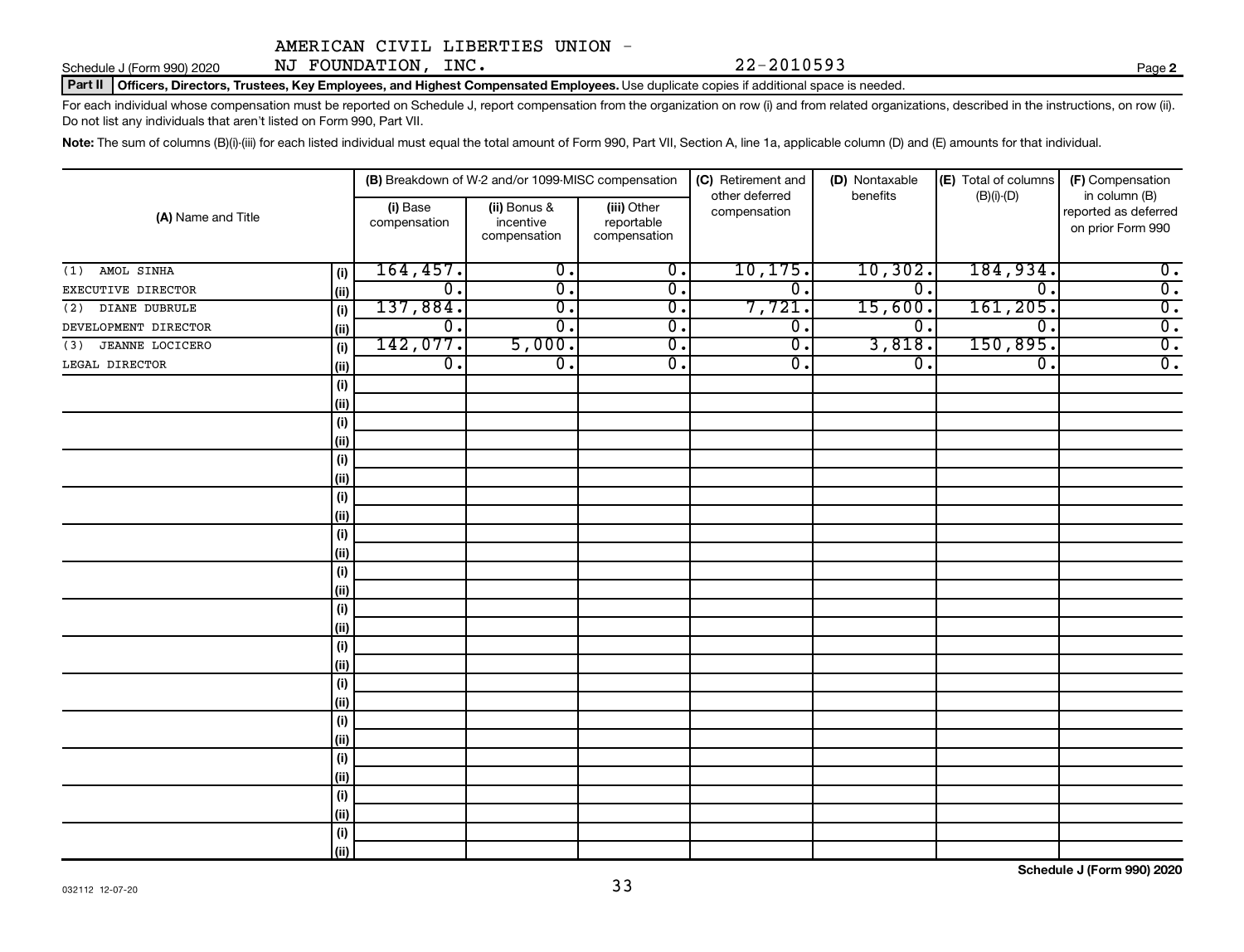AMERICAN CIVIL LIBERTIES UNION - NJ FOUNDATION, INC. 22-2010593

Schedule J (Form 990) 2020

**Part II | Officers, Directors, Trustees, Key Employees, and Highest Compensated Employees.** Use duplicate copies if additional space is needed.

For each individual whose compensation must be reported on Schedule J, report compensation from the organization on row (i) and from related organizations, described in the instructions, on row (ii). Do not list any individuals that aren't listed on Form 990, Part VII.

**Note:** The sum of columns (B)(i)-(iii) for each listed individual must equal the total amount of Form 990, Part VII, Section A, line 1a, applicable column (D) and (E) amounts for that individual.

| (A) Name and Title | | (B) Breakdown of W-2 and/or 1099-MISC compensation | | | (C) Retirement and other deferred compensation | (D) Nontaxable benefits | (E) Total of columns (B)(i)-(D) | (F) Compensation in column (B) reported as deferred on prior Form 990 |
|---|---|---|---|---|---|---|---|---|
| | | (i) Base compensation | (ii) Bonus & incentive compensation | (iii) Other reportable compensation | | | | |
| (1) AMOL SINHA | (i) | 164,457. | 0. | 0. | 10,175. | 10,302. | 184,934. | 0. |
| EXECUTIVE DIRECTOR | (ii) | 0. | 0. | 0. | 0. | 0. | 0. | 0. |
| (2) DIANE DUBRULE | (i) | 137,884. | 0. | 0. | 7,721. | 15,600. | 161,205. | 0. |
| DEVELOPMENT DIRECTOR | (ii) | 0. | 0. | 0. | 0. | 0. | 0. | 0. |
| (3) JEANNE LOCICERO | (i) | 142,077. | 5,000. | 0. | 0. | 3,818. | 150,895. | 0. |
| LEGAL DIRECTOR | (ii) | 0. | 0. | 0. | 0. | 0. | 0. | 0. |

Schedule J (Form 990) 2020

032112 12-07-20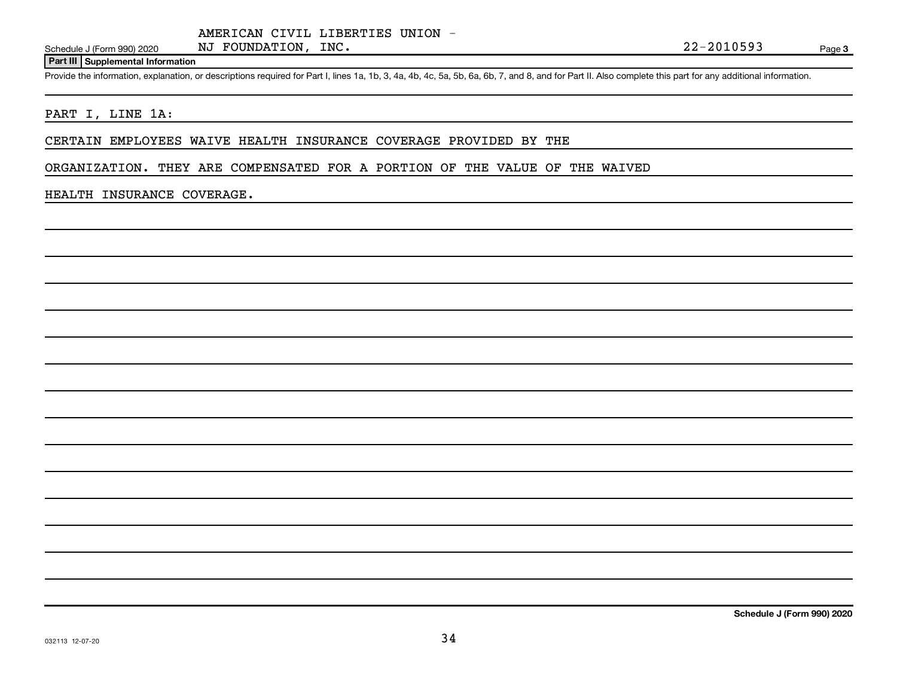AMERICAN CIVIL LIBERTIES UNION - NJ FOUNDATION, INC. 22-2010593

Schedule J (Form 990) 2020

## Part III Supplemental Information

Provide the information, explanation, or descriptions required for Part I, lines 1a, 1b, 3, 4a, 4b, 4c, 5a, 5b, 6a, 6b, 7, and 8, and for Part II. Also complete this part for any additional information.

PART I, LINE 1A:

CERTAIN EMPLOYEES WAIVE HEALTH INSURANCE COVERAGE PROVIDED BY THE ORGANIZATION. THEY ARE COMPENSATED FOR A PORTION OF THE VALUE OF THE WAIVED HEALTH INSURANCE COVERAGE.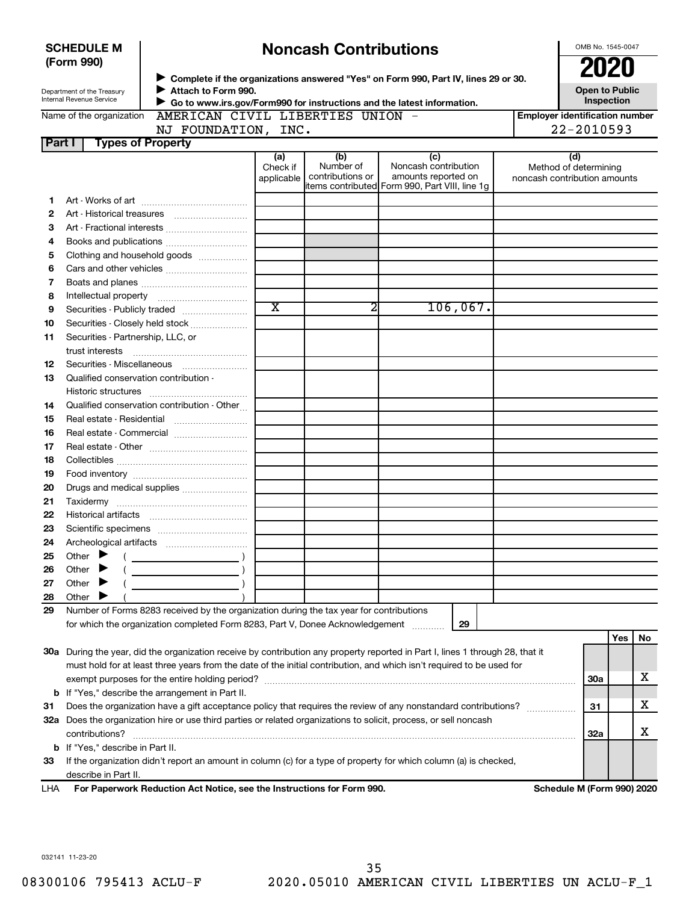**SCHEDULE M**
**(Form 990)**

Department of the Treasury
Internal Revenue Service

# Noncash Contributions

▶ **Complete if the organizations answered "Yes" on Form 990, Part IV, lines 29 or 30.**
▶ **Attach to Form 990.**
▶ **Go to www.irs.gov/Form990 for instructions and the latest information.**

OMB No. 1545-0047
**2020**
**Open to Public Inspection**

Name of the organization: AMERICAN CIVIL LIBERTIES UNION - NJ FOUNDATION, INC.

**Employer identification number:** 22-2010593

**Part I — Types of Property**

| | | (a) Check if applicable | (b) Number of contributions or items contributed | (c) Noncash contribution amounts reported on Form 990, Part VIII, line 1g | (d) Method of determining noncash contribution amounts |
|---|---|---|---|---|---|
| 1 | Art - Works of art | | | | |
| 2 | Art - Historical treasures | | | | |
| 3 | Art - Fractional interests | | | | |
| 4 | Books and publications | | | | |
| 5 | Clothing and household goods | | | | |
| 6 | Cars and other vehicles | | | | |
| 7 | Boats and planes | | | | |
| 8 | Intellectual property | | | | |
| 9 | Securities - Publicly traded | X | 2 | 106,067. | |
| 10 | Securities - Closely held stock | | | | |
| 11 | Securities - Partnership, LLC, or trust interests | | | | |
| 12 | Securities - Miscellaneous | | | | |
| 13 | Qualified conservation contribution - Historic structures | | | | |
| 14 | Qualified conservation contribution - Other | | | | |
| 15 | Real estate - Residential | | | | |
| 16 | Real estate - Commercial | | | | |
| 17 | Real estate - Other | | | | |
| 18 | Collectibles | | | | |
| 19 | Food inventory | | | | |
| 20 | Drugs and medical supplies | | | | |
| 21 | Taxidermy | | | | |
| 22 | Historical artifacts | | | | |
| 23 | Scientific specimens | | | | |
| 24 | Archeological artifacts | | | | |
| 25 | Other ▶ ( ) | | | | |
| 26 | Other ▶ ( ) | | | | |
| 27 | Other ▶ ( ) | | | | |
| 28 | Other ▶ ( ) | | | | |

29 Number of Forms 8283 received by the organization during the tax year for contributions for which the organization completed Form 8283, Part V, Donee Acknowledgement ..... **29**

| | | | Yes | No |
|---|---|---|---|---|
| 30a | During the year, did the organization receive by contribution any property reported in Part I, lines 1 through 28, that it must hold for at least three years from the date of the initial contribution, and which isn't required to be used for exempt purposes for the entire holding period? | 30a | | X |
| b | If "Yes," describe the arrangement in Part II. | | | |
| 31 | Does the organization have a gift acceptance policy that requires the review of any nonstandard contributions? | 31 | | X |
| 32a | Does the organization hire or use third parties or related organizations to solicit, process, or sell noncash contributions? | 32a | | X |
| b | If "Yes," describe in Part II. | | | |
| 33 | If the organization didn't report an amount in column (c) for a type of property for which column (a) is checked, describe in Part II. | | | |

LHA **For Paperwork Reduction Act Notice, see the Instructions for Form 990.** **Schedule M (Form 990) 2020**

032141 11-23-20

08300106 795413 ACLU-F 2020.05010 AMERICAN CIVIL LIBERTIES UN ACLU-F_1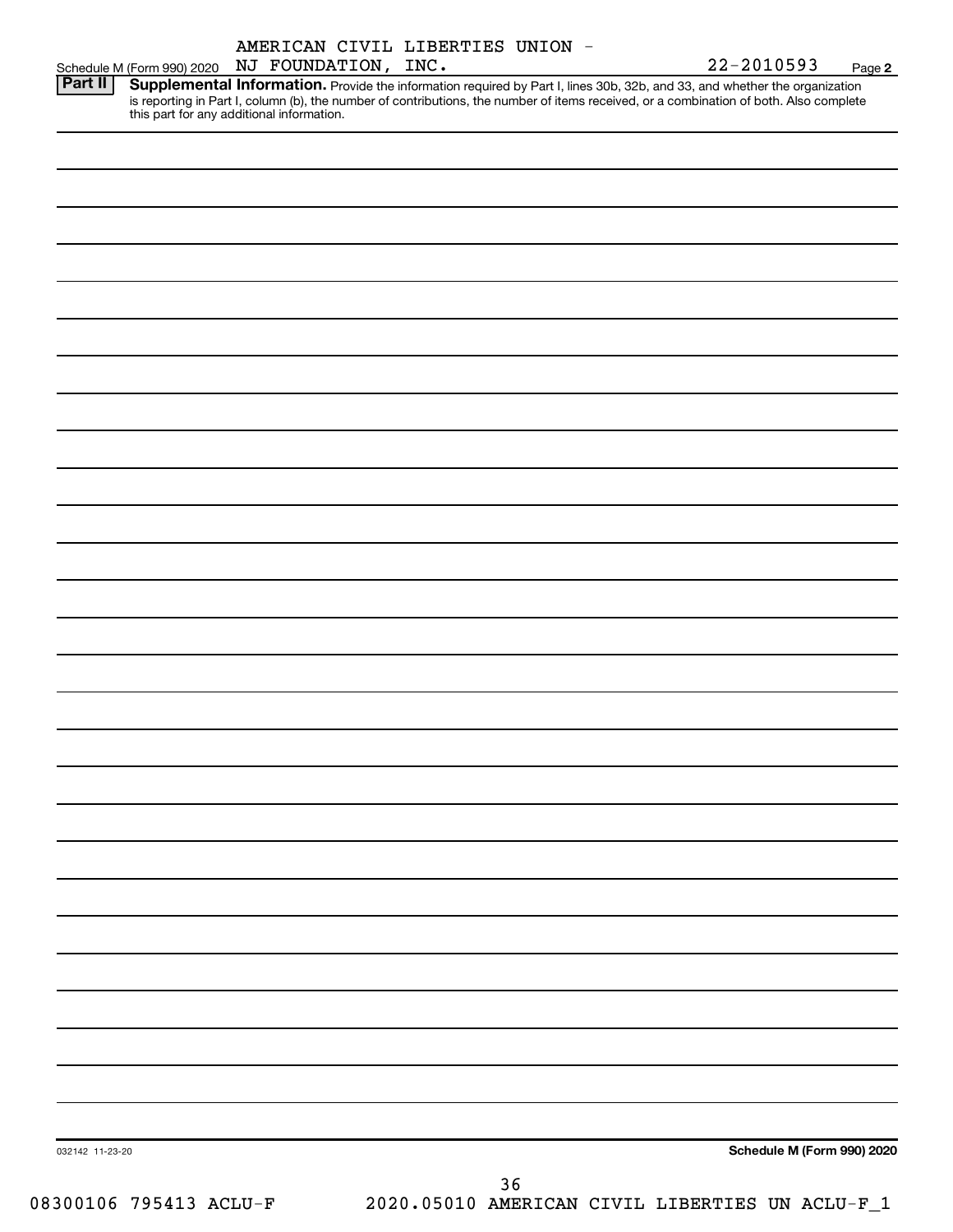Schedule M (Form 990) 2020 AMERICAN CIVIL LIBERTIES UNION - NJ FOUNDATION, INC. 22-2010593 Page **2**

**Part II** **Supplemental Information.** Provide the information required by Part I, lines 30b, 32b, and 33, and whether the organization is reporting in Part I, column (b), the number of contributions, the number of items received, or a combination of both. Also complete this part for any additional information.

032142 11-23-20

**Schedule M (Form 990) 2020**

08300106 795413 ACLU-F 2020.05010 AMERICAN CIVIL LIBERTIES UN ACLU-F_1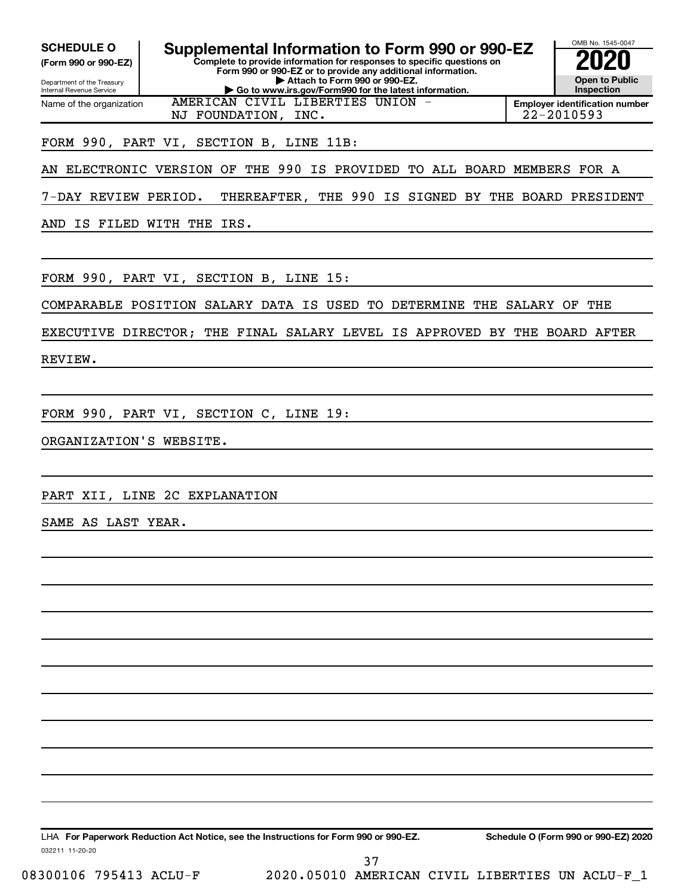**SCHEDULE O**
**(Form 990 or 990-EZ)**

Department of the Treasury
Internal Revenue Service

# Supplemental Information to Form 990 or 990-EZ

**Complete to provide information for responses to specific questions on Form 990 or 990-EZ or to provide any additional information.**
**▶ Attach to Form 990 or 990-EZ.**
**▶ Go to www.irs.gov/Form990 for the latest information.**

OMB No. 1545-0047

**2020**

**Open to Public Inspection**

Name of the organization: AMERICAN CIVIL LIBERTIES UNION - NJ FOUNDATION, INC.

**Employer identification number**: 22-2010593

FORM 990, PART VI, SECTION B, LINE 11B:

AN ELECTRONIC VERSION OF THE 990 IS PROVIDED TO ALL BOARD MEMBERS FOR A 7-DAY REVIEW PERIOD. THEREAFTER, THE 990 IS SIGNED BY THE BOARD PRESIDENT AND IS FILED WITH THE IRS.

FORM 990, PART VI, SECTION B, LINE 15:

COMPARABLE POSITION SALARY DATA IS USED TO DETERMINE THE SALARY OF THE EXECUTIVE DIRECTOR; THE FINAL SALARY LEVEL IS APPROVED BY THE BOARD AFTER REVIEW.

FORM 990, PART VI, SECTION C, LINE 19:

ORGANIZATION'S WEBSITE.

PART XII, LINE 2C EXPLANATION

SAME AS LAST YEAR.

LHA **For Paperwork Reduction Act Notice, see the Instructions for Form 990 or 990-EZ.**

**Schedule O (Form 990 or 990-EZ) 2020**

032211 11-20-20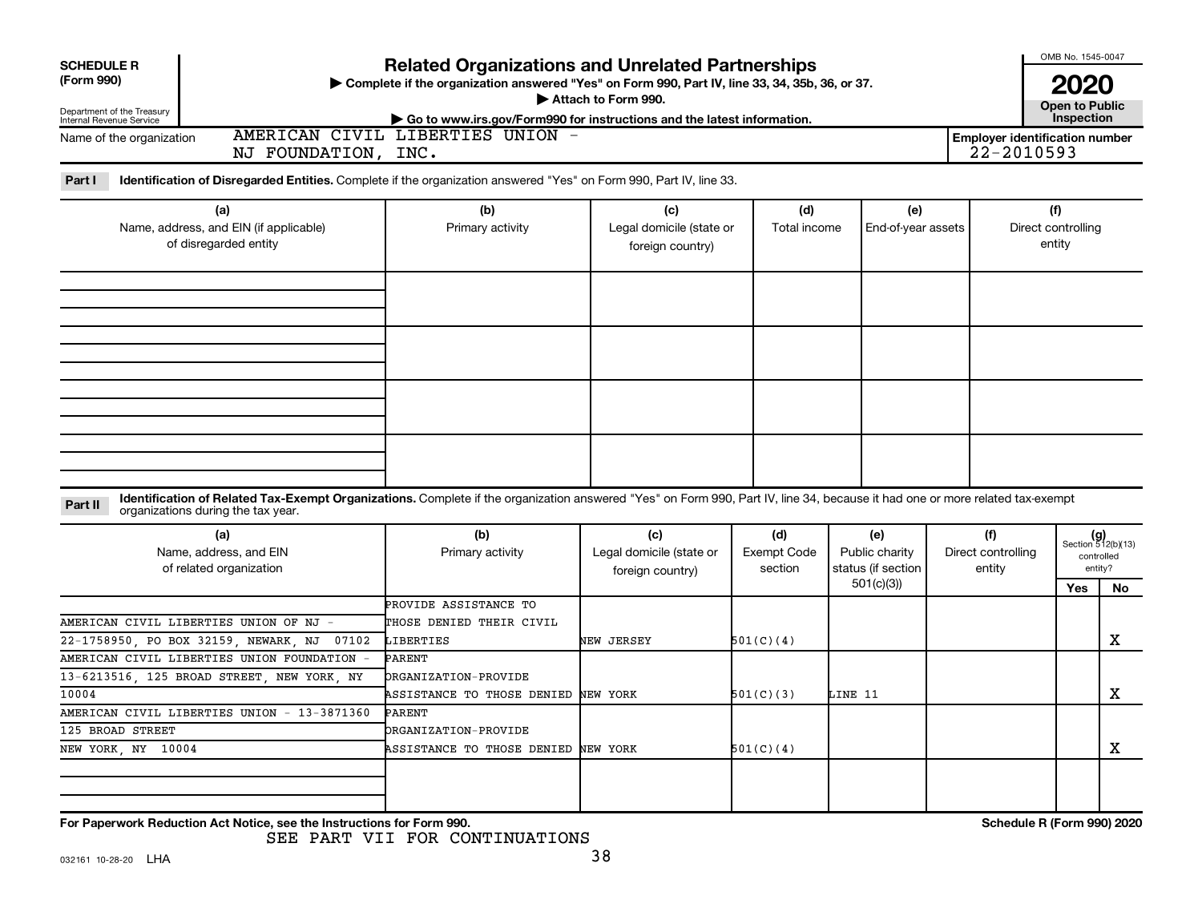**SCHEDULE R (Form 990)**

Department of the Treasury
Internal Revenue Service

# Related Organizations and Unrelated Partnerships

▶ Complete if the organization answered "Yes" on Form 990, Part IV, line 33, 34, 35b, 36, or 37.
▶ Attach to Form 990.
▶ Go to www.irs.gov/Form990 for instructions and the latest information.

OMB No. 1545-0047
**2020**
**Open to Public Inspection**

Name of the organization: AMERICAN CIVIL LIBERTIES UNION - NJ FOUNDATION, INC.

**Employer identification number** 22-2010593

**Part I** **Identification of Disregarded Entities.** Complete if the organization answered "Yes" on Form 990, Part IV, line 33.

| (a) Name, address, and EIN (if applicable) of disregarded entity | (b) Primary activity | (c) Legal domicile (state or foreign country) | (d) Total income | (e) End-of-year assets | (f) Direct controlling entity |
|---|---|---|---|---|---|
| | | | | | |
| | | | | | |
| | | | | | |
| | | | | | |

**Part II** **Identification of Related Tax-Exempt Organizations.** Complete if the organization answered "Yes" on Form 990, Part IV, line 34, because it had one or more related tax-exempt organizations during the tax year.

| (a) Name, address, and EIN of related organization | (b) Primary activity | (c) Legal domicile (state or foreign country) | (d) Exempt Code section | (e) Public charity status (if section 501(c)(3)) | (f) Direct controlling entity | (g) Section 512(b)(13) controlled entity? Yes | No |
|---|---|---|---|---|---|---|---|
| AMERICAN CIVIL LIBERTIES UNION OF NJ - 22-1758950, PO BOX 32159, NEWARK, NJ 07102 | PROVIDE ASSISTANCE TO THOSE DENIED THEIR CIVIL LIBERTIES | NEW JERSEY | 501(C)(4) | | | | X |
| AMERICAN CIVIL LIBERTIES UNION FOUNDATION - 13-6213516, 125 BROAD STREET, NEW YORK, NY 10004 | PARENT ORGANIZATION-PROVIDE ASSISTANCE TO THOSE DENIED | NEW YORK | 501(C)(3) | LINE 11 | | | X |
| AMERICAN CIVIL LIBERTIES UNION - 13-3871360 125 BROAD STREET NEW YORK, NY 10004 | PARENT ORGANIZATION-PROVIDE ASSISTANCE TO THOSE DENIED | NEW YORK | 501(C)(4) | | | | X |
| | | | | | | | |

**For Paperwork Reduction Act Notice, see the Instructions for Form 990.** **Schedule R (Form 990) 2020**

SEE PART VII FOR CONTINUATIONS

032161 10-28-20 LHA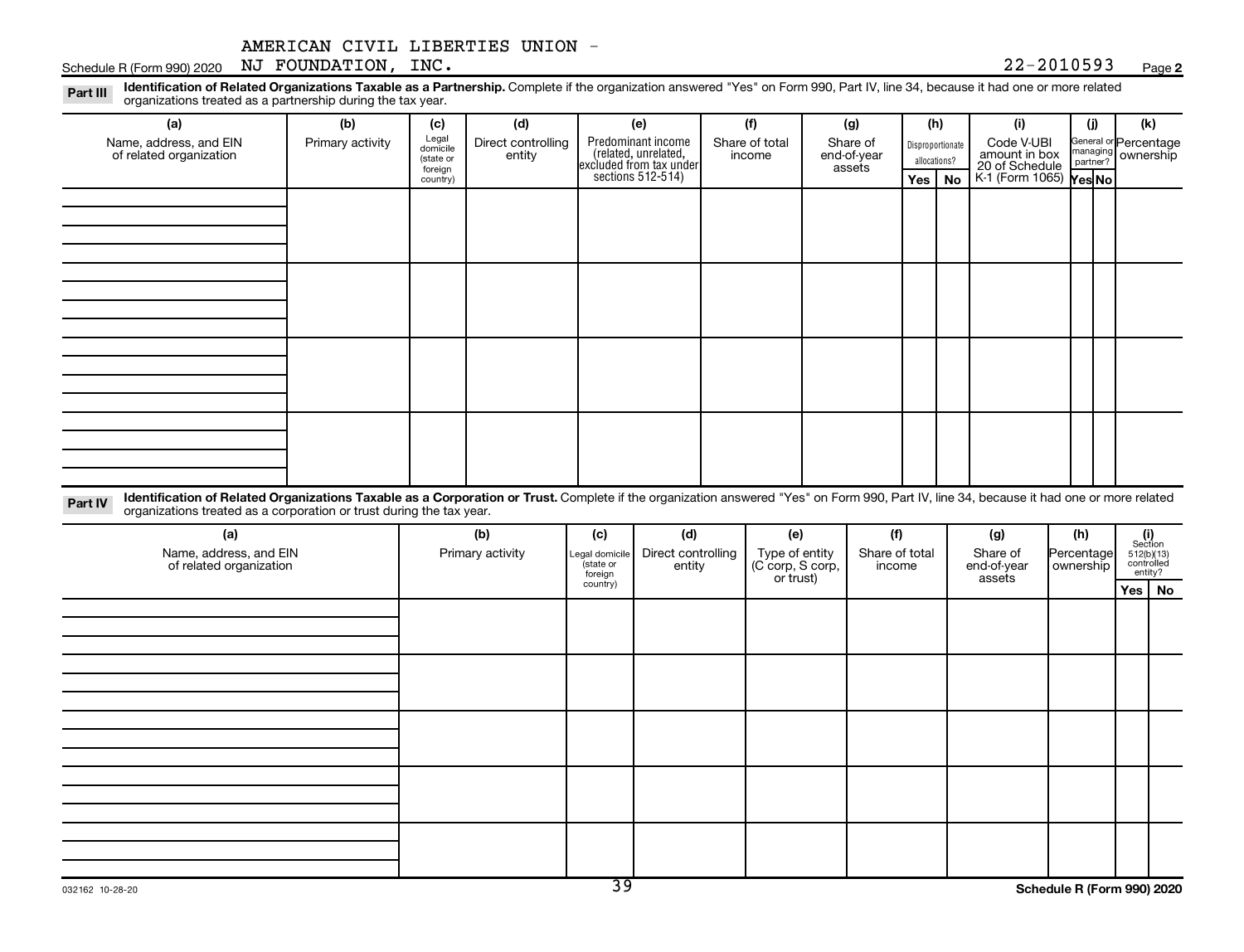AMERICAN CIVIL LIBERTIES UNION - NJ FOUNDATION, INC. 22-2010593

**Part III** **Identification of Related Organizations Taxable as a Partnership.** Complete if the organization answered "Yes" on Form 990, Part IV, line 34, because it had one or more related organizations treated as a partnership during the tax year.

| (a) Name, address, and EIN of related organization | (b) Primary activity | (c) Legal domicile (state or foreign country) | (d) Direct controlling entity | (e) Predominant income (related, unrelated, excluded from tax under sections 512-514) | (f) Share of total income | (g) Share of end-of-year assets | (h) Disproportionate allocations? Yes | No | (i) Code V-UBI amount in box 20 of Schedule K-1 (Form 1065) | (j) General or managing partner? Yes | No | (k) Percentage ownership |
|---|---|---|---|---|---|---|---|---|---|---|---|---|
| | | | | | | | | | | | | |
| | | | | | | | | | | | | |
| | | | | | | | | | | | | |
| | | | | | | | | | | | | |

**Part IV** **Identification of Related Organizations Taxable as a Corporation or Trust.** Complete if the organization answered "Yes" on Form 990, Part IV, line 34, because it had one or more related organizations treated as a corporation or trust during the tax year.

| (a) Name, address, and EIN of related organization | (b) Primary activity | (c) Legal domicile (state or foreign country) | (d) Direct controlling entity | (e) Type of entity (C corp, S corp, or trust) | (f) Share of total income | (g) Share of end-of-year assets | (h) Percentage ownership | (i) Section 512(b)(13) controlled entity? Yes | No |
|---|---|---|---|---|---|---|---|---|---|
| | | | | | | | | | |
| | | | | | | | | | |
| | | | | | | | | | |
| | | | | | | | | | |
| | | | | | | | | | |

032162 10-28-20

**Schedule R (Form 990) 2020**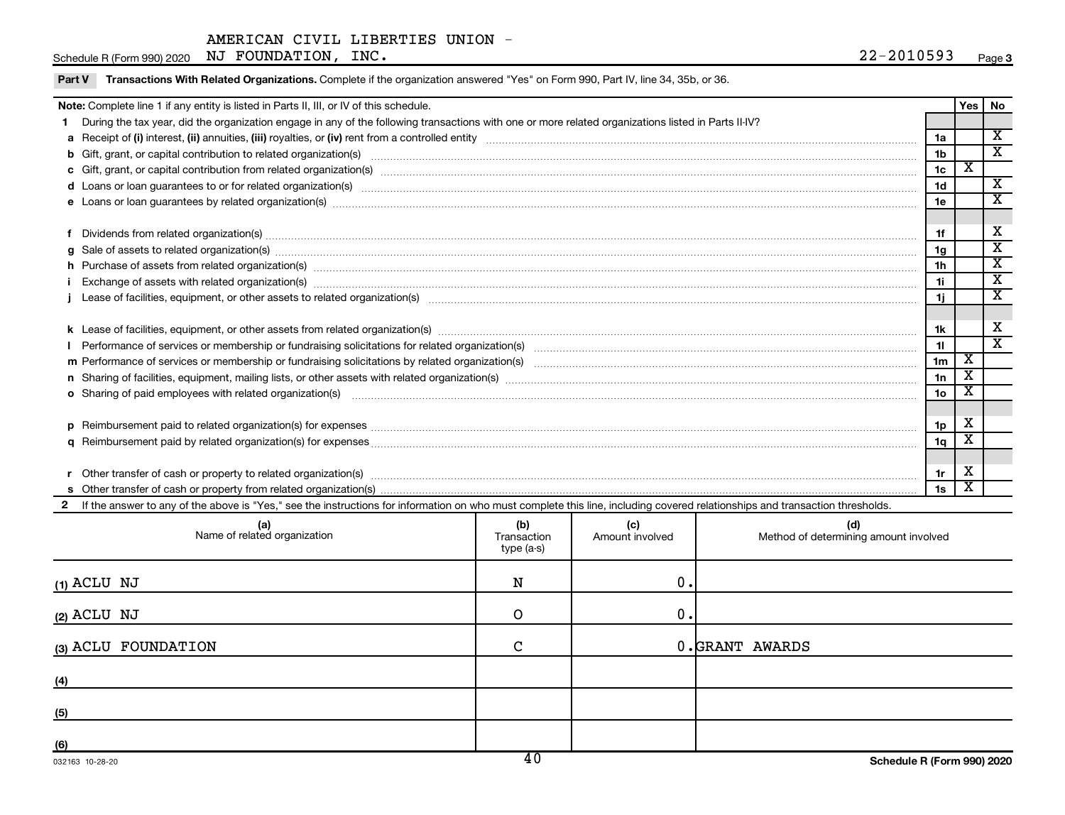AMERICAN CIVIL LIBERTIES UNION - NJ FOUNDATION, INC.

Schedule R (Form 990) 2020 22-2010593 Page 3

**Part V Transactions With Related Organizations.** Complete if the organization answered "Yes" on Form 990, Part IV, line 34, 35b, or 36.

| Note: Complete line 1 if any entity is listed in Parts II, III, or IV of this schedule. | | Yes | No |
|---|---|---|---|
| **1** During the tax year, did the organization engage in any of the following transactions with one or more related organizations listed in Parts II-IV? | | | |
| **a** Receipt of **(i)** interest, **(ii)** annuities, **(iii)** royalties, or **(iv)** rent from a controlled entity | 1a | | X |
| **b** Gift, grant, or capital contribution to related organization(s) | 1b | | X |
| **c** Gift, grant, or capital contribution from related organization(s) | 1c | X | |
| **d** Loans or loan guarantees to or for related organization(s) | 1d | | X |
| **e** Loans or loan guarantees by related organization(s) | 1e | | X |
| **f** Dividends from related organization(s) | 1f | | X |
| **g** Sale of assets to related organization(s) | 1g | | X |
| **h** Purchase of assets from related organization(s) | 1h | | X |
| **i** Exchange of assets with related organization(s) | 1i | | X |
| **j** Lease of facilities, equipment, or other assets to related organization(s) | 1j | | X |
| **k** Lease of facilities, equipment, or other assets from related organization(s) | 1k | | X |
| **l** Performance of services or membership or fundraising solicitations for related organization(s) | 1l | | X |
| **m** Performance of services or membership or fundraising solicitations by related organization(s) | 1m | X | |
| **n** Sharing of facilities, equipment, mailing lists, or other assets with related organization(s) | 1n | X | |
| **o** Sharing of paid employees with related organization(s) | 1o | X | |
| **p** Reimbursement paid to related organization(s) for expenses | 1p | X | |
| **q** Reimbursement paid by related organization(s) for expenses | 1q | X | |
| **r** Other transfer of cash or property to related organization(s) | 1r | X | |
| **s** Other transfer of cash or property from related organization(s) | 1s | X | |

**2** If the answer to any of the above is "Yes," see the instructions for information on who must complete this line, including covered relationships and transaction thresholds.

| (a) Name of related organization | (b) Transaction type (a-s) | (c) Amount involved | (d) Method of determining amount involved |
|---|---|---|---|
| (1) ACLU NJ | N | 0. | |
| (2) ACLU NJ | O | 0. | |
| (3) ACLU FOUNDATION | C | 0. | GRANT AWARDS |
| (4) | | | |
| (5) | | | |
| (6) | | | |

032163 10-28-20 **Schedule R (Form 990) 2020**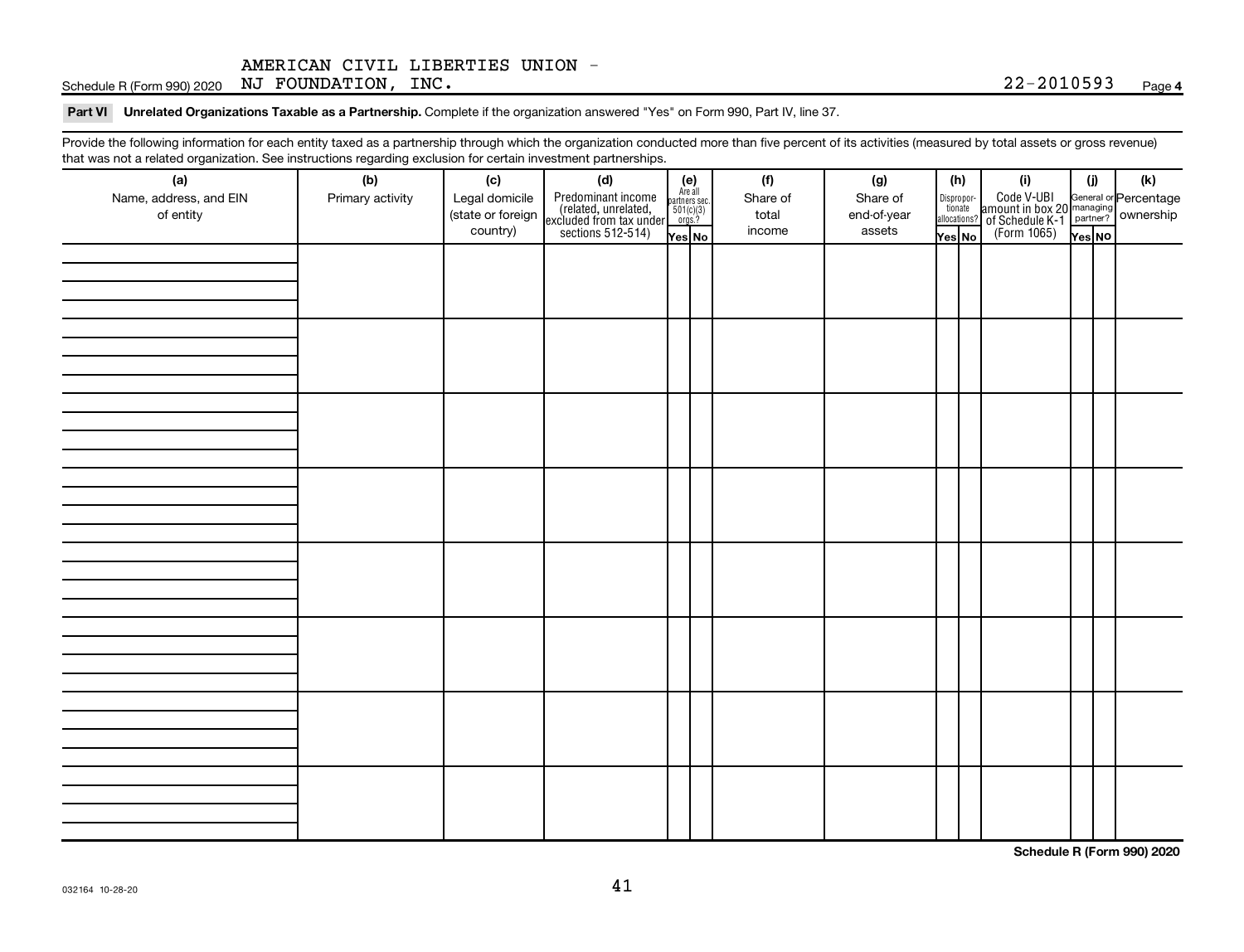AMERICAN CIVIL LIBERTIES UNION - NJ FOUNDATION, INC. 22-2010593

Schedule R (Form 990) 2020 Page **4**

**Part VI Unrelated Organizations Taxable as a Partnership.** Complete if the organization answered "Yes" on Form 990, Part IV, line 37.

Provide the following information for each entity taxed as a partnership through which the organization conducted more than five percent of its activities (measured by total assets or gross revenue) that was not a related organization. See instructions regarding exclusion for certain investment partnerships.

| (a) Name, address, and EIN of entity | (b) Primary activity | (c) Legal domicile (state or foreign country) | (d) Predominant income (related, unrelated, excluded from tax under sections 512-514) | (e) Are all partners sec. 501(c)(3) orgs.? | | (f) Share of total income | (g) Share of end-of-year assets | (h) Disproportionate allocations? | | (i) Code V-UBI amount in box 20 of Schedule K-1 (Form 1065) | (j) General or managing partner? | | (k) Percentage ownership |
|---|---|---|---|---|---|---|---|---|---|---|---|---|---|
| | | | | Yes | No | | | Yes | No | | Yes | No | |
| | | | | | | | | | | | | | |
| | | | | | | | | | | | | | |
| | | | | | | | | | | | | | |
| | | | | | | | | | | | | | |
| | | | | | | | | | | | | | |
| | | | | | | | | | | | | | |
| | | | | | | | | | | | | | |
| | | | | | | | | | | | | | |

**Schedule R (Form 990) 2020**

032164 10-28-20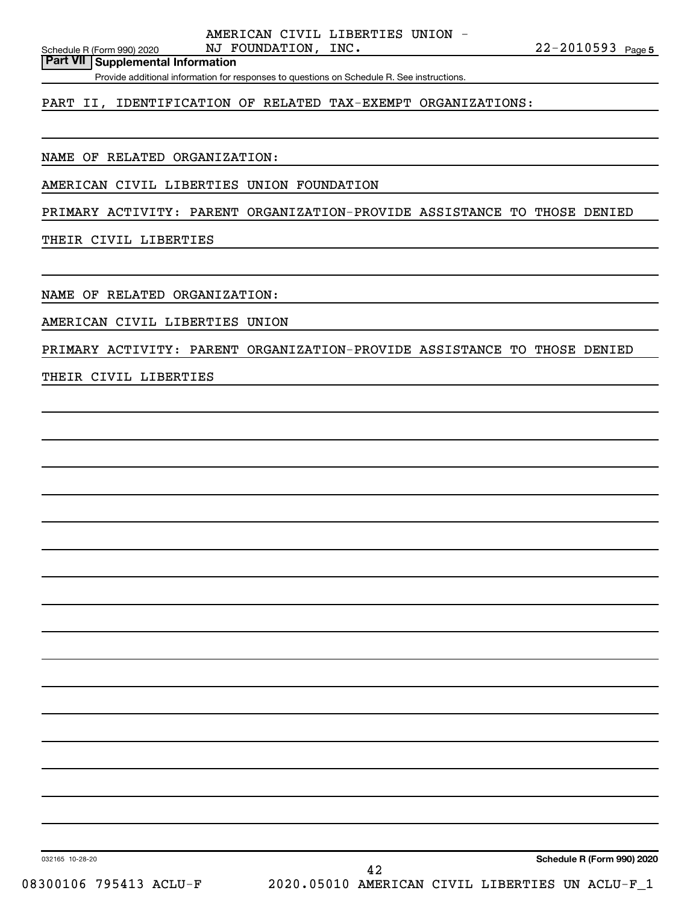AMERICAN CIVIL LIBERTIES UNION - NJ FOUNDATION, INC. 22-2010593

## Part VII Supplemental Information

Provide additional information for responses to questions on Schedule R. See instructions.

PART II, IDENTIFICATION OF RELATED TAX-EXEMPT ORGANIZATIONS:

NAME OF RELATED ORGANIZATION:

AMERICAN CIVIL LIBERTIES UNION FOUNDATION

PRIMARY ACTIVITY: PARENT ORGANIZATION-PROVIDE ASSISTANCE TO THOSE DENIED THEIR CIVIL LIBERTIES

NAME OF RELATED ORGANIZATION:

AMERICAN CIVIL LIBERTIES UNION

PRIMARY ACTIVITY: PARENT ORGANIZATION-PROVIDE ASSISTANCE TO THOSE DENIED THEIR CIVIL LIBERTIES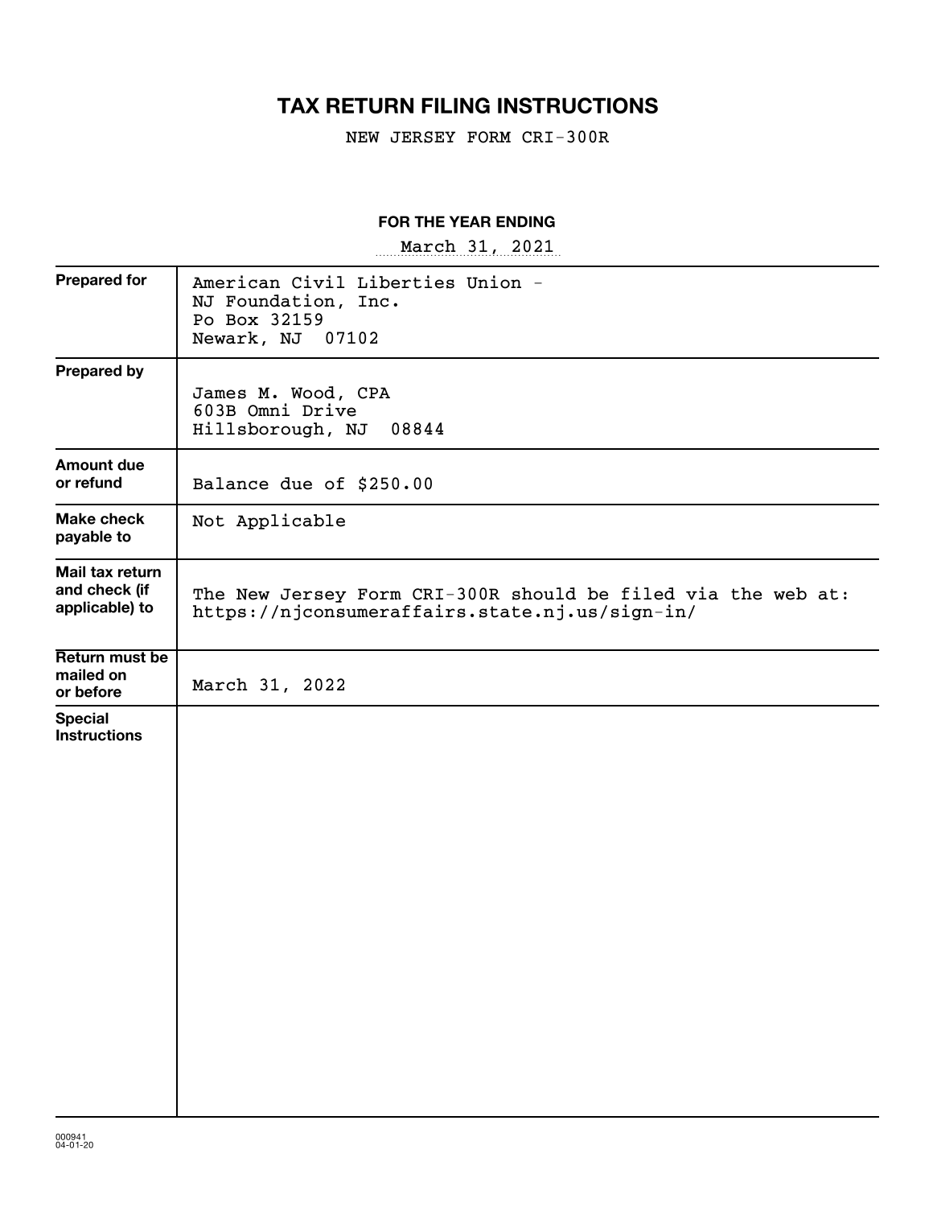# TAX RETURN FILING INSTRUCTIONS

NEW JERSEY FORM CRI-300R

**FOR THE YEAR ENDING**

March 31, 2021

| | |
|---|---|
| **Prepared for** | American Civil Liberties Union - NJ Foundation, Inc. Po Box 32159 Newark, NJ 07102 |
| **Prepared by** | James M. Wood, CPA 603B Omni Drive Hillsborough, NJ 08844 |
| **Amount due or refund** | Balance due of $250.00 |
| **Make check payable to** | Not Applicable |
| **Mail tax return and check (if applicable) to** | The New Jersey Form CRI-300R should be filed via the web at: https://njconsumeraffairs.state.nj.us/sign-in/ |
| **Return must be mailed on or before** | March 31, 2022 |
| **Special Instructions** | |

000941
04-01-20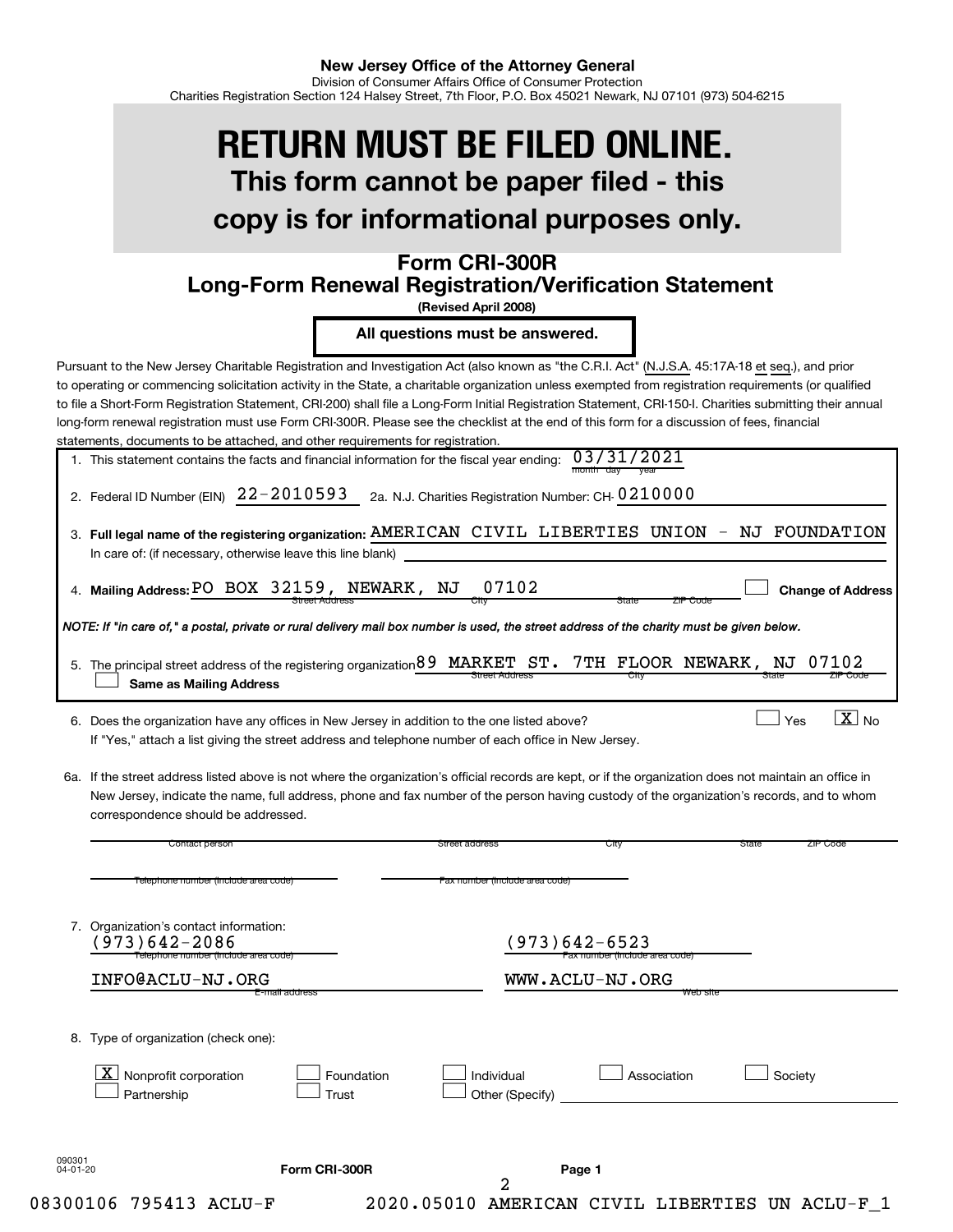**New Jersey Office of the Attorney General**
Division of Consumer Affairs Office of Consumer Protection
Charities Registration Section 124 Halsey Street, 7th Floor, P.O. Box 45021 Newark, NJ 07101 (973) 504-6215

# RETURN MUST BE FILED ONLINE.

## This form cannot be paper filed - this copy is for informational purposes only.

## Form CRI-300R
## Long-Form Renewal Registration/Verification Statement

**(Revised April 2008)**

**All questions must be answered.**

Pursuant to the New Jersey Charitable Registration and Investigation Act (also known as "the C.R.I. Act" (N.J.S.A. 45:17A-18 et seq.), and prior to operating or commencing solicitation activity in the State, a charitable organization unless exempted from registration requirements (or qualified to file a Short-Form Registration Statement, CRI-200) shall file a Long-Form Initial Registration Statement, CRI-150-I. Charities submitting their annual long-form renewal registration must use Form CRI-300R. Please see the checklist at the end of this form for a discussion of fees, financial statements, documents to be attached, and other requirements for registration.

1. This statement contains the facts and financial information for the fiscal year ending: 03/31/2021 (month day year)

2. Federal ID Number (EIN) 22-2010593   2a. N.J. Charities Registration Number: CH- 0210000

3. **Full legal name of the registering organization:** AMERICAN CIVIL LIBERTIES UNION - NJ FOUNDATION
   In care of: (if necessary, otherwise leave this line blank)

4. **Mailing Address:** PO BOX 32159, NEWARK, NJ 07102 (Street Address, City, State, ZIP Code)   ☐ **Change of Address**

*NOTE: If "in care of," a postal, private or rural delivery mail box number is used, the street address of the charity must be given below.*

5. The principal street address of the registering organization 89 MARKET ST. 7TH FLOOR NEWARK, NJ 07102 (Street Address, City, State, ZIP Code)
   ☐ **Same as Mailing Address**

6. Does the organization have any offices in New Jersey in addition to the one listed above? ☐ Yes ☒ No
   If "Yes," attach a list giving the street address and telephone number of each office in New Jersey.

6a. If the street address listed above is not where the organization's official records are kept, or if the organization does not maintain an office in New Jersey, indicate the name, full address, phone and fax number of the person having custody of the organization's records, and to whom correspondence should be addressed.

Contact person _____ Street address _____ City _____ State _____ ZIP Code _____

Telephone number (include area code) _____ Fax number (include area code) _____

7. Organization's contact information:
   (973)642-2086 — Telephone number (include area code)
   (973)642-6523 — Fax number (include area code)
   INFO@ACLU-NJ.ORG — E-mail address
   WWW.ACLU-NJ.ORG — Web site

8. Type of organization (check one):
   ☒ Nonprofit corporation ☐ Foundation ☐ Individual ☐ Association ☐ Society
   ☐ Partnership ☐ Trust ☐ Other (Specify)

090301 04-01-20 Form CRI-300R Page 1

08300106 795413 ACLU-F 2020.05010 AMERICAN CIVIL LIBERTIES UN ACLU-F_1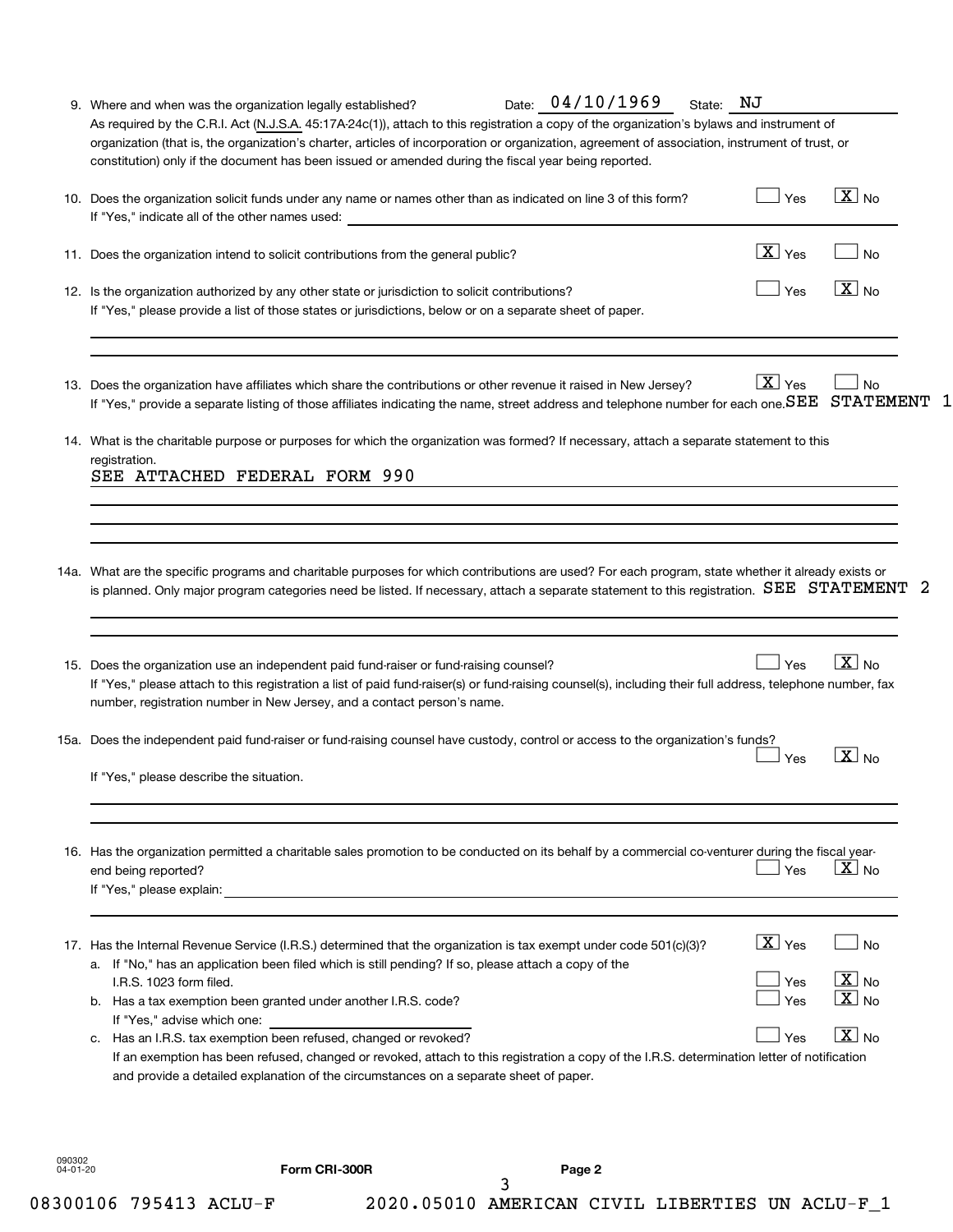9. Where and when was the organization legally established? Date: 04/10/1969 State: NJ

As required by the C.R.I. Act (N.J.S.A. 45:17A-24c(1)), attach to this registration a copy of the organization's bylaws and instrument of organization (that is, the organization's charter, articles of incorporation or organization, agreement of association, instrument of trust, or constitution) only if the document has been issued or amended during the fiscal year being reported.

10. Does the organization solicit funds under any name or names other than as indicated on line 3 of this form? [ ] Yes [X] No

    If "Yes," indicate all of the other names used:

11. Does the organization intend to solicit contributions from the general public? [X] Yes [ ] No

12. Is the organization authorized by any other state or jurisdiction to solicit contributions? [ ] Yes [X] No

    If "Yes," please provide a list of those states or jurisdictions, below or on a separate sheet of paper.

13. Does the organization have affiliates which share the contributions or other revenue it raised in New Jersey? [X] Yes [ ] No

    If "Yes," provide a separate listing of those affiliates indicating the name, street address and telephone number for each one. SEE STATEMENT 1

14. What is the charitable purpose or purposes for which the organization was formed? If necessary, attach a separate statement to this registration.

    SEE ATTACHED FEDERAL FORM 990

14a. What are the specific programs and charitable purposes for which contributions are used? For each program, state whether it already exists or is planned. Only major program categories need be listed. If necessary, attach a separate statement to this registration. SEE STATEMENT 2

15. Does the organization use an independent paid fund-raiser or fund-raising counsel? [ ] Yes [X] No

    If "Yes," please attach to this registration a list of paid fund-raiser(s) or fund-raising counsel(s), including their full address, telephone number, fax number, registration number in New Jersey, and a contact person's name.

15a. Does the independent paid fund-raiser or fund-raising counsel have custody, control or access to the organization's funds? [ ] Yes [X] No

    If "Yes," please describe the situation.

16. Has the organization permitted a charitable sales promotion to be conducted on its behalf by a commercial co-venturer during the fiscal year-end being reported? [ ] Yes [X] No

    If "Yes," please explain:

17. Has the Internal Revenue Service (I.R.S.) determined that the organization is tax exempt under code 501(c)(3)? [X] Yes [ ] No

    a. If "No," has an application been filed which is still pending? If so, please attach a copy of the I.R.S. 1023 form filed. [ ] Yes [X] No

    b. Has a tax exemption been granted under another I.R.S. code? [ ] Yes [X] No

       If "Yes," advise which one:

    c. Has an I.R.S. tax exemption been refused, changed or revoked? [ ] Yes [X] No

       If an exemption has been refused, changed or revoked, attach to this registration a copy of the I.R.S. determination letter of notification and provide a detailed explanation of the circumstances on a separate sheet of paper.

090302
04-01-20

Form CRI-300R Page 2

08300106 795413 ACLU-F 2020.05010 AMERICAN CIVIL LIBERTIES UN ACLU-F_1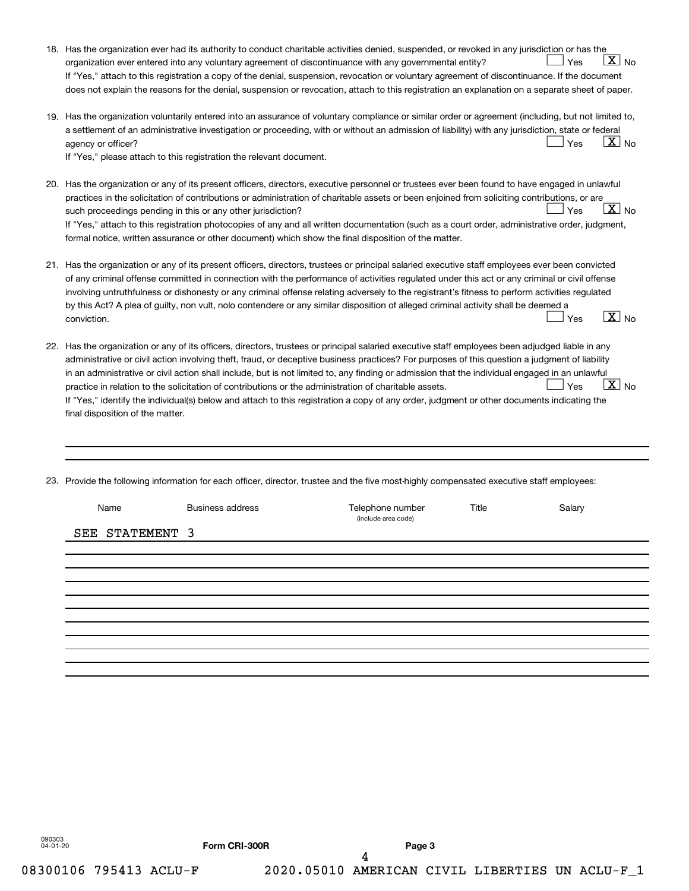18. Has the organization ever had its authority to conduct charitable activities denied, suspended, or revoked in any jurisdiction or has the organization ever entered into any voluntary agreement of discontinuance with any governmental entity? ☐ Yes ☒ No

    If "Yes," attach to this registration a copy of the denial, suspension, revocation or voluntary agreement of discontinuance. If the document does not explain the reasons for the denial, suspension or revocation, attach to this registration an explanation on a separate sheet of paper.

19. Has the organization voluntarily entered into an assurance of voluntary compliance or similar order or agreement (including, but not limited to, a settlement of an administrative investigation or proceeding, with or without an admission of liability) with any jurisdiction, state or federal agency or officer? ☐ Yes ☒ No

    If "Yes," please attach to this registration the relevant document.

20. Has the organization or any of its present officers, directors, executive personnel or trustees ever been found to have engaged in unlawful practices in the solicitation of contributions or administration of charitable assets or been enjoined from soliciting contributions, or are such proceedings pending in this or any other jurisdiction? ☐ Yes ☒ No

    If "Yes," attach to this registration photocopies of any and all written documentation (such as a court order, administrative order, judgment, formal notice, written assurance or other document) which show the final disposition of the matter.

21. Has the organization or any of its present officers, directors, trustees or principal salaried executive staff employees ever been convicted of any criminal offense committed in connection with the performance of activities regulated under this act or any criminal or civil offense involving untruthfulness or dishonesty or any criminal offense relating adversely to the registrant's fitness to perform activities regulated by this Act? A plea of guilty, non vult, nolo contendere or any similar disposition of alleged criminal activity shall be deemed a conviction. ☐ Yes ☒ No

22. Has the organization or any of its officers, directors, trustees or principal salaried executive staff employees been adjudged liable in any administrative or civil action involving theft, fraud, or deceptive business practices? For purposes of this question a judgment of liability in an administrative or civil action shall include, but is not limited to, any finding or admission that the individual engaged in an unlawful practice in relation to the solicitation of contributions or the administration of charitable assets. ☐ Yes ☒ No

    If "Yes," identify the individual(s) below and attach to this registration a copy of any order, judgment or other documents indicating the final disposition of the matter.

23. Provide the following information for each officer, director, trustee and the five most-highly compensated executive staff employees:

| Name | Business address | Telephone number (include area code) | Title | Salary |
|---|---|---|---|---|
| SEE STATEMENT 3 | | | | |

090303 04-01-20 Form CRI-300R Page 3

4

08300106 795413 ACLU-F 2020.05010 AMERICAN CIVIL LIBERTIES UN ACLU-F_1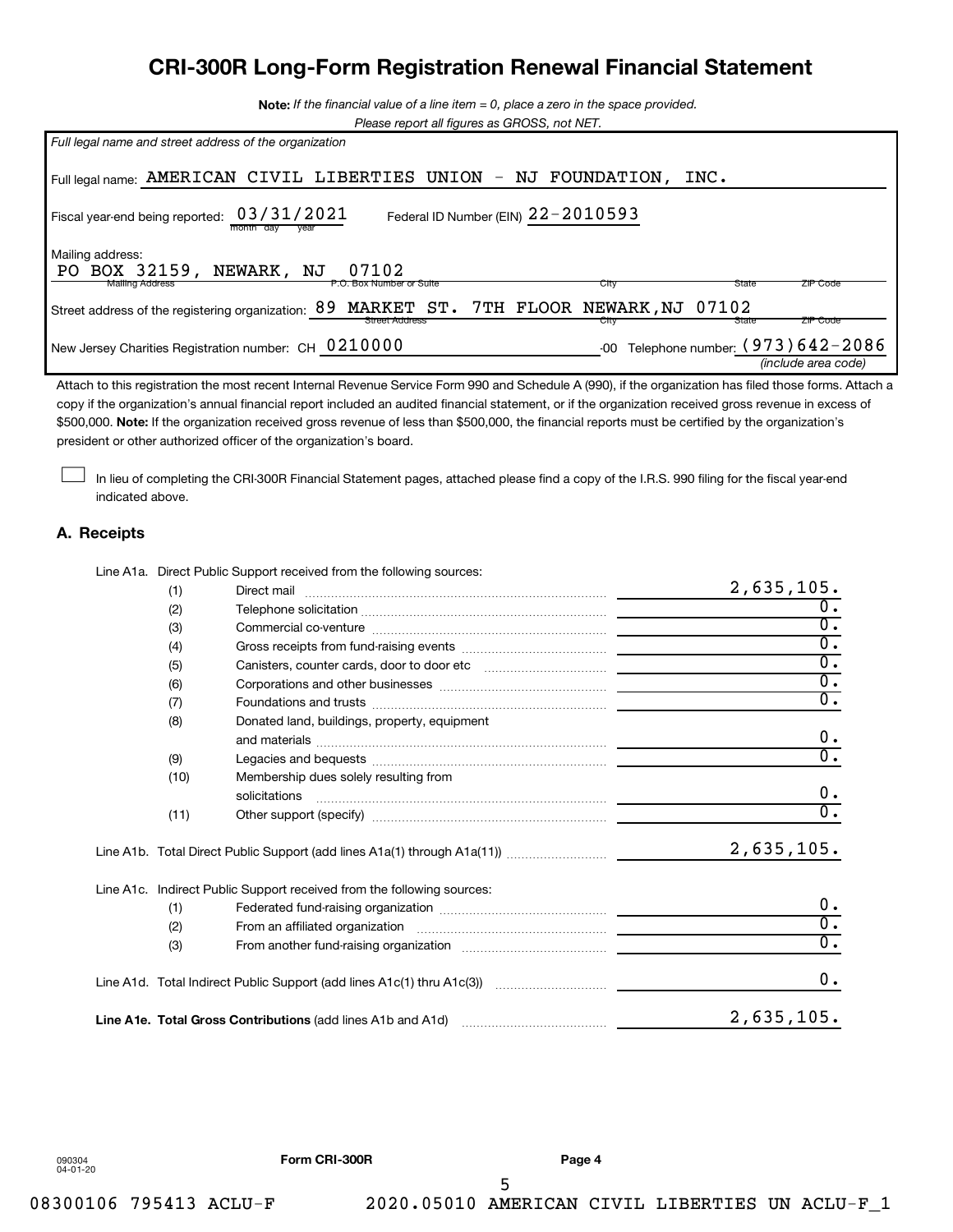# CRI-300R Long-Form Registration Renewal Financial Statement

**Note:** *If the financial value of a line item = 0, place a zero in the space provided.*
*Please report all figures as GROSS, not NET.*

*Full legal name and street address of the organization*

Full legal name: AMERICAN CIVIL LIBERTIES UNION - NJ FOUNDATION, INC.

Fiscal year-end being reported: 03/31/2021 (month day year) Federal ID Number (EIN) 22-2010593

Mailing address:
PO BOX 32159, NEWARK, NJ 07102
(Mailing Address / P.O. Box Number or Suite / City / State / ZIP Code)

Street address of the registering organization: 89 MARKET ST. 7TH FLOOR NEWARK,NJ 07102
(Street Address / City / State / ZIP Code)

New Jersey Charities Registration number: CH 0210000 -00 Telephone number: (973)642-2086 *(include area code)*

Attach to this registration the most recent Internal Revenue Service Form 990 and Schedule A (990), if the organization has filed those forms. Attach a copy if the organization's annual financial report included an audited financial statement, or if the organization received gross revenue in excess of $500,000. **Note:** If the organization received gross revenue of less than $500,000, the financial reports must be certified by the organization's president or other authorized officer of the organization's board.

☐ In lieu of completing the CRI-300R Financial Statement pages, attached please find a copy of the I.R.S. 990 filing for the fiscal year-end indicated above.

## A. Receipts

Line A1a. Direct Public Support received from the following sources:

| | | |
|---|---|---|
| (1) | Direct mail | 2,635,105. |
| (2) | Telephone solicitation | 0. |
| (3) | Commercial co-venture | 0. |
| (4) | Gross receipts from fund-raising events | 0. |
| (5) | Canisters, counter cards, door to door etc | 0. |
| (6) | Corporations and other businesses | 0. |
| (7) | Foundations and trusts | 0. |
| (8) | Donated land, buildings, property, equipment and materials | 0. |
| (9) | Legacies and bequests | 0. |
| (10) | Membership dues solely resulting from solicitations | 0. |
| (11) | Other support (specify) | 0. |

Line A1b. Total Direct Public Support (add lines A1a(1) through A1a(11)) 2,635,105.

Line A1c. Indirect Public Support received from the following sources:

| | | |
|---|---|---|
| (1) | Federated fund-raising organization | 0. |
| (2) | From an affiliated organization | 0. |
| (3) | From another fund-raising organization | 0. |

Line A1d. Total Indirect Public Support (add lines A1c(1) thru A1c(3)) 0.

**Line A1e. Total Gross Contributions** (add lines A1b and A1d) 2,635,105.

090304 04-01-20 **Form CRI-300R** **Page 4**

08300106 795413 ACLU-F 2020.05010 AMERICAN CIVIL LIBERTIES UN ACLU-F_1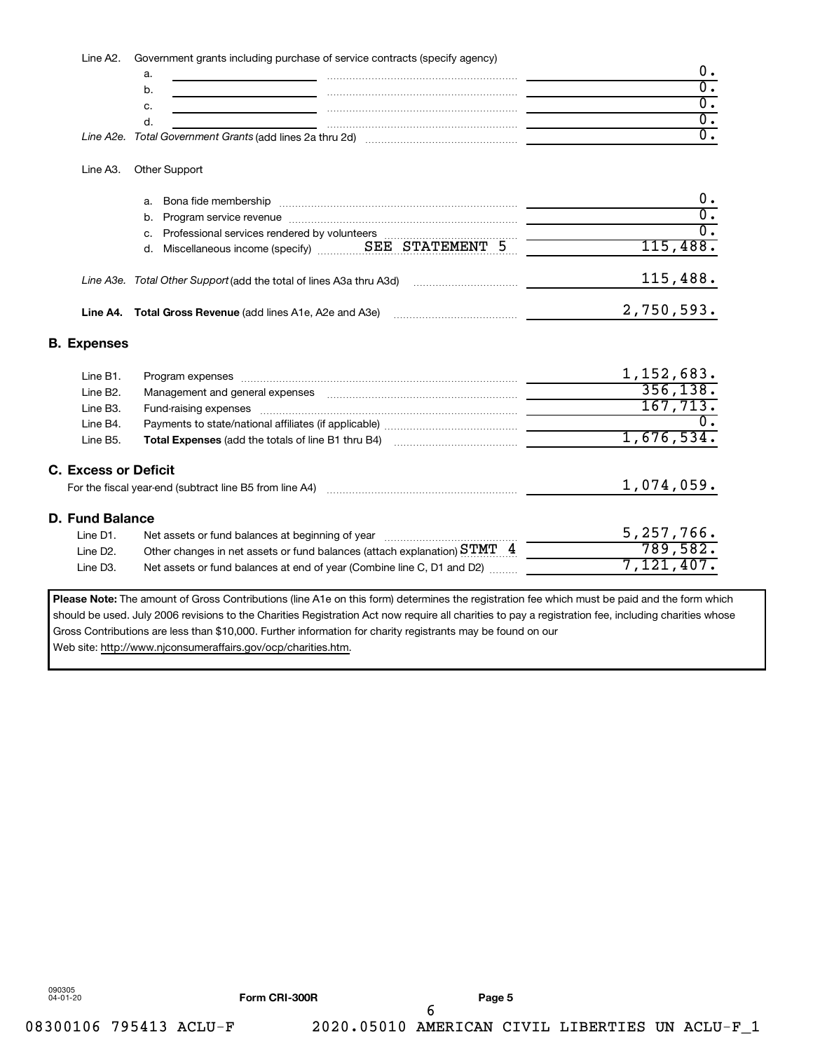Line A2. Government grants including purchase of service contracts (specify agency)

| | | Amount |
|---|---|---|
| | a. | 0. |
| | b. | 0. |
| | c. | 0. |
| | d. | 0. |
| *Line A2e.* | *Total Government Grants* (add lines 2a thru 2d) | 0. |

Line A3. Other Support

| | | Amount |
|---|---|---|
| | a. Bona fide membership | 0. |
| | b. Program service revenue | 0. |
| | c. Professional services rendered by volunteers | 0. |
| | d. Miscellaneous income (specify) SEE STATEMENT 5 | 115,488. |
| *Line A3e.* | *Total Other Support* (add the total of lines A3a thru A3d) | 115,488. |
| **Line A4.** | **Total Gross Revenue** (add lines A1e, A2e and A3e) | 2,750,593. |

## B. Expenses

| | | Amount |
|---|---|---|
| Line B1. | Program expenses | 1,152,683. |
| Line B2. | Management and general expenses | 356,138. |
| Line B3. | Fund-raising expenses | 167,713. |
| Line B4. | Payments to state/national affiliates (if applicable) | 0. |
| Line B5. | **Total Expenses** (add the totals of line B1 thru B4) | 1,676,534. |

## C. Excess or Deficit

| | Amount |
|---|---|
| For the fiscal year-end (subtract line B5 from line A4) | 1,074,059. |

## D. Fund Balance

| | | Amount |
|---|---|---|
| Line D1. | Net assets or fund balances at beginning of year | 5,257,766. |
| Line D2. | Other changes in net assets or fund balances (attach explanation) STMT 4 | 789,582. |
| Line D3. | Net assets or fund balances at end of year (Combine line C, D1 and D2) | 7,121,407. |

**Please Note:** The amount of Gross Contributions (line A1e on this form) determines the registration fee which must be paid and the form which should be used. July 2006 revisions to the Charities Registration Act now require all charities to pay a registration fee, including charities whose Gross Contributions are less than $10,000. Further information for charity registrants may be found on our Web site: http://www.njconsumeraffairs.gov/ocp/charities.htm.

090305
04-01-20

**Form CRI-300R** **Page 5**

08300106 795413 ACLU-F 2020.05010 AMERICAN CIVIL LIBERTIES UN ACLU-F_1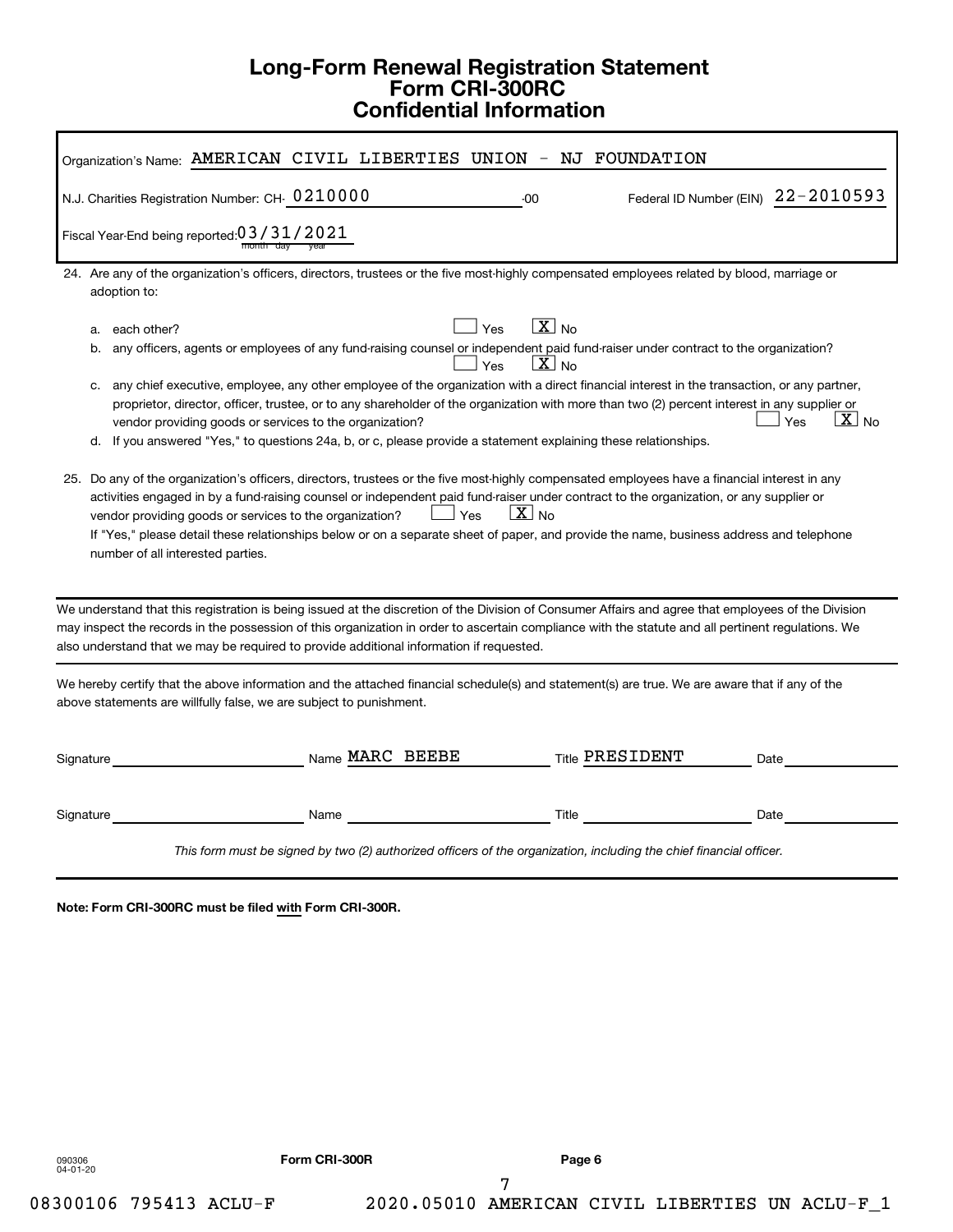# Long-Form Renewal Registration Statement
# Form CRI-300RC
# Confidential Information

Organization's Name: AMERICAN CIVIL LIBERTIES UNION - NJ FOUNDATION

N.J. Charities Registration Number: CH- 0210000 -00 Federal ID Number (EIN) 22-2010593

Fiscal Year-End being reported: 03/31/2021 (month day year)

24. Are any of the organization's officers, directors, trustees or the five most-highly compensated employees related by blood, marriage or adoption to:

   a. each other? [ ] Yes [X] No

   b. any officers, agents or employees of any fund-raising counsel or independent paid fund-raiser under contract to the organization? [ ] Yes [X] No

   c. any chief executive, employee, any other employee of the organization with a direct financial interest in the transaction, or any partner, proprietor, director, officer, trustee, or to any shareholder of the organization with more than two (2) percent interest in any supplier or vendor providing goods or services to the organization? [ ] Yes [X] No

   d. If you answered "Yes," to questions 24a, b, or c, please provide a statement explaining these relationships.

25. Do any of the organization's officers, directors, trustees or the five most-highly compensated employees have a financial interest in any activities engaged in by a fund-raising counsel or independent paid fund-raiser under contract to the organization, or any supplier or vendor providing goods or services to the organization? [ ] Yes [X] No

   If "Yes," please detail these relationships below or on a separate sheet of paper, and provide the name, business address and telephone number of all interested parties.

---

We understand that this registration is being issued at the discretion of the Division of Consumer Affairs and agree that employees of the Division may inspect the records in the possession of this organization in order to ascertain compliance with the statute and all pertinent regulations. We also understand that we may be required to provide additional information if requested.

---

We hereby certify that the above information and the attached financial schedule(s) and statement(s) are true. We are aware that if any of the above statements are willfully false, we are subject to punishment.

| Signature | Name | Title | Date |
|---|---|---|---|
| | MARC BEEBE | PRESIDENT | |
| | | | |

*This form must be signed by two (2) authorized officers of the organization, including the chief financial officer.*

**Note: Form CRI-300RC must be filed with Form CRI-300R.**

090306 04-01-20

**Form CRI-300R** **Page 6**

08300106 795413 ACLU-F 2020.05010 AMERICAN CIVIL LIBERTIES UN ACLU-F_1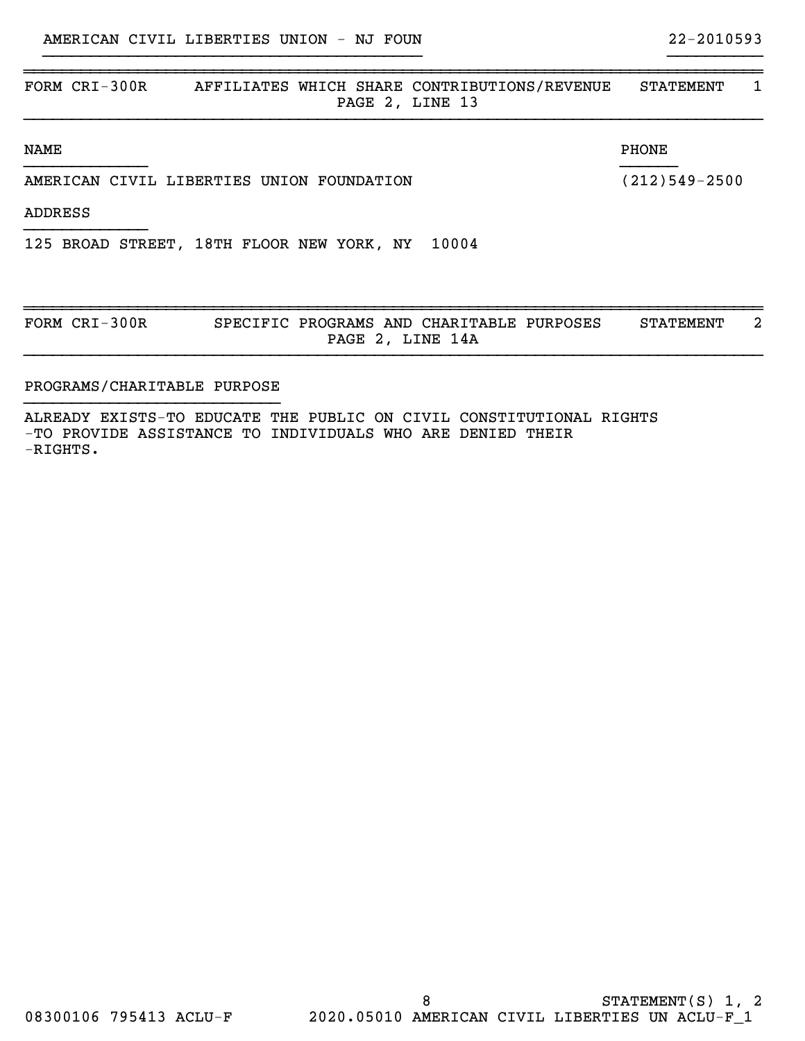AMERICAN CIVIL LIBERTIES UNION - NJ FOUN 22-2010593

| FORM CRI-300R | AFFILIATES WHICH SHARE CONTRIBUTIONS/REVENUE PAGE 2, LINE 13 | STATEMENT 1 |
|---|---|---|

| NAME | PHONE |
|---|---|
| AMERICAN CIVIL LIBERTIES UNION FOUNDATION | (212)549-2500 |

ADDRESS

125 BROAD STREET, 18TH FLOOR NEW YORK, NY 10004

| FORM CRI-300R | SPECIFIC PROGRAMS AND CHARITABLE PURPOSES PAGE 2, LINE 14A | STATEMENT 2 |
|---|---|---|

PROGRAMS/CHARITABLE PURPOSE

ALREADY EXISTS-TO EDUCATE THE PUBLIC ON CIVIL CONSTITUTIONAL RIGHTS
-TO PROVIDE ASSISTANCE TO INDIVIDUALS WHO ARE DENIED THEIR
-RIGHTS.

STATEMENT(S) 1, 2

08300106 795413 ACLU-F 2020.05010 AMERICAN CIVIL LIBERTIES UN ACLU-F_1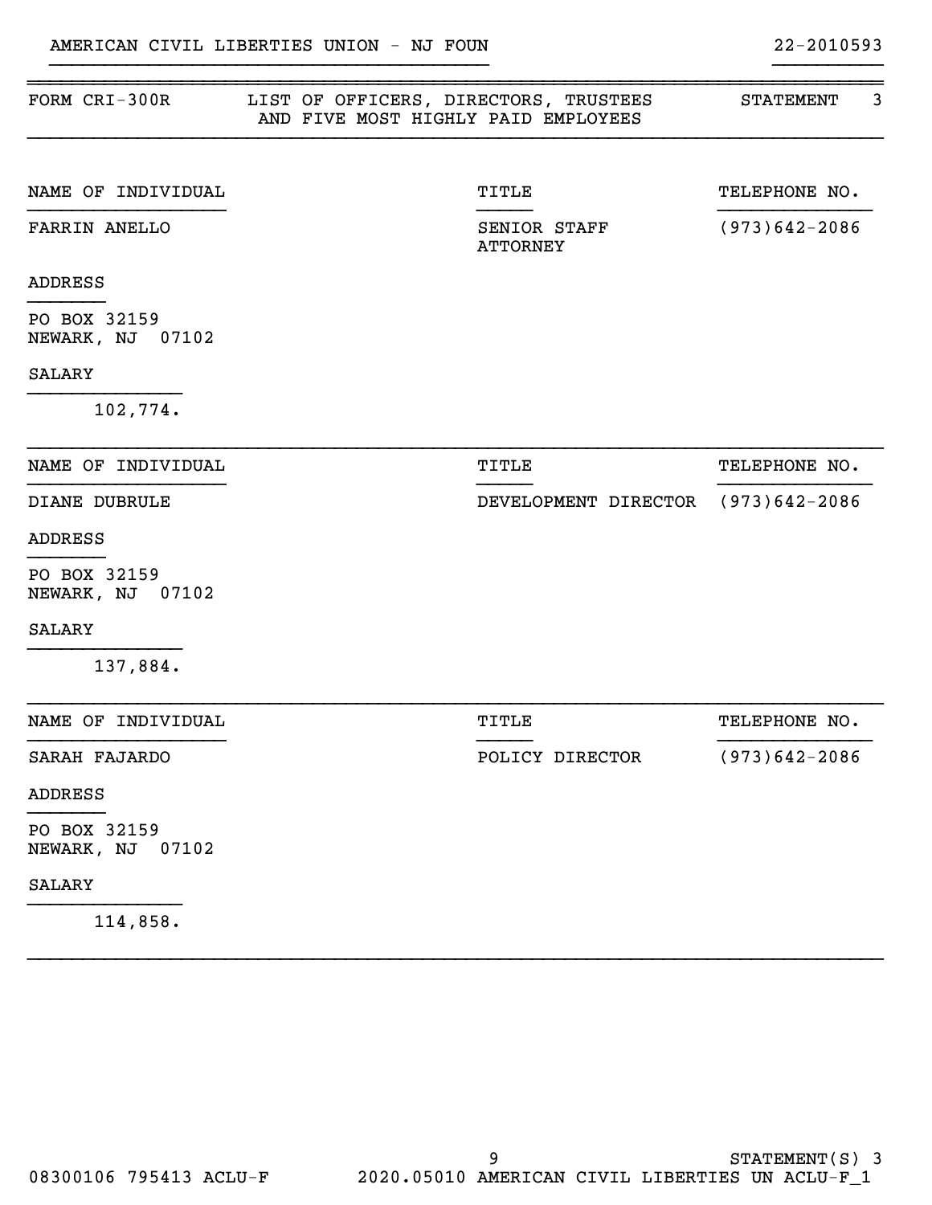AMERICAN CIVIL LIBERTIES UNION - NJ FOUN 22-2010593

| FORM CRI-300R | LIST OF OFFICERS, DIRECTORS, TRUSTEES AND FIVE MOST HIGHLY PAID EMPLOYEES | STATEMENT 3 |
|---|---|---|

| NAME OF INDIVIDUAL | TITLE | TELEPHONE NO. |
|---|---|---|
| FARRIN ANELLO | SENIOR STAFF ATTORNEY | (973)642-2086 |

ADDRESS

PO BOX 32159
NEWARK, NJ 07102

SALARY

102,774.

| NAME OF INDIVIDUAL | TITLE | TELEPHONE NO. |
|---|---|---|
| DIANE DUBRULE | DEVELOPMENT DIRECTOR | (973)642-2086 |

ADDRESS

PO BOX 32159
NEWARK, NJ 07102

SALARY

137,884.

| NAME OF INDIVIDUAL | TITLE | TELEPHONE NO. |
|---|---|---|
| SARAH FAJARDO | POLICY DIRECTOR | (973)642-2086 |

ADDRESS

PO BOX 32159
NEWARK, NJ 07102

SALARY

114,858.

STATEMENT(S) 3

08300106 795413 ACLU-F 2020.05010 AMERICAN CIVIL LIBERTIES UN ACLU-F_1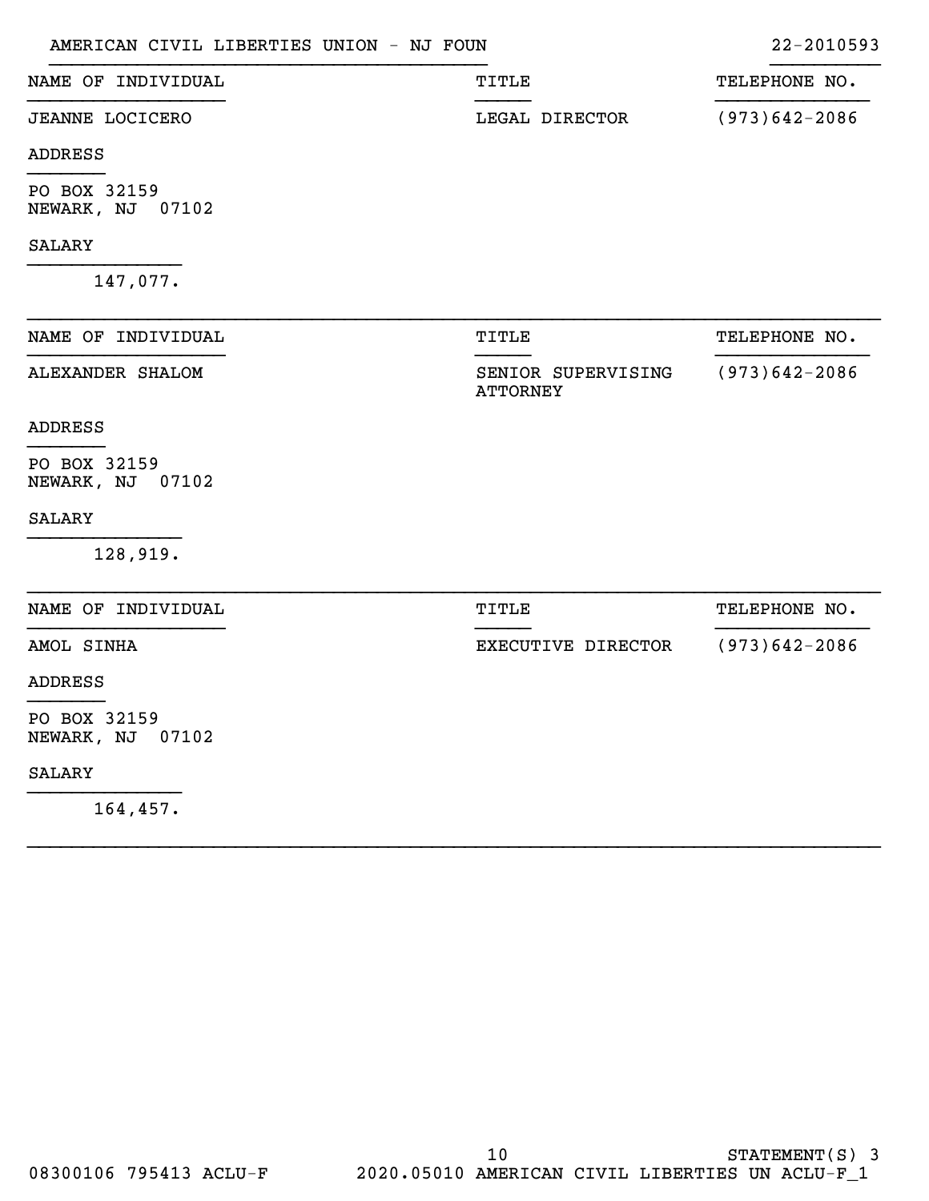AMERICAN CIVIL LIBERTIES UNION - NJ FOUN 22-2010593

| NAME OF INDIVIDUAL | TITLE | TELEPHONE NO. |
|---|---|---|
| JEANNE LOCICERO | LEGAL DIRECTOR | (973)642-2086 |

ADDRESS

PO BOX 32159
NEWARK, NJ 07102

SALARY

147,077.

| NAME OF INDIVIDUAL | TITLE | TELEPHONE NO. |
|---|---|---|
| ALEXANDER SHALOM | SENIOR SUPERVISING ATTORNEY | (973)642-2086 |

ADDRESS

PO BOX 32159
NEWARK, NJ 07102

SALARY

128,919.

| NAME OF INDIVIDUAL | TITLE | TELEPHONE NO. |
|---|---|---|
| AMOL SINHA | EXECUTIVE DIRECTOR | (973)642-2086 |

ADDRESS

PO BOX 32159
NEWARK, NJ 07102

SALARY

164,457.

STATEMENT(S) 3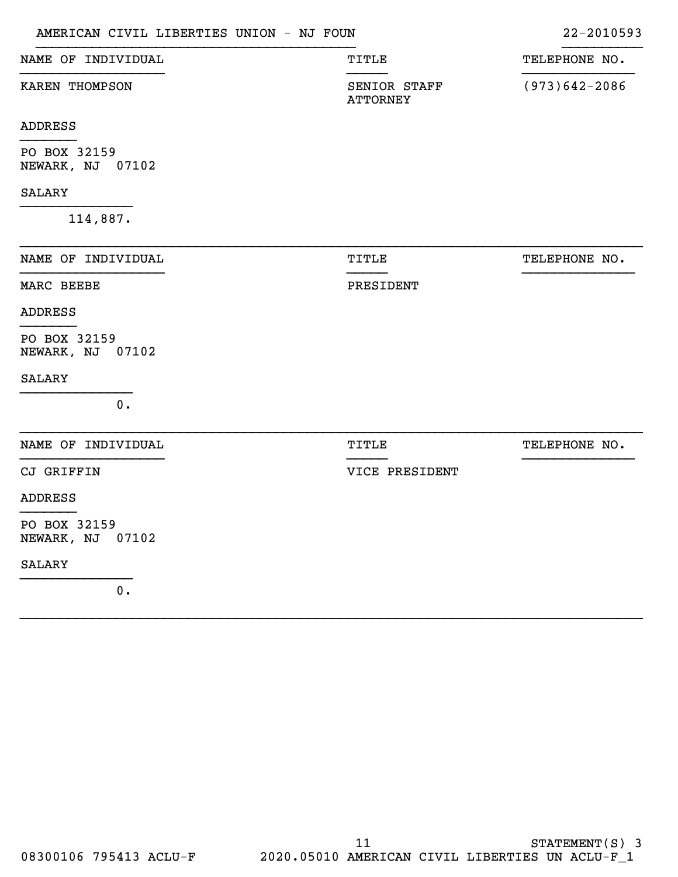AMERICAN CIVIL LIBERTIES UNION - NJ FOUN — 22-2010593

| NAME OF INDIVIDUAL | TITLE | TELEPHONE NO. |
| --- | --- | --- |
| KAREN THOMPSON | SENIOR STAFF ATTORNEY | (973)642-2086 |

ADDRESS

PO BOX 32159
NEWARK, NJ 07102

SALARY

114,887.

| NAME OF INDIVIDUAL | TITLE | TELEPHONE NO. |
| --- | --- | --- |
| MARC BEEBE | PRESIDENT | |

ADDRESS

PO BOX 32159
NEWARK, NJ 07102

SALARY

0.

| NAME OF INDIVIDUAL | TITLE | TELEPHONE NO. |
| --- | --- | --- |
| CJ GRIFFIN | VICE PRESIDENT | |

ADDRESS

PO BOX 32159
NEWARK, NJ 07102

SALARY

0.

STATEMENT(S) 3

08300106 795413 ACLU-F 2020.05010 AMERICAN CIVIL LIBERTIES UN ACLU-F_1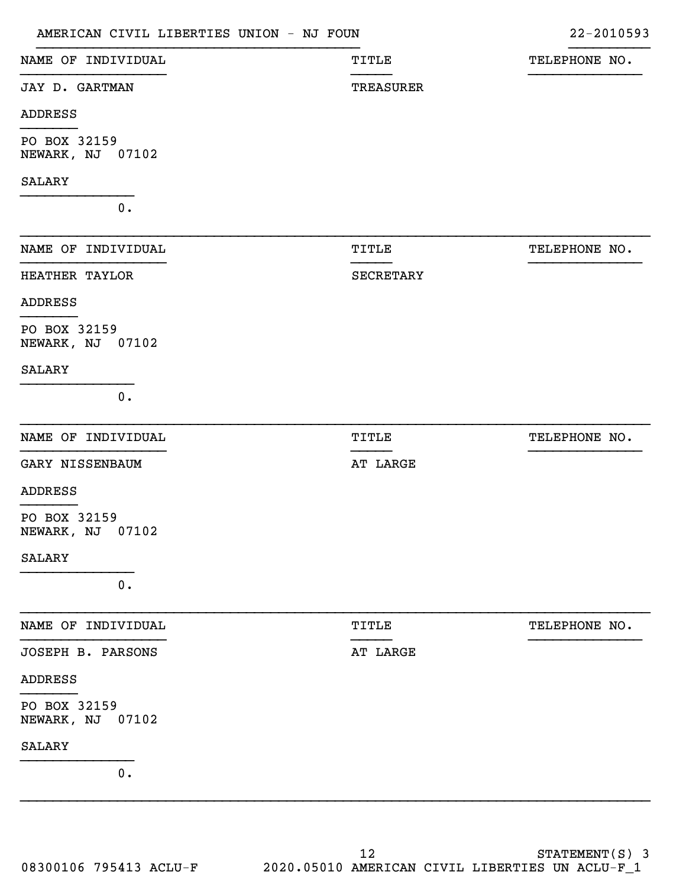AMERICAN CIVIL LIBERTIES UNION - NJ FOUN | 22-2010593

| NAME OF INDIVIDUAL | TITLE | TELEPHONE NO. |
| --- | --- | --- |
| JAY D. GARTMAN | TREASURER | |

ADDRESS

PO BOX 32159
NEWARK, NJ 07102

SALARY

0.

| NAME OF INDIVIDUAL | TITLE | TELEPHONE NO. |
| --- | --- | --- |
| HEATHER TAYLOR | SECRETARY | |

ADDRESS

PO BOX 32159
NEWARK, NJ 07102

SALARY

0.

| NAME OF INDIVIDUAL | TITLE | TELEPHONE NO. |
| --- | --- | --- |
| GARY NISSENBAUM | AT LARGE | |

ADDRESS

PO BOX 32159
NEWARK, NJ 07102

SALARY

0.

| NAME OF INDIVIDUAL | TITLE | TELEPHONE NO. |
| --- | --- | --- |
| JOSEPH B. PARSONS | AT LARGE | |

ADDRESS

PO BOX 32159
NEWARK, NJ 07102

SALARY

0.

STATEMENT(S) 3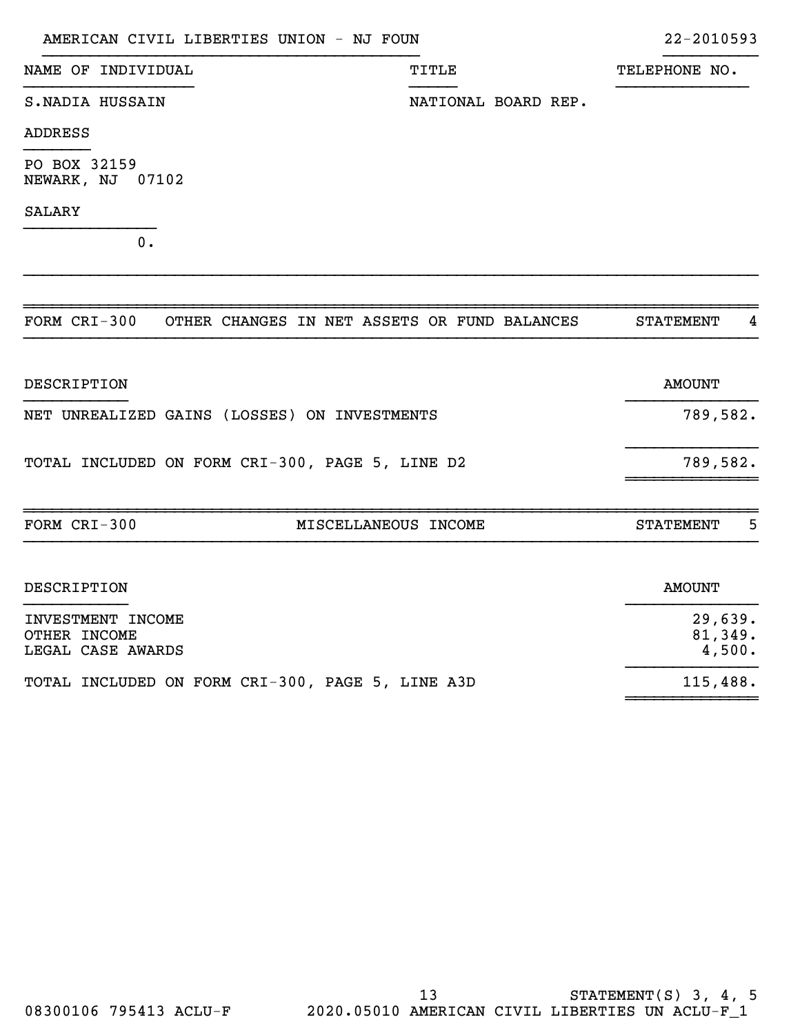AMERICAN CIVIL LIBERTIES UNION - NJ FOUN 22-2010593

| NAME OF INDIVIDUAL | TITLE | TELEPHONE NO. |
|---|---|---|
| S.NADIA HUSSAIN | NATIONAL BOARD REP. | |

ADDRESS

PO BOX 32159
NEWARK, NJ 07102

SALARY

0.

## FORM CRI-300 OTHER CHANGES IN NET ASSETS OR FUND BALANCES — STATEMENT 4

| DESCRIPTION | AMOUNT |
|---|---|
| NET UNREALIZED GAINS (LOSSES) ON INVESTMENTS | 789,582. |
| TOTAL INCLUDED ON FORM CRI-300, PAGE 5, LINE D2 | 789,582. |

## FORM CRI-300 MISCELLANEOUS INCOME — STATEMENT 5

| DESCRIPTION | AMOUNT |
|---|---|
| INVESTMENT INCOME | 29,639. |
| OTHER INCOME | 81,349. |
| LEGAL CASE AWARDS | 4,500. |
| TOTAL INCLUDED ON FORM CRI-300, PAGE 5, LINE A3D | 115,488. |

STATEMENT(S) 3, 4, 5

08300106 795413 ACLU-F 2020.05010 AMERICAN CIVIL LIBERTIES UN ACLU-F_1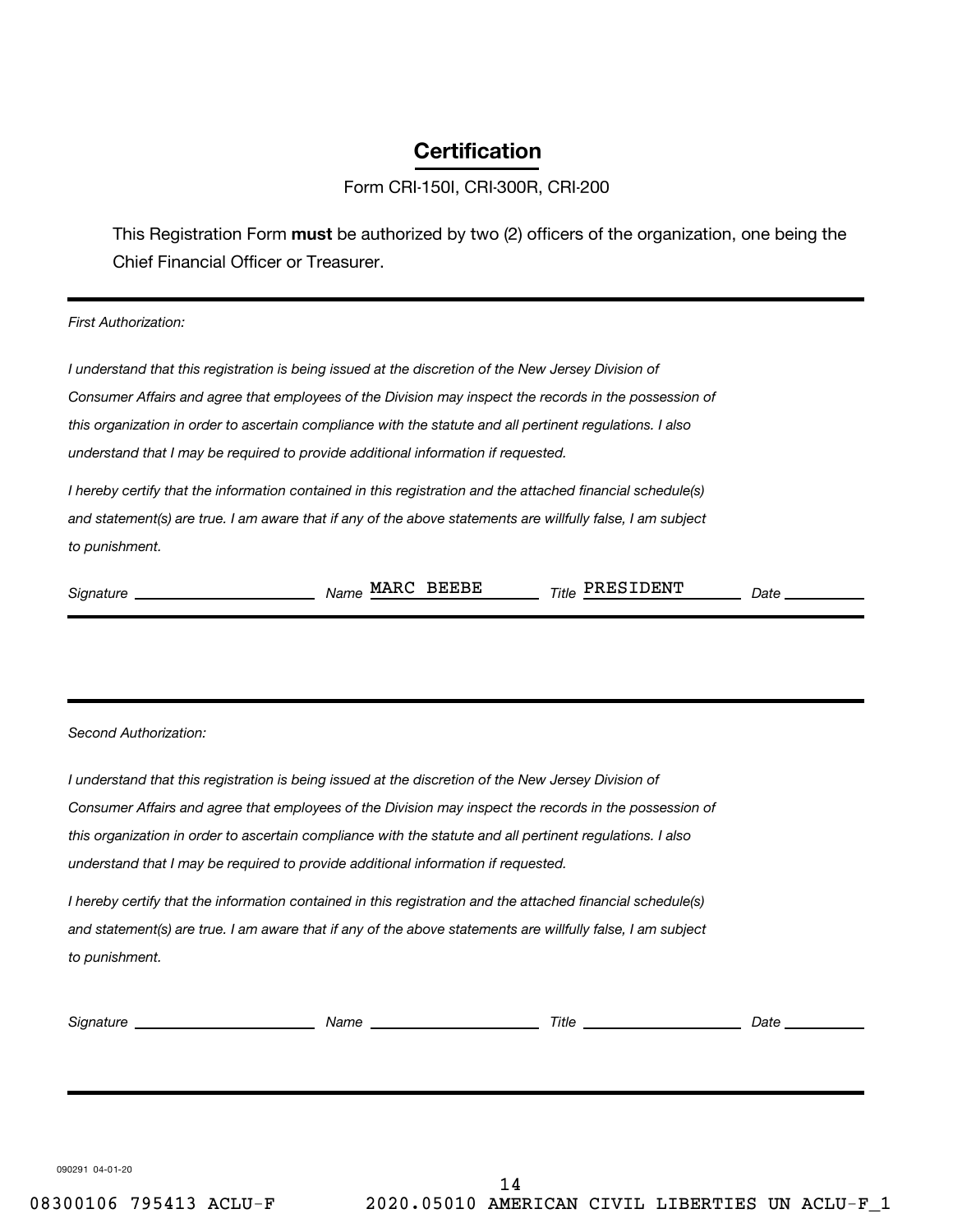# Certification

Form CRI-150I, CRI-300R, CRI-200

This Registration Form **must** be authorized by two (2) officers of the organization, one being the Chief Financial Officer or Treasurer.

---

*First Authorization:*

*I understand that this registration is being issued at the discretion of the New Jersey Division of Consumer Affairs and agree that employees of the Division may inspect the records in the possession of this organization in order to ascertain compliance with the statute and all pertinent regulations. I also understand that I may be required to provide additional information if requested.*

*I hereby certify that the information contained in this registration and the attached financial schedule(s) and statement(s) are true. I am aware that if any of the above statements are willfully false, I am subject to punishment.*

*Signature* ______________ *Name* MARC BEEBE *Title* PRESIDENT *Date* __________

---

*Second Authorization:*

*I understand that this registration is being issued at the discretion of the New Jersey Division of Consumer Affairs and agree that employees of the Division may inspect the records in the possession of this organization in order to ascertain compliance with the statute and all pertinent regulations. I also understand that I may be required to provide additional information if requested.*

*I hereby certify that the information contained in this registration and the attached financial schedule(s) and statement(s) are true. I am aware that if any of the above statements are willfully false, I am subject to punishment.*

*Signature* ______________ *Name* ______________ *Title* ______________ *Date* __________

---

090291 04-01-20

08300106 795413 ACLU-F 2020.05010 AMERICAN CIVIL LIBERTIES UN ACLU-F_1